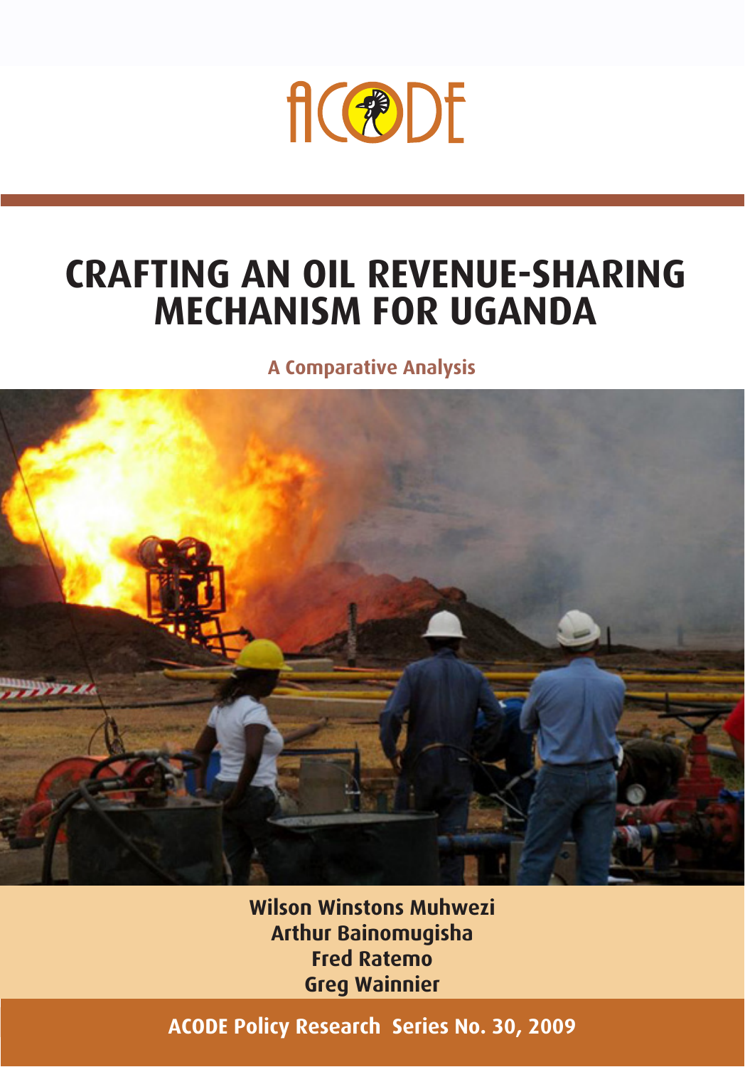ACODE

# CRAFTING AN OIL REVENUE-SHARING MECHANISM FOR UGANDA

## A Comparative Analysis

**Wilson Winstons Muhwezi**
**Arthur Bainomugisha**
**Fred Ratemo**
**Greg Wainnier**

**ACODE Policy Research Series No. 30, 2009**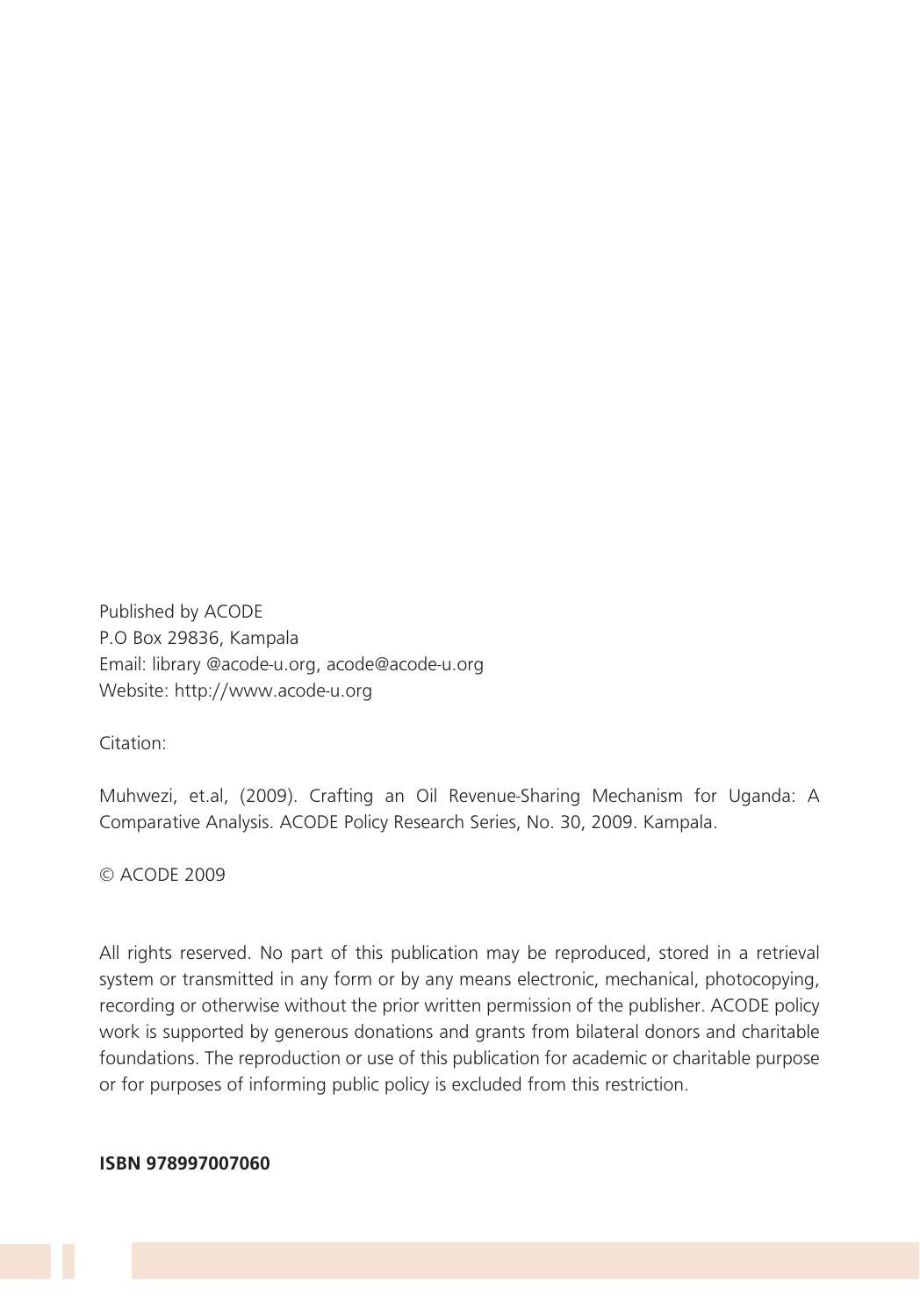Published by ACODE
P.O Box 29836, Kampala
Email: library @acode-u.org, acode@acode-u.org
Website: http://www.acode-u.org

Citation:

Muhwezi, et.al, (2009). Crafting an Oil Revenue-Sharing Mechanism for Uganda: A Comparative Analysis. ACODE Policy Research Series, No. 30, 2009. Kampala.

© ACODE 2009

All rights reserved. No part of this publication may be reproduced, stored in a retrieval system or transmitted in any form or by any means electronic, mechanical, photocopying, recording or otherwise without the prior written permission of the publisher. ACODE policy work is supported by generous donations and grants from bilateral donors and charitable foundations. The reproduction or use of this publication for academic or charitable purpose or for purposes of informing public policy is excluded from this restriction.

**ISBN 978997007060**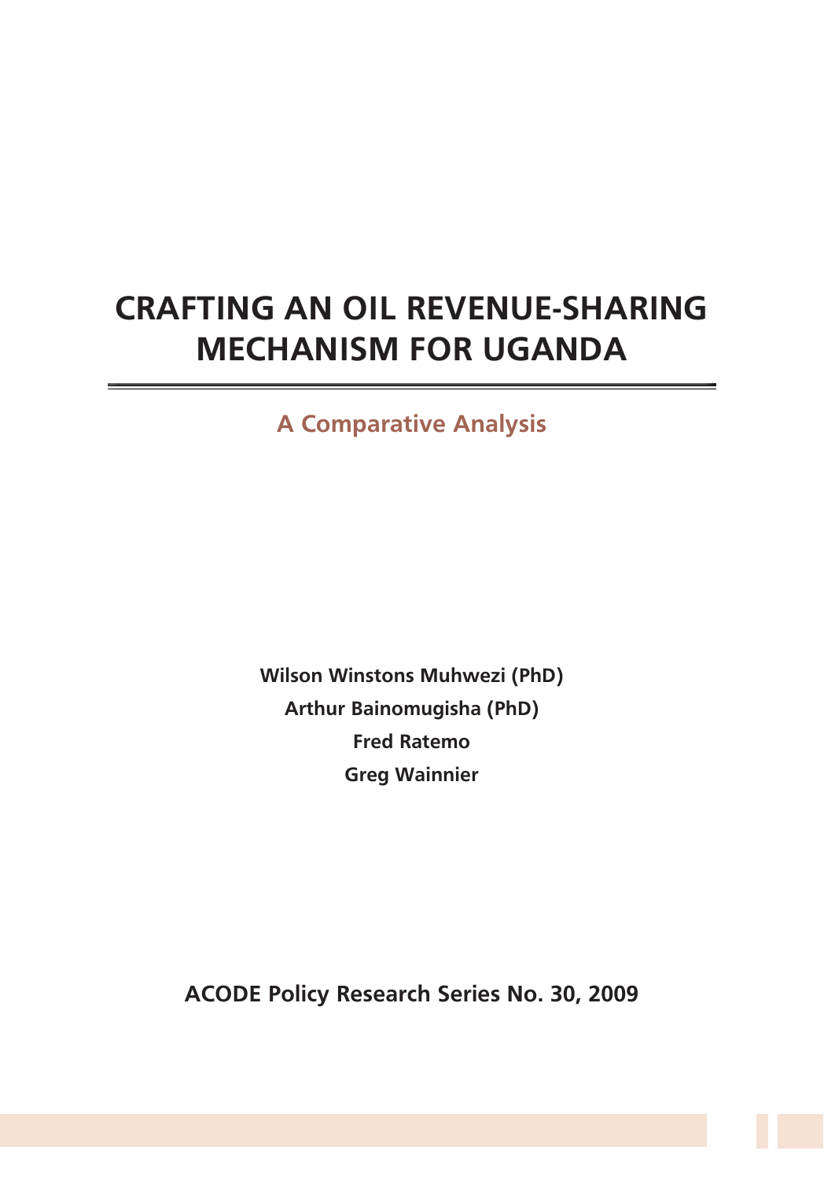# CRAFTING AN OIL REVENUE-SHARING MECHANISM FOR UGANDA

## A Comparative Analysis

**Wilson Winstons Muhwezi (PhD)**

**Arthur Bainomugisha (PhD)**

**Fred Ratemo**

**Greg Wainnier**

**ACODE Policy Research Series No. 30, 2009**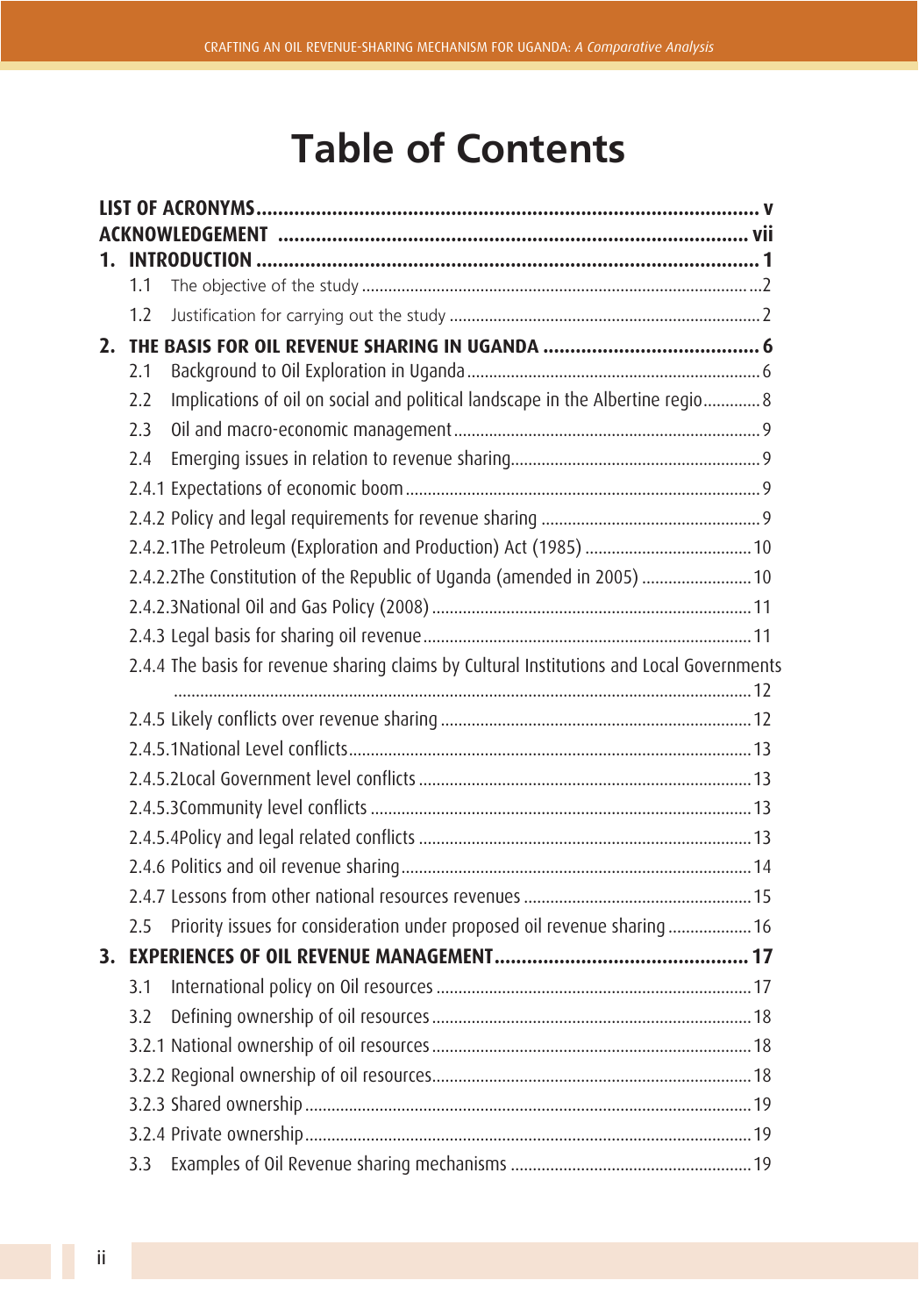# Table of Contents

**LIST OF ACRONYMS** .......... **v**
**ACKNOWLEDGEMENT** .......... **vii**
**1. INTRODUCTION** .......... **1**
- 1.1 The objective of the study .......... 2
- 1.2 Justification for carrying out the study .......... 2

**2. THE BASIS FOR OIL REVENUE SHARING IN UGANDA** .......... **6**
- 2.1 Background to Oil Exploration in Uganda .......... 6
- 2.2 Implications of oil on social and political landscape in the Albertine regio .......... 8
- 2.3 Oil and macro-economic management .......... 9
- 2.4 Emerging issues in relation to revenue sharing .......... 9
- 2.4.1 Expectations of economic boom .......... 9
- 2.4.2 Policy and legal requirements for revenue sharing .......... 9
- 2.4.2.1The Petroleum (Exploration and Production) Act (1985) .......... 10
- 2.4.2.2The Constitution of the Republic of Uganda (amended in 2005) .......... 10
- 2.4.2.3National Oil and Gas Policy (2008) .......... 11
- 2.4.3 Legal basis for sharing oil revenue .......... 11
- 2.4.4 The basis for revenue sharing claims by Cultural Institutions and Local Governments .......... 12
- 2.4.5 Likely conflicts over revenue sharing .......... 12
- 2.4.5.1National Level conflicts .......... 13
- 2.4.5.2Local Government level conflicts .......... 13
- 2.4.5.3Community level conflicts .......... 13
- 2.4.5.4Policy and legal related conflicts .......... 13
- 2.4.6 Politics and oil revenue sharing .......... 14
- 2.4.7 Lessons from other national resources revenues .......... 15
- 2.5 Priority issues for consideration under proposed oil revenue sharing .......... 16

**3. EXPERIENCES OF OIL REVENUE MANAGEMENT** .......... **17**
- 3.1 International policy on Oil resources .......... 17
- 3.2 Defining ownership of oil resources .......... 18
- 3.2.1 National ownership of oil resources .......... 18
- 3.2.2 Regional ownership of oil resources .......... 18
- 3.2.3 Shared ownership .......... 19
- 3.2.4 Private ownership .......... 19
- 3.3 Examples of Oil Revenue sharing mechanisms .......... 19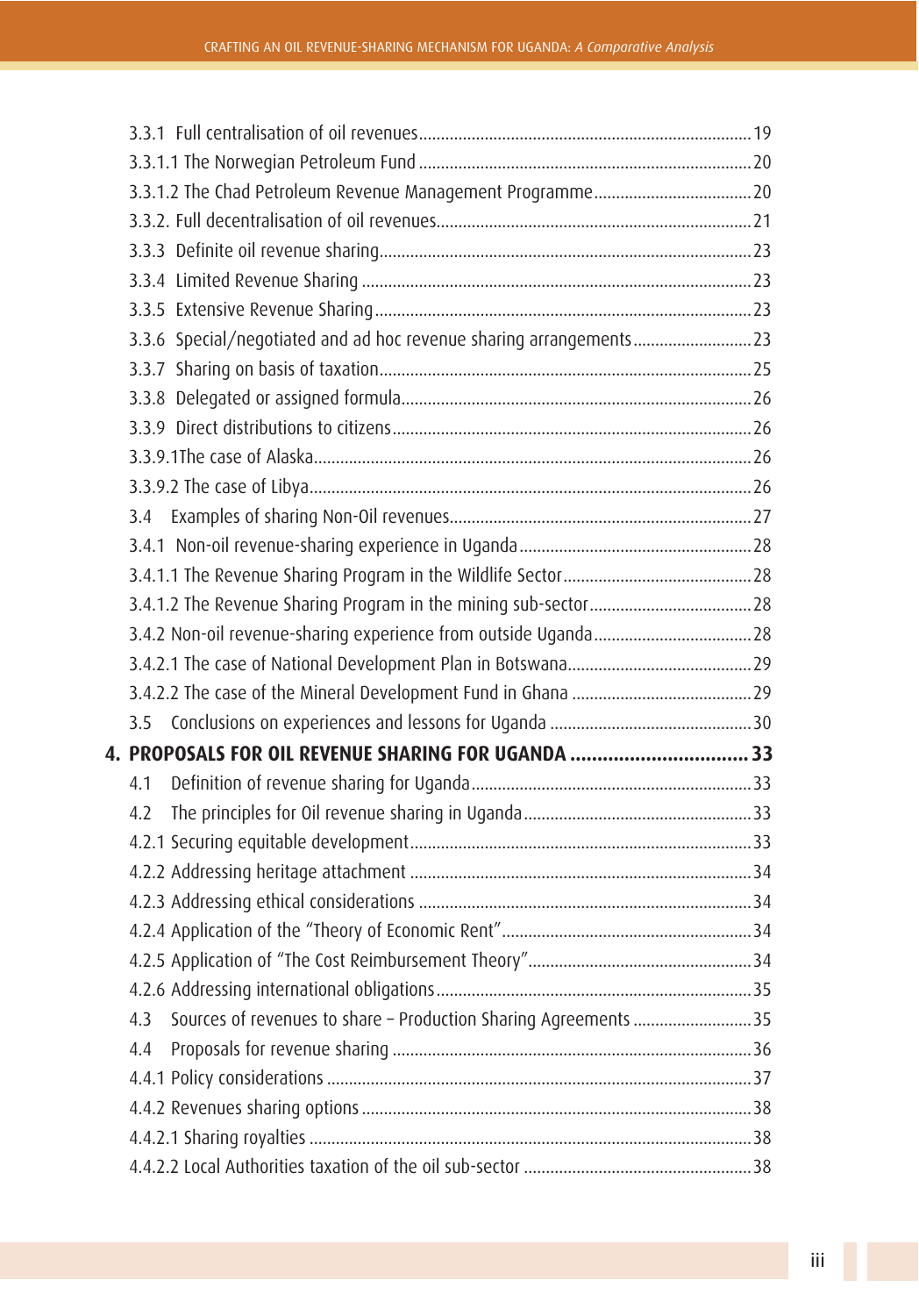3.3.1 Full centralisation of oil revenues ........................................................................... 19

3.3.1.1 The Norwegian Petroleum Fund ........................................................................... 20

3.3.1.2 The Chad Petroleum Revenue Management Programme .................................... 20

3.3.2. Full decentralisation of oil revenues ...................................................................... 21

3.3.3 Definite oil revenue sharing .................................................................................... 23

3.3.4 Limited Revenue Sharing ........................................................................................ 23

3.3.5 Extensive Revenue Sharing ..................................................................................... 23

3.3.6 Special/negotiated and ad hoc revenue sharing arrangements ........................... 23

3.3.7 Sharing on basis of taxation .................................................................................... 25

3.3.8 Delegated or assigned formula ............................................................................... 26

3.3.9 Direct distributions to citizens ................................................................................ 26

3.3.9.1The case of Alaska ................................................................................................... 26

3.3.9.2 The case of Libya .................................................................................................... 26

3.4 Examples of sharing Non-Oil revenues .................................................................... 27

3.4.1 Non-oil revenue-sharing experience in Uganda .................................................... 28

3.4.1.1 The Revenue Sharing Program in the Wildlife Sector ........................................... 28

3.4.1.2 The Revenue Sharing Program in the mining sub-sector ..................................... 28

3.4.2 Non-oil revenue-sharing experience from outside Uganda .................................... 28

3.4.2.1 The case of National Development Plan in Botswana .......................................... 29

3.4.2.2 The case of the Mineral Development Fund in Ghana ......................................... 29

3.5 Conclusions on experiences and lessons for Uganda .............................................. 30

**4. PROPOSALS FOR OIL REVENUE SHARING FOR UGANDA ................................ 33**

4.1 Definition of revenue sharing for Uganda ............................................................... 33

4.2 The principles for Oil revenue sharing in Uganda .................................................... 33

4.2.1 Securing equitable development ............................................................................. 33

4.2.2 Addressing heritage attachment ............................................................................. 34

4.2.3 Addressing ethical considerations ........................................................................... 34

4.2.4 Application of the "Theory of Economic Rent" ......................................................... 34

4.2.5 Application of "The Cost Reimbursement Theory" ................................................... 34

4.2.6 Addressing international obligations ....................................................................... 35

4.3 Sources of revenues to share – Production Sharing Agreements ........................... 35

4.4 Proposals for revenue sharing ................................................................................. 36

4.4.1 Policy considerations ................................................................................................ 37

4.4.2 Revenues sharing options ........................................................................................ 38

4.4.2.1 Sharing royalties .................................................................................................... 38

4.4.2.2 Local Authorities taxation of the oil sub-sector .................................................... 38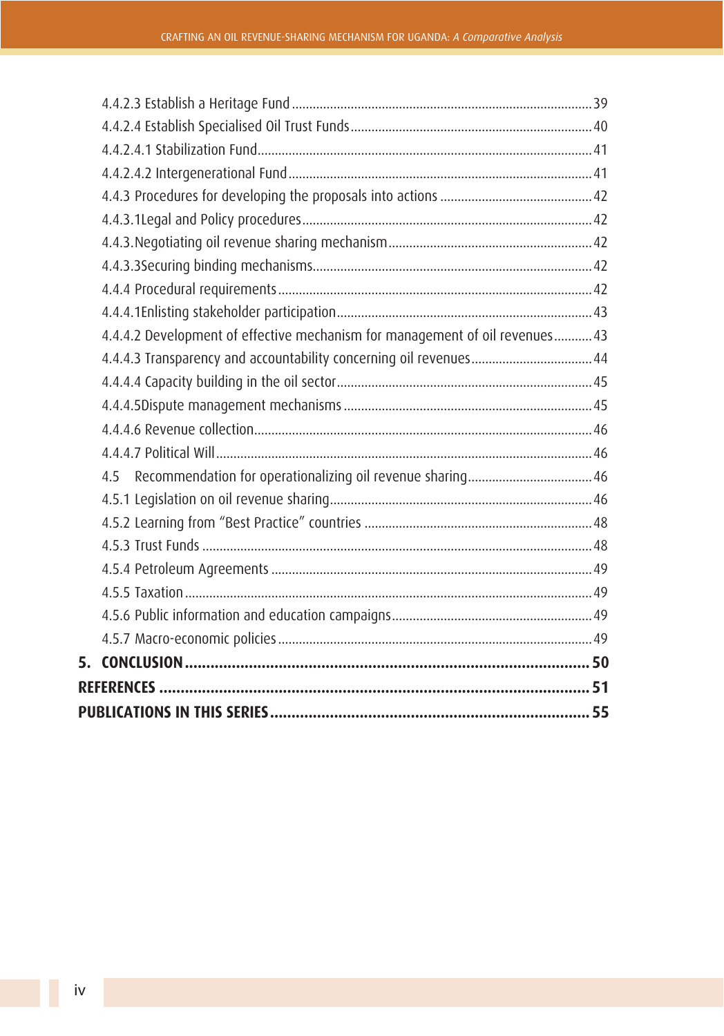4.4.2.3 Establish a Heritage Fund ........................................................................................ 39
4.4.2.4 Establish Specialised Oil Trust Funds ....................................................................... 40
4.4.2.4.1 Stabilization Fund................................................................................................. 41
4.4.2.4.2 Intergenerational Fund ......................................................................................... 41
4.4.3 Procedures for developing the proposals into actions ............................................. 42
4.4.3.1Legal and Policy procedures .................................................................................... 42
4.4.3.Negotiating oil revenue sharing mechanism ........................................................... 42
4.4.3.3Securing binding mechanisms................................................................................. 42
4.4.4 Procedural requirements .......................................................................................... 42
4.4.4.1Enlisting stakeholder participation.......................................................................... 43
4.4.4.2 Development of effective mechanism for management of oil revenues ........... 43
4.4.4.3 Transparency and accountability concerning oil revenues................................... 44
4.4.4.4 Capacity building in the oil sector.......................................................................... 45
4.4.4.5Dispute management mechanisms ........................................................................ 45
4.4.4.6 Revenue collection................................................................................................. 46
4.4.4.7 Political Will............................................................................................................ 46
4.5 Recommendation for operationalizing oil revenue sharing.................................... 46
4.5.1 Legislation on oil revenue sharing........................................................................... 46
4.5.2 Learning from "Best Practice" countries ................................................................. 48
4.5.3 Trust Funds ................................................................................................................ 48
4.5.4 Petroleum Agreements ............................................................................................ 49
4.5.5 Taxation..................................................................................................................... 49
4.5.6 Public information and education campaigns.......................................................... 49
4.5.7 Macro-economic policies .......................................................................................... 49

**5. CONCLUSION ................................................................................................ 50**

**REFERENCES .................................................................................................... 51**

**PUBLICATIONS IN THIS SERIES........................................................................... 55**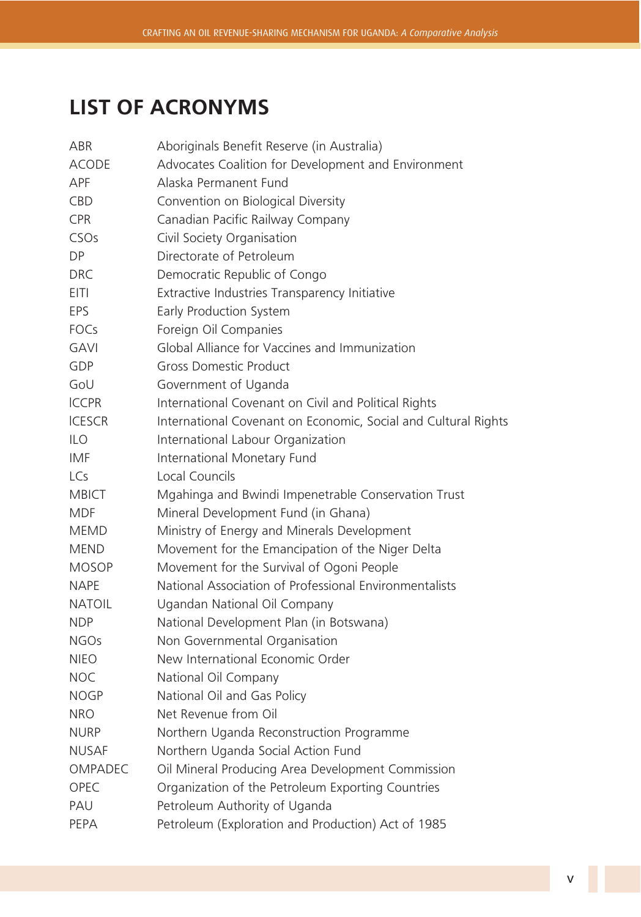# LIST OF ACRONYMS

| | |
|---|---|
| ABR | Aboriginals Benefit Reserve (in Australia) |
| ACODE | Advocates Coalition for Development and Environment |
| APF | Alaska Permanent Fund |
| CBD | Convention on Biological Diversity |
| CPR | Canadian Pacific Railway Company |
| CSOs | Civil Society Organisation |
| DP | Directorate of Petroleum |
| DRC | Democratic Republic of Congo |
| EITI | Extractive Industries Transparency Initiative |
| EPS | Early Production System |
| FOCs | Foreign Oil Companies |
| GAVI | Global Alliance for Vaccines and Immunization |
| GDP | Gross Domestic Product |
| GoU | Government of Uganda |
| ICCPR | International Covenant on Civil and Political Rights |
| ICESCR | International Covenant on Economic, Social and Cultural Rights |
| ILO | International Labour Organization |
| IMF | International Monetary Fund |
| LCs | Local Councils |
| MBICT | Mgahinga and Bwindi Impenetrable Conservation Trust |
| MDF | Mineral Development Fund (in Ghana) |
| MEMD | Ministry of Energy and Minerals Development |
| MEND | Movement for the Emancipation of the Niger Delta |
| MOSOP | Movement for the Survival of Ogoni People |
| NAPE | National Association of Professional Environmentalists |
| NATOIL | Ugandan National Oil Company |
| NDP | National Development Plan (in Botswana) |
| NGOs | Non Governmental Organisation |
| NIEO | New International Economic Order |
| NOC | National Oil Company |
| NOGP | National Oil and Gas Policy |
| NRO | Net Revenue from Oil |
| NURP | Northern Uganda Reconstruction Programme |
| NUSAF | Northern Uganda Social Action Fund |
| OMPADEC | Oil Mineral Producing Area Development Commission |
| OPEC | Organization of the Petroleum Exporting Countries |
| PAU | Petroleum Authority of Uganda |
| PEPA | Petroleum (Exploration and Production) Act of 1985 |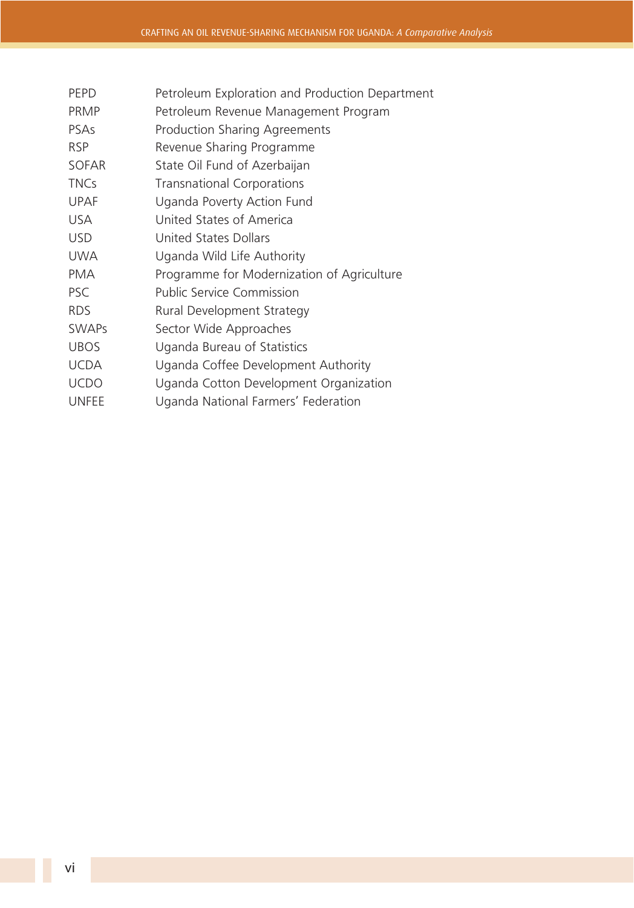| | |
|---|---|
| PEPD | Petroleum Exploration and Production Department |
| PRMP | Petroleum Revenue Management Program |
| PSAs | Production Sharing Agreements |
| RSP | Revenue Sharing Programme |
| SOFAR | State Oil Fund of Azerbaijan |
| TNCs | Transnational Corporations |
| UPAF | Uganda Poverty Action Fund |
| USA | United States of America |
| USD | United States Dollars |
| UWA | Uganda Wild Life Authority |
| PMA | Programme for Modernization of Agriculture |
| PSC | Public Service Commission |
| RDS | Rural Development Strategy |
| SWAPs | Sector Wide Approaches |
| UBOS | Uganda Bureau of Statistics |
| UCDA | Uganda Coffee Development Authority |
| UCDO | Uganda Cotton Development Organization |
| UNFEE | Uganda National Farmers' Federation |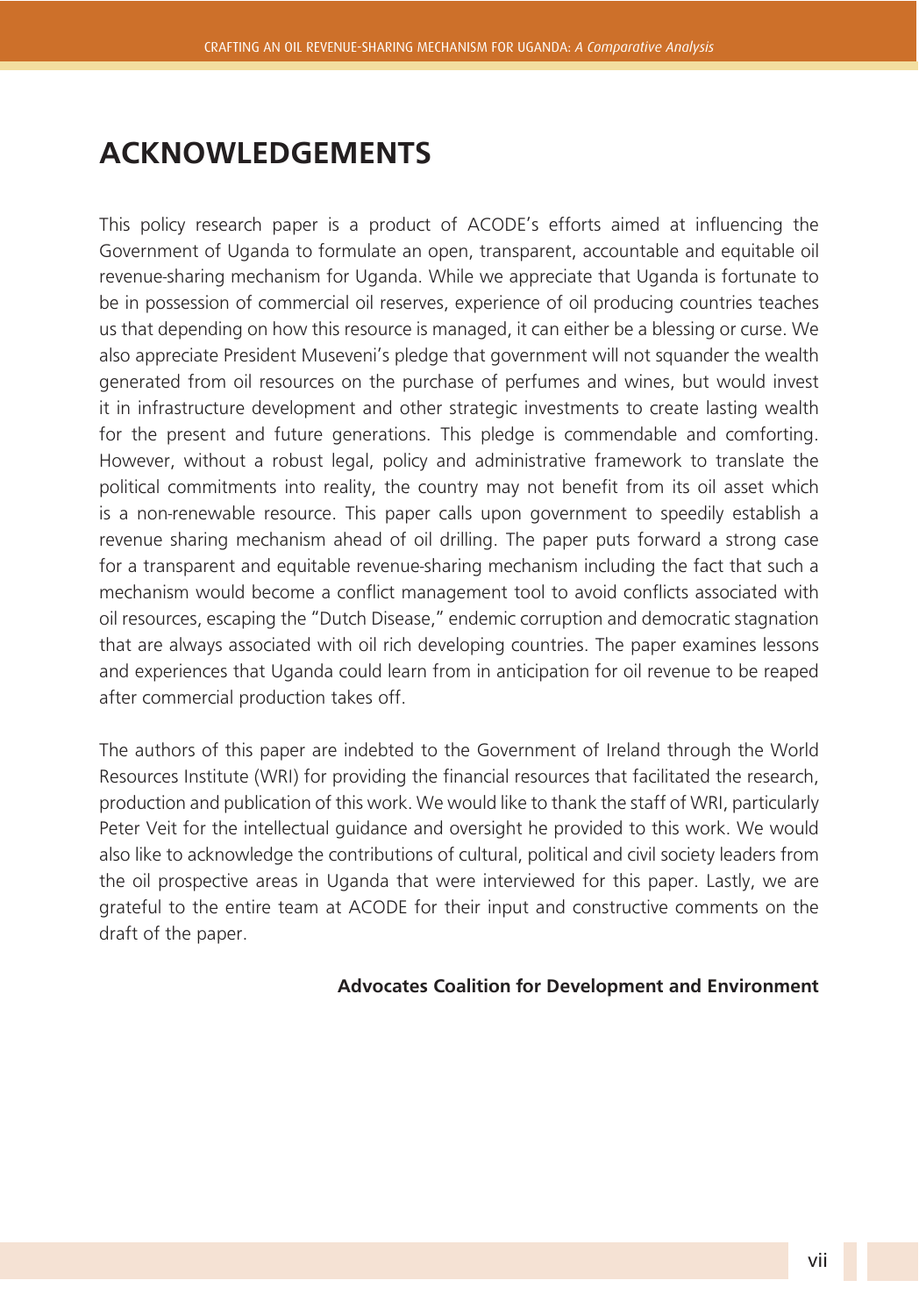# ACKNOWLEDGEMENTS

This policy research paper is a product of ACODE's efforts aimed at influencing the Government of Uganda to formulate an open, transparent, accountable and equitable oil revenue-sharing mechanism for Uganda. While we appreciate that Uganda is fortunate to be in possession of commercial oil reserves, experience of oil producing countries teaches us that depending on how this resource is managed, it can either be a blessing or curse. We also appreciate President Museveni's pledge that government will not squander the wealth generated from oil resources on the purchase of perfumes and wines, but would invest it in infrastructure development and other strategic investments to create lasting wealth for the present and future generations. This pledge is commendable and comforting. However, without a robust legal, policy and administrative framework to translate the political commitments into reality, the country may not benefit from its oil asset which is a non-renewable resource. This paper calls upon government to speedily establish a revenue sharing mechanism ahead of oil drilling. The paper puts forward a strong case for a transparent and equitable revenue-sharing mechanism including the fact that such a mechanism would become a conflict management tool to avoid conflicts associated with oil resources, escaping the "Dutch Disease," endemic corruption and democratic stagnation that are always associated with oil rich developing countries. The paper examines lessons and experiences that Uganda could learn from in anticipation for oil revenue to be reaped after commercial production takes off.

The authors of this paper are indebted to the Government of Ireland through the World Resources Institute (WRI) for providing the financial resources that facilitated the research, production and publication of this work. We would like to thank the staff of WRI, particularly Peter Veit for the intellectual guidance and oversight he provided to this work. We would also like to acknowledge the contributions of cultural, political and civil society leaders from the oil prospective areas in Uganda that were interviewed for this paper. Lastly, we are grateful to the entire team at ACODE for their input and constructive comments on the draft of the paper.

**Advocates Coalition for Development and Environment**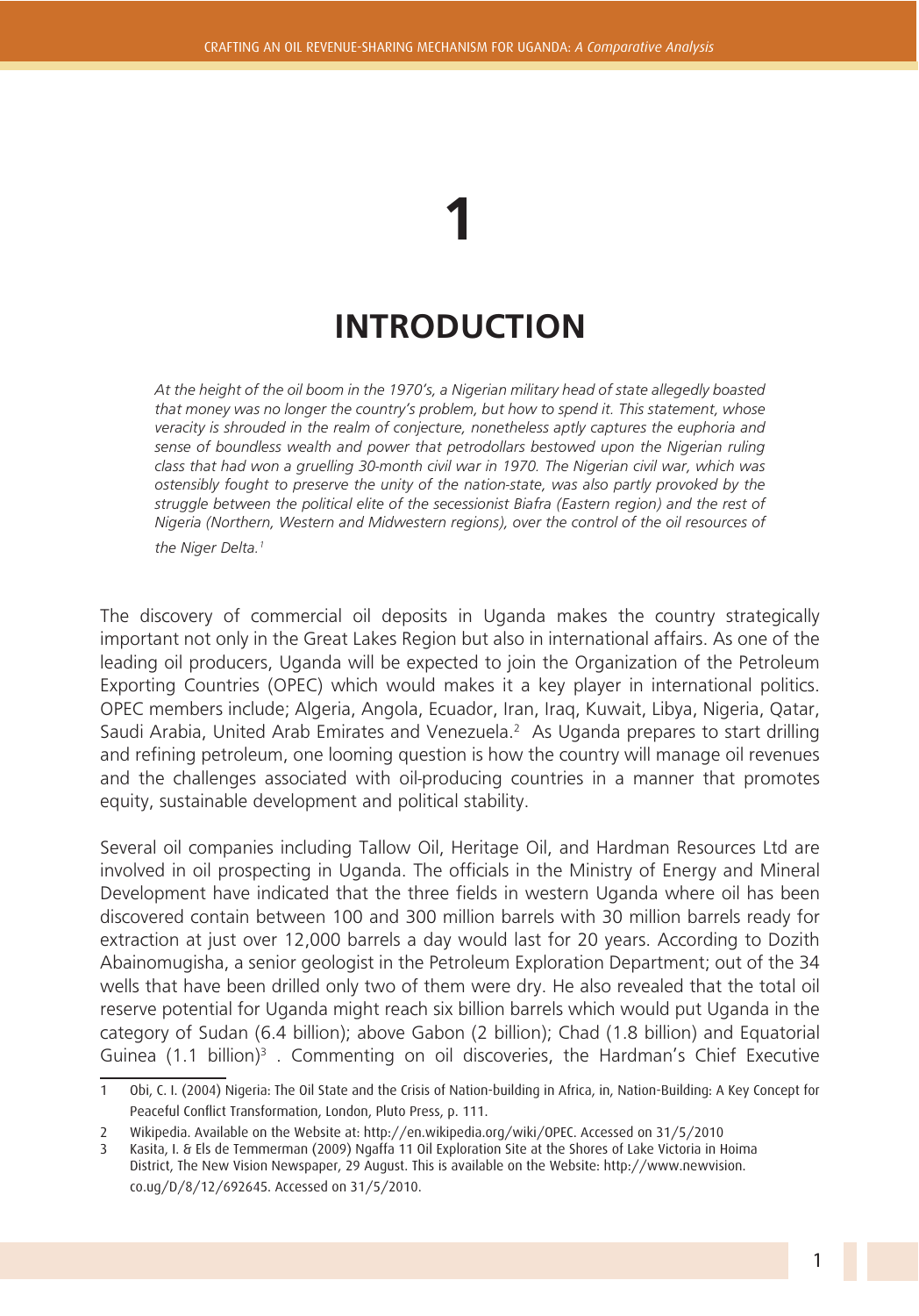# 1

# INTRODUCTION

*At the height of the oil boom in the 1970's, a Nigerian military head of state allegedly boasted that money was no longer the country's problem, but how to spend it. This statement, whose veracity is shrouded in the realm of conjecture, nonetheless aptly captures the euphoria and sense of boundless wealth and power that petrodollars bestowed upon the Nigerian ruling class that had won a gruelling 30-month civil war in 1970. The Nigerian civil war, which was ostensibly fought to preserve the unity of the nation-state, was also partly provoked by the struggle between the political elite of the secessionist Biafra (Eastern region) and the rest of Nigeria (Northern, Western and Midwestern regions), over the control of the oil resources of the Niger Delta.*[1]

The discovery of commercial oil deposits in Uganda makes the country strategically important not only in the Great Lakes Region but also in international affairs. As one of the leading oil producers, Uganda will be expected to join the Organization of the Petroleum Exporting Countries (OPEC) which would makes it a key player in international politics. OPEC members include; Algeria, Angola, Ecuador, Iran, Iraq, Kuwait, Libya, Nigeria, Qatar, Saudi Arabia, United Arab Emirates and Venezuela.[2] As Uganda prepares to start drilling and refining petroleum, one looming question is how the country will manage oil revenues and the challenges associated with oil-producing countries in a manner that promotes equity, sustainable development and political stability.

Several oil companies including Tallow Oil, Heritage Oil, and Hardman Resources Ltd are involved in oil prospecting in Uganda. The officials in the Ministry of Energy and Mineral Development have indicated that the three fields in western Uganda where oil has been discovered contain between 100 and 300 million barrels with 30 million barrels ready for extraction at just over 12,000 barrels a day would last for 20 years. According to Dozith Abainomugisha, a senior geologist in the Petroleum Exploration Department; out of the 34 wells that have been drilled only two of them were dry. He also revealed that the total oil reserve potential for Uganda might reach six billion barrels which would put Uganda in the category of Sudan (6.4 billion); above Gabon (2 billion); Chad (1.8 billion) and Equatorial Guinea (1.1 billion)[3] . Commenting on oil discoveries, the Hardman's Chief Executive

---

1 Obi, C. I. (2004) Nigeria: The Oil State and the Crisis of Nation-building in Africa, in, Nation-Building: A Key Concept for Peaceful Conflict Transformation, London, Pluto Press, p. 111.

2 Wikipedia. Available on the Website at: http://en.wikipedia.org/wiki/OPEC. Accessed on 31/5/2010

3 Kasita, I. & Els de Temmerman (2009) Ngaffa 11 Oil Exploration Site at the Shores of Lake Victoria in Hoima District, The New Vision Newspaper, 29 August. This is available on the Website: http://www.newvision.co.ug/D/8/12/692645. Accessed on 31/5/2010.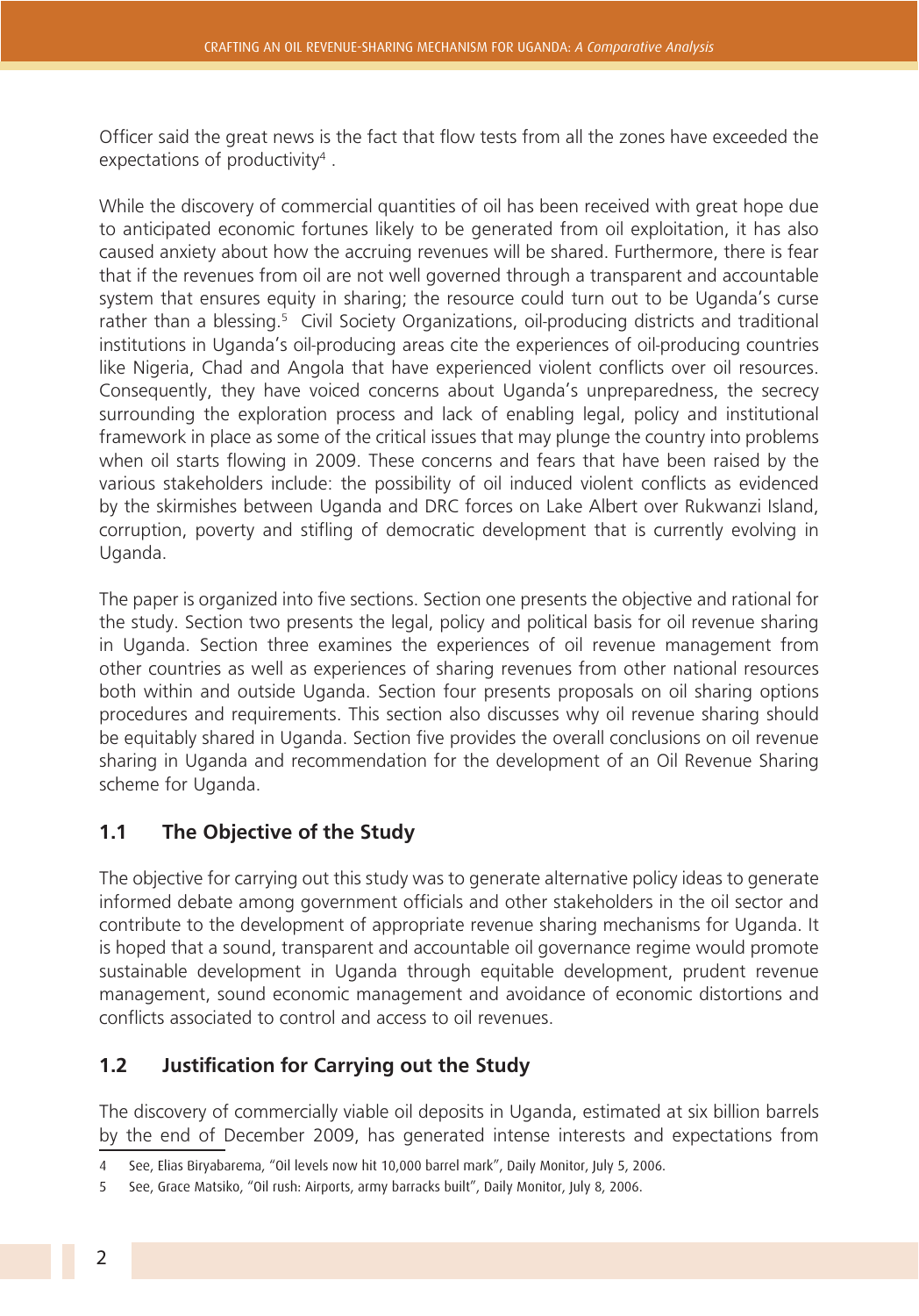Officer said the great news is the fact that flow tests from all the zones have exceeded the expectations of productivity[4] .

While the discovery of commercial quantities of oil has been received with great hope due to anticipated economic fortunes likely to be generated from oil exploitation, it has also caused anxiety about how the accruing revenues will be shared. Furthermore, there is fear that if the revenues from oil are not well governed through a transparent and accountable system that ensures equity in sharing; the resource could turn out to be Uganda's curse rather than a blessing.[5] Civil Society Organizations, oil-producing districts and traditional institutions in Uganda's oil-producing areas cite the experiences of oil-producing countries like Nigeria, Chad and Angola that have experienced violent conflicts over oil resources. Consequently, they have voiced concerns about Uganda's unpreparedness, the secrecy surrounding the exploration process and lack of enabling legal, policy and institutional framework in place as some of the critical issues that may plunge the country into problems when oil starts flowing in 2009. These concerns and fears that have been raised by the various stakeholders include: the possibility of oil induced violent conflicts as evidenced by the skirmishes between Uganda and DRC forces on Lake Albert over Rukwanzi Island, corruption, poverty and stifling of democratic development that is currently evolving in Uganda.

The paper is organized into five sections. Section one presents the objective and rational for the study. Section two presents the legal, policy and political basis for oil revenue sharing in Uganda. Section three examines the experiences of oil revenue management from other countries as well as experiences of sharing revenues from other national resources both within and outside Uganda. Section four presents proposals on oil sharing options procedures and requirements. This section also discusses why oil revenue sharing should be equitably shared in Uganda. Section five provides the overall conclusions on oil revenue sharing in Uganda and recommendation for the development of an Oil Revenue Sharing scheme for Uganda.

## 1.1 The Objective of the Study

The objective for carrying out this study was to generate alternative policy ideas to generate informed debate among government officials and other stakeholders in the oil sector and contribute to the development of appropriate revenue sharing mechanisms for Uganda. It is hoped that a sound, transparent and accountable oil governance regime would promote sustainable development in Uganda through equitable development, prudent revenue management, sound economic management and avoidance of economic distortions and conflicts associated to control and access to oil revenues.

## 1.2 Justification for Carrying out the Study

The discovery of commercially viable oil deposits in Uganda, estimated at six billion barrels by the end of December 2009, has generated intense interests and expectations from

4 See, Elias Biryabarema, "Oil levels now hit 10,000 barrel mark", Daily Monitor, July 5, 2006.

5 See, Grace Matsiko, "Oil rush: Airports, army barracks built", Daily Monitor, July 8, 2006.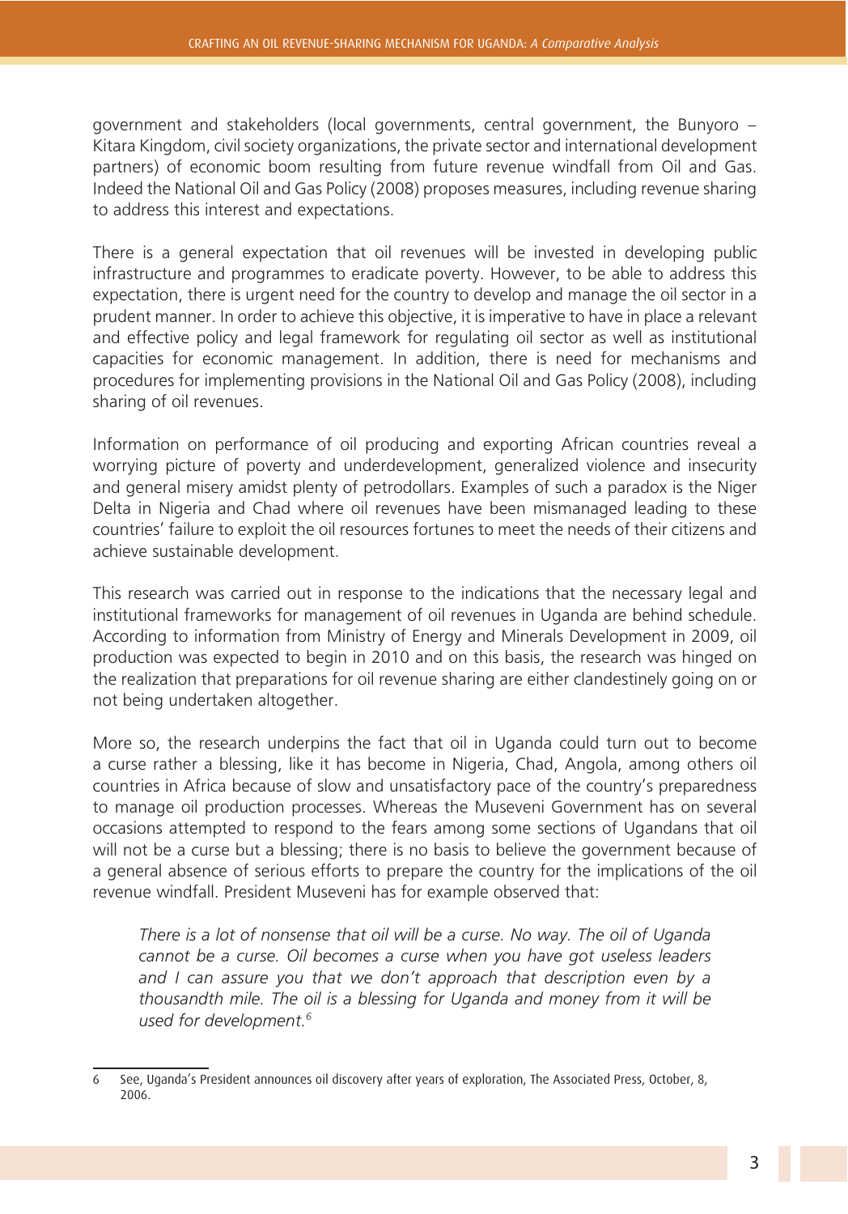government and stakeholders (local governments, central government, the Bunyoro – Kitara Kingdom, civil society organizations, the private sector and international development partners) of economic boom resulting from future revenue windfall from Oil and Gas. Indeed the National Oil and Gas Policy (2008) proposes measures, including revenue sharing to address this interest and expectations.

There is a general expectation that oil revenues will be invested in developing public infrastructure and programmes to eradicate poverty. However, to be able to address this expectation, there is urgent need for the country to develop and manage the oil sector in a prudent manner. In order to achieve this objective, it is imperative to have in place a relevant and effective policy and legal framework for regulating oil sector as well as institutional capacities for economic management. In addition, there is need for mechanisms and procedures for implementing provisions in the National Oil and Gas Policy (2008), including sharing of oil revenues.

Information on performance of oil producing and exporting African countries reveal a worrying picture of poverty and underdevelopment, generalized violence and insecurity and general misery amidst plenty of petrodollars. Examples of such a paradox is the Niger Delta in Nigeria and Chad where oil revenues have been mismanaged leading to these countries' failure to exploit the oil resources fortunes to meet the needs of their citizens and achieve sustainable development.

This research was carried out in response to the indications that the necessary legal and institutional frameworks for management of oil revenues in Uganda are behind schedule. According to information from Ministry of Energy and Minerals Development in 2009, oil production was expected to begin in 2010 and on this basis, the research was hinged on the realization that preparations for oil revenue sharing are either clandestinely going on or not being undertaken altogether.

More so, the research underpins the fact that oil in Uganda could turn out to become a curse rather a blessing, like it has become in Nigeria, Chad, Angola, among others oil countries in Africa because of slow and unsatisfactory pace of the country's preparedness to manage oil production processes. Whereas the Museveni Government has on several occasions attempted to respond to the fears among some sections of Ugandans that oil will not be a curse but a blessing; there is no basis to believe the government because of a general absence of serious efforts to prepare the country for the implications of the oil revenue windfall. President Museveni has for example observed that:

> *There is a lot of nonsense that oil will be a curse. No way. The oil of Uganda cannot be a curse. Oil becomes a curse when you have got useless leaders and I can assure you that we don't approach that description even by a thousandth mile. The oil is a blessing for Uganda and money from it will be used for development.*[6]

---

6 See, Uganda's President announces oil discovery after years of exploration, The Associated Press, October, 8, 2006.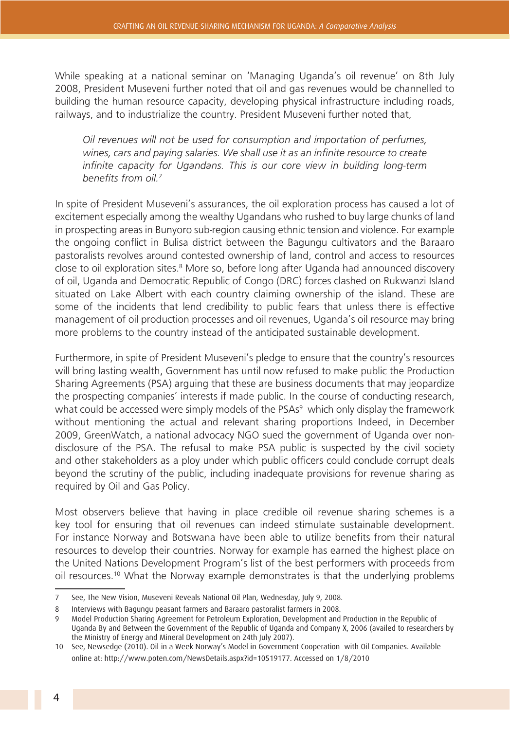While speaking at a national seminar on 'Managing Uganda's oil revenue' on 8th July 2008, President Museveni further noted that oil and gas revenues would be channelled to building the human resource capacity, developing physical infrastructure including roads, railways, and to industrialize the country. President Museveni further noted that,

> *Oil revenues will not be used for consumption and importation of perfumes, wines, cars and paying salaries. We shall use it as an infinite resource to create infinite capacity for Ugandans. This is our core view in building long-term benefits from oil.*[7]

In spite of President Museveni's assurances, the oil exploration process has caused a lot of excitement especially among the wealthy Ugandans who rushed to buy large chunks of land in prospecting areas in Bunyoro sub-region causing ethnic tension and violence. For example the ongoing conflict in Bulisa district between the Bagungu cultivators and the Baraaro pastoralists revolves around contested ownership of land, control and access to resources close to oil exploration sites.[8] More so, before long after Uganda had announced discovery of oil, Uganda and Democratic Republic of Congo (DRC) forces clashed on Rukwanzi Island situated on Lake Albert with each country claiming ownership of the island. These are some of the incidents that lend credibility to public fears that unless there is effective management of oil production processes and oil revenues, Uganda's oil resource may bring more problems to the country instead of the anticipated sustainable development.

Furthermore, in spite of President Museveni's pledge to ensure that the country's resources will bring lasting wealth, Government has until now refused to make public the Production Sharing Agreements (PSA) arguing that these are business documents that may jeopardize the prospecting companies' interests if made public. In the course of conducting research, what could be accessed were simply models of the PSAs[9] which only display the framework without mentioning the actual and relevant sharing proportions Indeed, in December 2009, GreenWatch, a national advocacy NGO sued the government of Uganda over non-disclosure of the PSA. The refusal to make PSA public is suspected by the civil society and other stakeholders as a ploy under which public officers could conclude corrupt deals beyond the scrutiny of the public, including inadequate provisions for revenue sharing as required by Oil and Gas Policy.

Most observers believe that having in place credible oil revenue sharing schemes is a key tool for ensuring that oil revenues can indeed stimulate sustainable development. For instance Norway and Botswana have been able to utilize benefits from their natural resources to develop their countries. Norway for example has earned the highest place on the United Nations Development Program's list of the best performers with proceeds from oil resources.[10] What the Norway example demonstrates is that the underlying problems

---

7 See, The New Vision, Museveni Reveals National Oil Plan, Wednesday, July 9, 2008.

8 Interviews with Bagungu peasant farmers and Baraaro pastoralist farmers in 2008.

9 Model Production Sharing Agreement for Petroleum Exploration, Development and Production in the Republic of Uganda By and Between the Government of the Republic of Uganda and Company X, 2006 (availed to researchers by the Ministry of Energy and Mineral Development on 24th July 2007).

10 See, Newsedge (2010). Oil in a Week Norway's Model in Government Cooperation with Oil Companies. Available online at: http://www.poten.com/NewsDetails.aspx?id=10519177. Accessed on 1/8/2010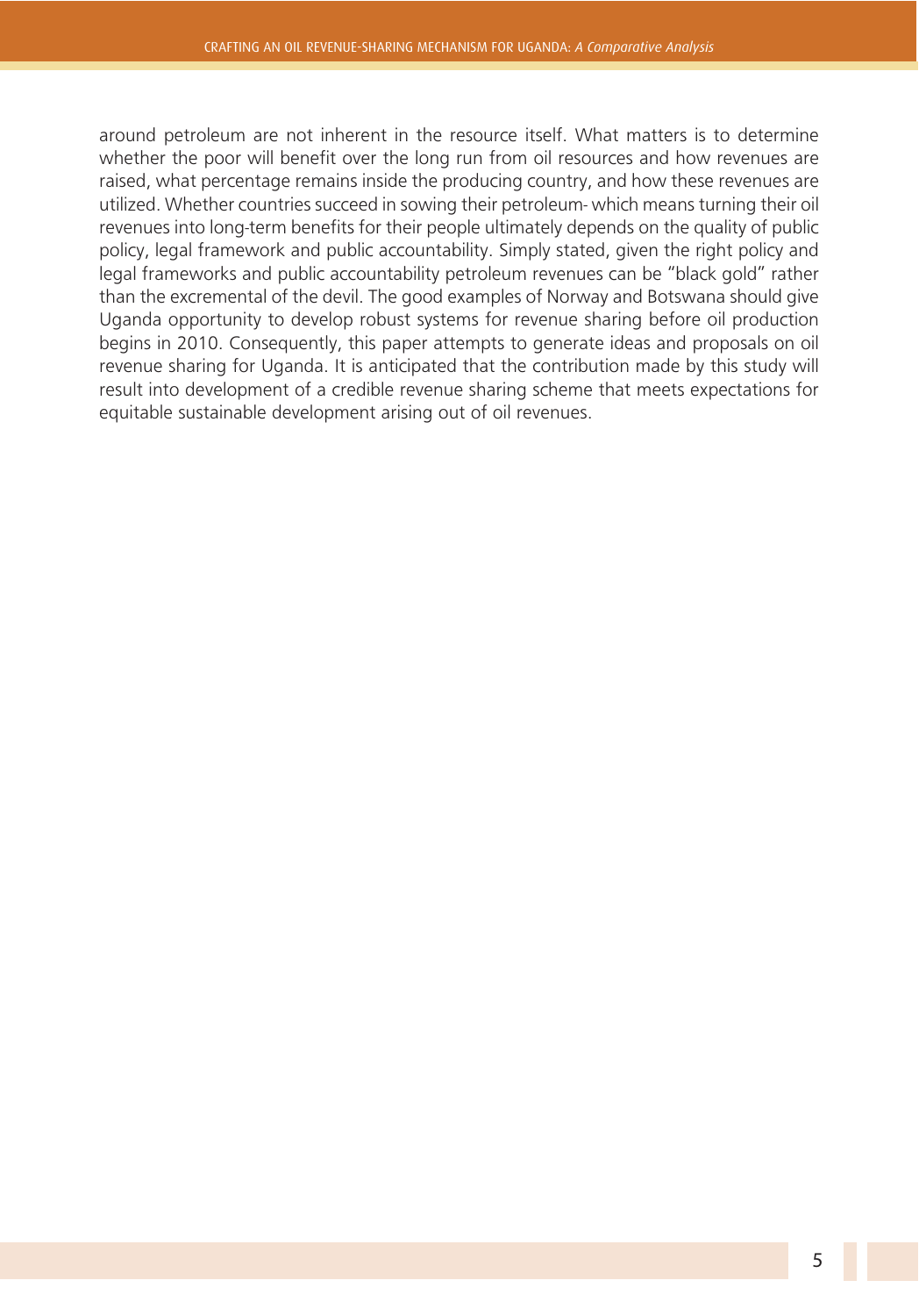around petroleum are not inherent in the resource itself. What matters is to determine whether the poor will benefit over the long run from oil resources and how revenues are raised, what percentage remains inside the producing country, and how these revenues are utilized. Whether countries succeed in sowing their petroleum- which means turning their oil revenues into long-term benefits for their people ultimately depends on the quality of public policy, legal framework and public accountability. Simply stated, given the right policy and legal frameworks and public accountability petroleum revenues can be "black gold" rather than the excremental of the devil. The good examples of Norway and Botswana should give Uganda opportunity to develop robust systems for revenue sharing before oil production begins in 2010. Consequently, this paper attempts to generate ideas and proposals on oil revenue sharing for Uganda. It is anticipated that the contribution made by this study will result into development of a credible revenue sharing scheme that meets expectations for equitable sustainable development arising out of oil revenues.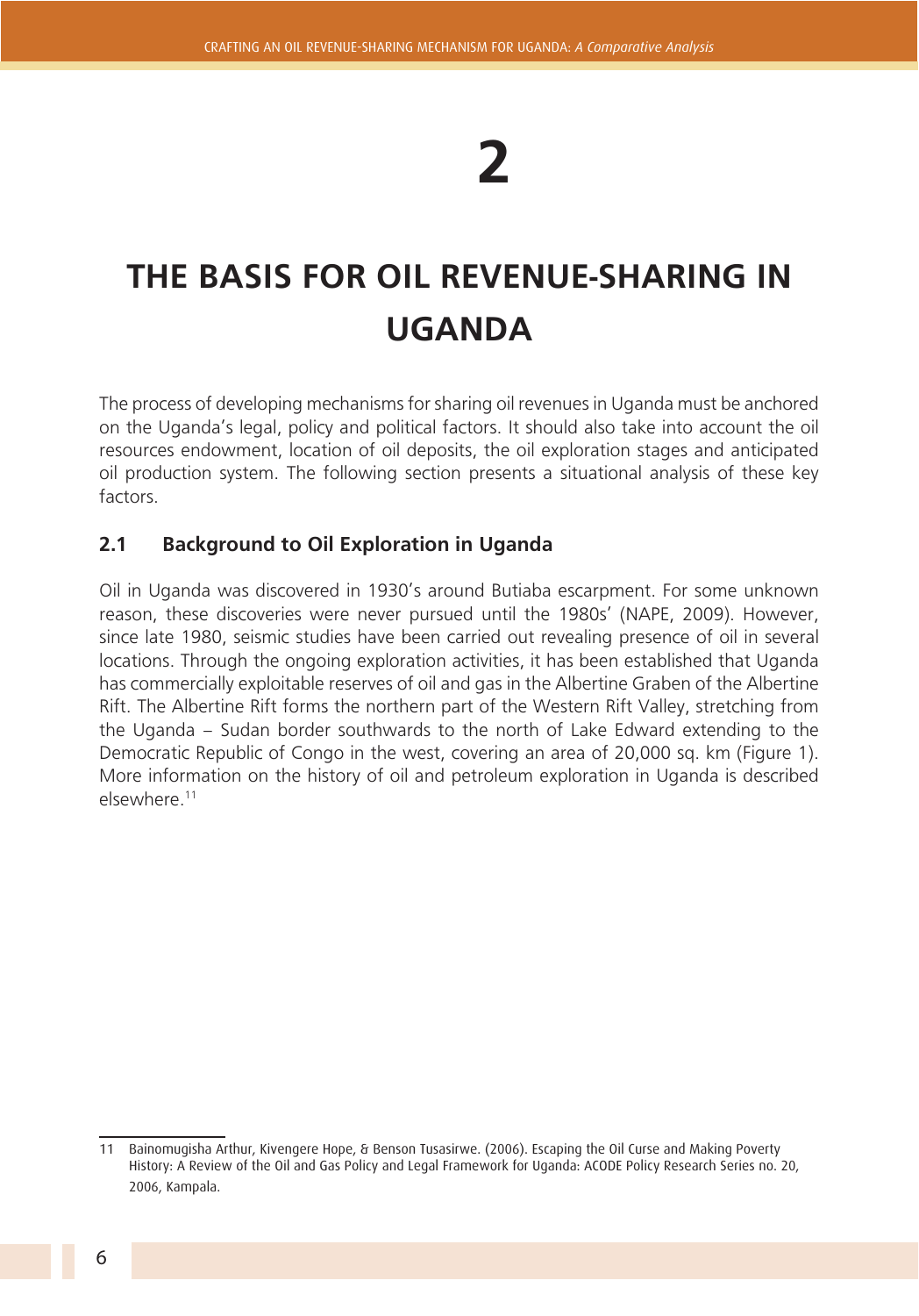# 2

# THE BASIS FOR OIL REVENUE-SHARING IN UGANDA

The process of developing mechanisms for sharing oil revenues in Uganda must be anchored on the Uganda's legal, policy and political factors. It should also take into account the oil resources endowment, location of oil deposits, the oil exploration stages and anticipated oil production system. The following section presents a situational analysis of these key factors.

## 2.1 Background to Oil Exploration in Uganda

Oil in Uganda was discovered in 1930's around Butiaba escarpment. For some unknown reason, these discoveries were never pursued until the 1980s' (NAPE, 2009). However, since late 1980, seismic studies have been carried out revealing presence of oil in several locations. Through the ongoing exploration activities, it has been established that Uganda has commercially exploitable reserves of oil and gas in the Albertine Graben of the Albertine Rift. The Albertine Rift forms the northern part of the Western Rift Valley, stretching from the Uganda – Sudan border southwards to the north of Lake Edward extending to the Democratic Republic of Congo in the west, covering an area of 20,000 sq. km (Figure 1). More information on the history of oil and petroleum exploration in Uganda is described elsewhere.[11]

---

11 Bainomugisha Arthur, Kivengere Hope, & Benson Tusasirwe. (2006). Escaping the Oil Curse and Making Poverty History: A Review of the Oil and Gas Policy and Legal Framework for Uganda: ACODE Policy Research Series no. 20, 2006, Kampala.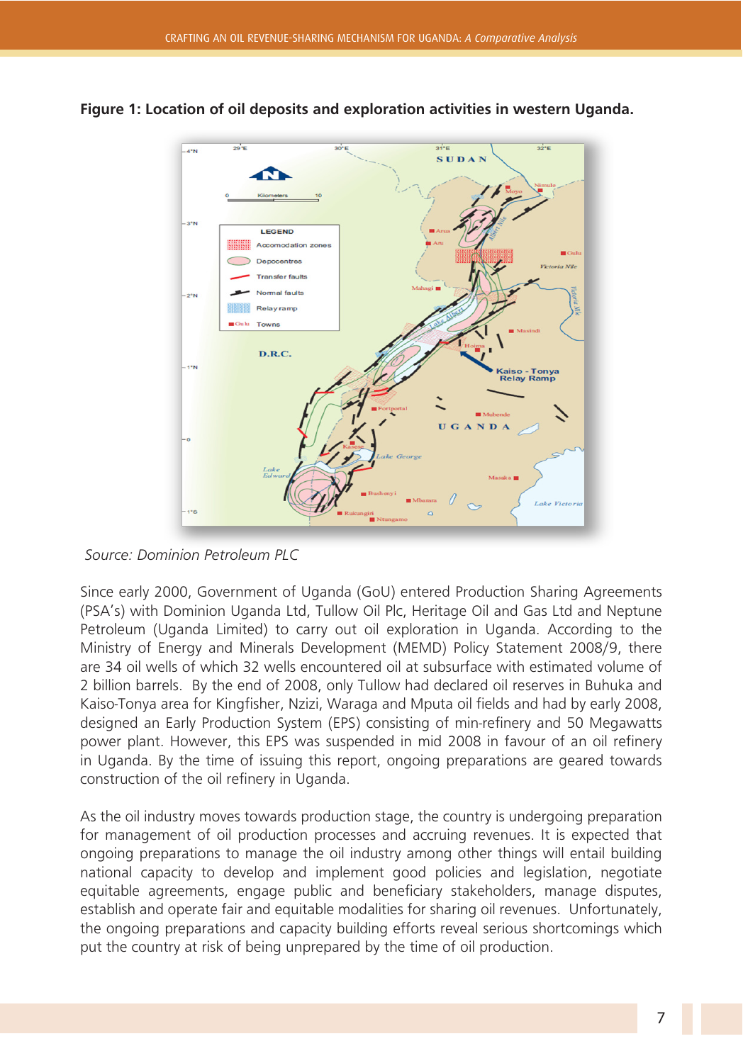**Figure 1: Location of oil deposits and exploration activities in western Uganda.**

Source: Dominion Petroleum PLC

Since early 2000, Government of Uganda (GoU) entered Production Sharing Agreements (PSA's) with Dominion Uganda Ltd, Tullow Oil Plc, Heritage Oil and Gas Ltd and Neptune Petroleum (Uganda Limited) to carry out oil exploration in Uganda. According to the Ministry of Energy and Minerals Development (MEMD) Policy Statement 2008/9, there are 34 oil wells of which 32 wells encountered oil at subsurface with estimated volume of 2 billion barrels. By the end of 2008, only Tullow had declared oil reserves in Buhuka and Kaiso-Tonya area for Kingfisher, Nzizi, Waraga and Mputa oil fields and had by early 2008, designed an Early Production System (EPS) consisting of min-refinery and 50 Megawatts power plant. However, this EPS was suspended in mid 2008 in favour of an oil refinery in Uganda. By the time of issuing this report, ongoing preparations are geared towards construction of the oil refinery in Uganda.

As the oil industry moves towards production stage, the country is undergoing preparation for management of oil production processes and accruing revenues. It is expected that ongoing preparations to manage the oil industry among other things will entail building national capacity to develop and implement good policies and legislation, negotiate equitable agreements, engage public and beneficiary stakeholders, manage disputes, establish and operate fair and equitable modalities for sharing oil revenues. Unfortunately, the ongoing preparations and capacity building efforts reveal serious shortcomings which put the country at risk of being unprepared by the time of oil production.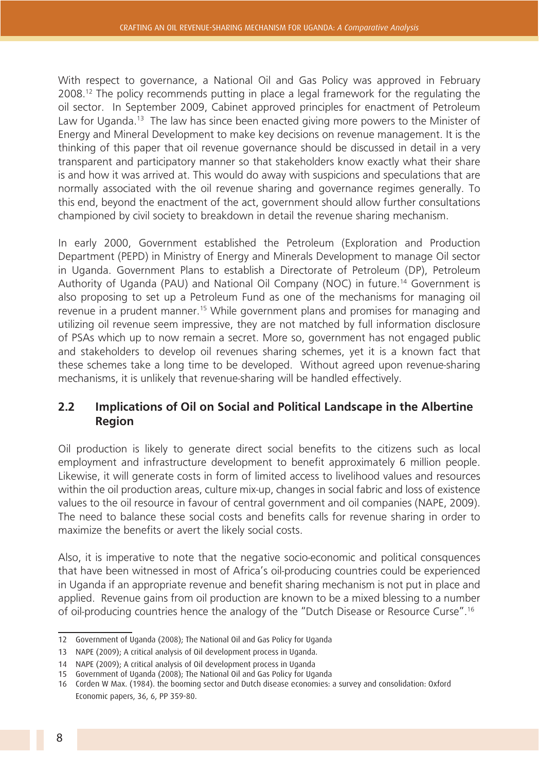With respect to governance, a National Oil and Gas Policy was approved in February 2008.[12] The policy recommends putting in place a legal framework for the regulating the oil sector. In September 2009, Cabinet approved principles for enactment of Petroleum Law for Uganda.[13] The law has since been enacted giving more powers to the Minister of Energy and Mineral Development to make key decisions on revenue management. It is the thinking of this paper that oil revenue governance should be discussed in detail in a very transparent and participatory manner so that stakeholders know exactly what their share is and how it was arrived at. This would do away with suspicions and speculations that are normally associated with the oil revenue sharing and governance regimes generally. To this end, beyond the enactment of the act, government should allow further consultations championed by civil society to breakdown in detail the revenue sharing mechanism.

In early 2000, Government established the Petroleum (Exploration and Production Department (PEPD) in Ministry of Energy and Minerals Development to manage Oil sector in Uganda. Government Plans to establish a Directorate of Petroleum (DP), Petroleum Authority of Uganda (PAU) and National Oil Company (NOC) in future.[14] Government is also proposing to set up a Petroleum Fund as one of the mechanisms for managing oil revenue in a prudent manner.[15] While government plans and promises for managing and utilizing oil revenue seem impressive, they are not matched by full information disclosure of PSAs which up to now remain a secret. More so, government has not engaged public and stakeholders to develop oil revenues sharing schemes, yet it is a known fact that these schemes take a long time to be developed. Without agreed upon revenue-sharing mechanisms, it is unlikely that revenue-sharing will be handled effectively.

## 2.2 Implications of Oil on Social and Political Landscape in the Albertine Region

Oil production is likely to generate direct social benefits to the citizens such as local employment and infrastructure development to benefit approximately 6 million people. Likewise, it will generate costs in form of limited access to livelihood values and resources within the oil production areas, culture mix-up, changes in social fabric and loss of existence values to the oil resource in favour of central government and oil companies (NAPE, 2009). The need to balance these social costs and benefits calls for revenue sharing in order to maximize the benefits or avert the likely social costs.

Also, it is imperative to note that the negative socio-economic and political consquences that have been witnessed in most of Africa's oil-producing countries could be experienced in Uganda if an appropriate revenue and benefit sharing mechanism is not put in place and applied. Revenue gains from oil production are known to be a mixed blessing to a number of oil-producing countries hence the analogy of the "Dutch Disease or Resource Curse".[16]

---

12 Government of Uganda (2008); The National Oil and Gas Policy for Uganda

13 NAPE (2009); A critical analysis of Oil development process in Uganda.

14 NAPE (2009); A critical analysis of Oil development process in Uganda

15 Government of Uganda (2008); The National Oil and Gas Policy for Uganda

16 Corden W Max. (1984). the booming sector and Dutch disease economies: a survey and consolidation: Oxford Economic papers, 36, 6, PP 359-80.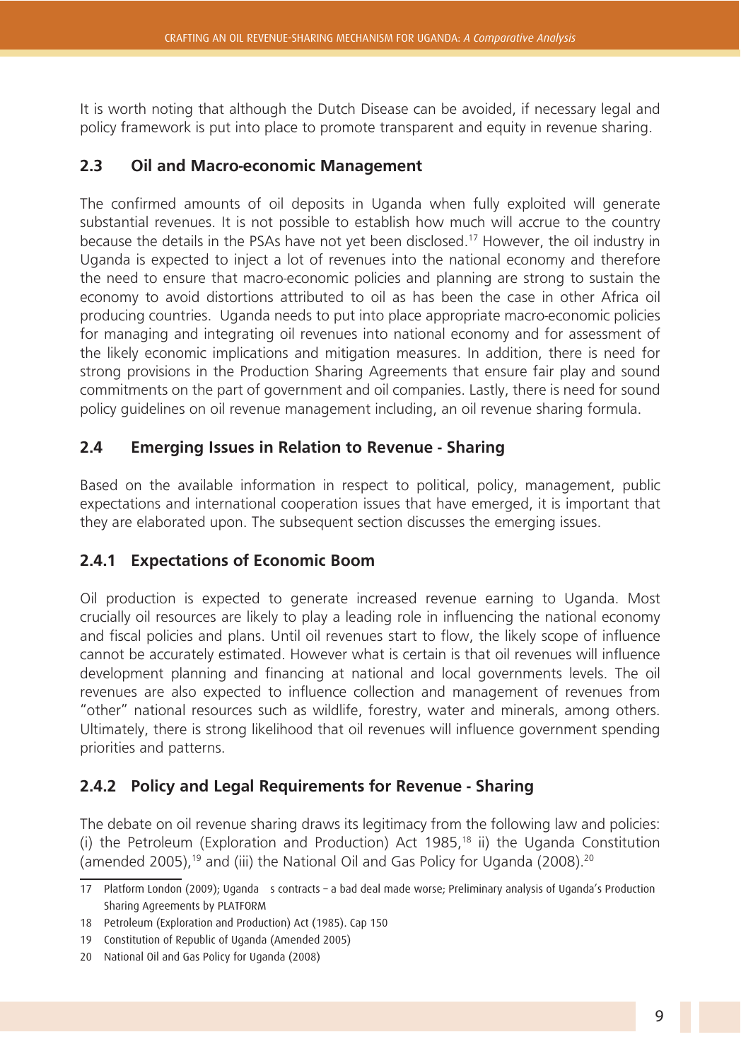It is worth noting that although the Dutch Disease can be avoided, if necessary legal and policy framework is put into place to promote transparent and equity in revenue sharing.

## 2.3 Oil and Macro-economic Management

The confirmed amounts of oil deposits in Uganda when fully exploited will generate substantial revenues. It is not possible to establish how much will accrue to the country because the details in the PSAs have not yet been disclosed.[17] However, the oil industry in Uganda is expected to inject a lot of revenues into the national economy and therefore the need to ensure that macro-economic policies and planning are strong to sustain the economy to avoid distortions attributed to oil as has been the case in other Africa oil producing countries. Uganda needs to put into place appropriate macro-economic policies for managing and integrating oil revenues into national economy and for assessment of the likely economic implications and mitigation measures. In addition, there is need for strong provisions in the Production Sharing Agreements that ensure fair play and sound commitments on the part of government and oil companies. Lastly, there is need for sound policy guidelines on oil revenue management including, an oil revenue sharing formula.

## 2.4 Emerging Issues in Relation to Revenue - Sharing

Based on the available information in respect to political, policy, management, public expectations and international cooperation issues that have emerged, it is important that they are elaborated upon. The subsequent section discusses the emerging issues.

### 2.4.1 Expectations of Economic Boom

Oil production is expected to generate increased revenue earning to Uganda. Most crucially oil resources are likely to play a leading role in influencing the national economy and fiscal policies and plans. Until oil revenues start to flow, the likely scope of influence cannot be accurately estimated. However what is certain is that oil revenues will influence development planning and financing at national and local governments levels. The oil revenues are also expected to influence collection and management of revenues from "other" national resources such as wildlife, forestry, water and minerals, among others. Ultimately, there is strong likelihood that oil revenues will influence government spending priorities and patterns.

### 2.4.2 Policy and Legal Requirements for Revenue - Sharing

The debate on oil revenue sharing draws its legitimacy from the following law and policies: (i) the Petroleum (Exploration and Production) Act 1985,[18] ii) the Uganda Constitution (amended 2005),[19] and (iii) the National Oil and Gas Policy for Uganda (2008).[20]

---

17 Platform London (2009); Uganda s contracts – a bad deal made worse; Preliminary analysis of Uganda's Production Sharing Agreements by PLATFORM

18 Petroleum (Exploration and Production) Act (1985). Cap 150

19 Constitution of Republic of Uganda (Amended 2005)

20 National Oil and Gas Policy for Uganda (2008)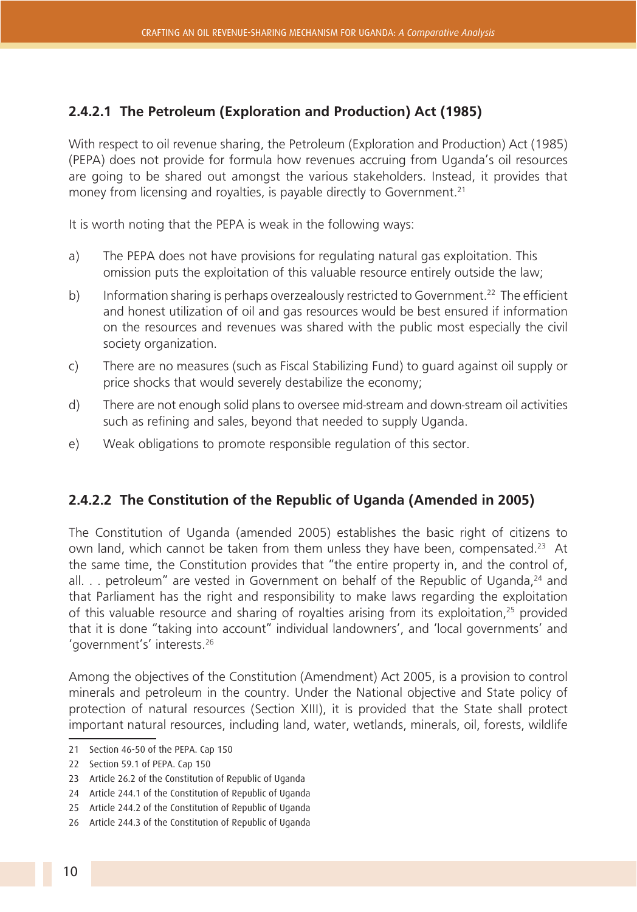#### 2.4.2.1 The Petroleum (Exploration and Production) Act (1985)

With respect to oil revenue sharing, the Petroleum (Exploration and Production) Act (1985) (PEPA) does not provide for formula how revenues accruing from Uganda's oil resources are going to be shared out amongst the various stakeholders. Instead, it provides that money from licensing and royalties, is payable directly to Government.[21]

It is worth noting that the PEPA is weak in the following ways:

a) The PEPA does not have provisions for regulating natural gas exploitation. This omission puts the exploitation of this valuable resource entirely outside the law;

b) Information sharing is perhaps overzealously restricted to Government.[22] The efficient and honest utilization of oil and gas resources would be best ensured if information on the resources and revenues was shared with the public most especially the civil society organization.

c) There are no measures (such as Fiscal Stabilizing Fund) to guard against oil supply or price shocks that would severely destabilize the economy;

d) There are not enough solid plans to oversee mid-stream and down-stream oil activities such as refining and sales, beyond that needed to supply Uganda.

e) Weak obligations to promote responsible regulation of this sector.

#### 2.4.2.2 The Constitution of the Republic of Uganda (Amended in 2005)

The Constitution of Uganda (amended 2005) establishes the basic right of citizens to own land, which cannot be taken from them unless they have been, compensated.[23] At the same time, the Constitution provides that "the entire property in, and the control of, all. . . petroleum" are vested in Government on behalf of the Republic of Uganda,[24] and that Parliament has the right and responsibility to make laws regarding the exploitation of this valuable resource and sharing of royalties arising from its exploitation,[25] provided that it is done "taking into account" individual landowners', and 'local governments' and 'government's' interests.[26]

Among the objectives of the Constitution (Amendment) Act 2005, is a provision to control minerals and petroleum in the country. Under the National objective and State policy of protection of natural resources (Section XIII), it is provided that the State shall protect important natural resources, including land, water, wetlands, minerals, oil, forests, wildlife

21 Section 46-50 of the PEPA. Cap 150

22 Section 59.1 of PEPA. Cap 150

23 Article 26.2 of the Constitution of Republic of Uganda

24 Article 244.1 of the Constitution of Republic of Uganda

25 Article 244.2 of the Constitution of Republic of Uganda

26 Article 244.3 of the Constitution of Republic of Uganda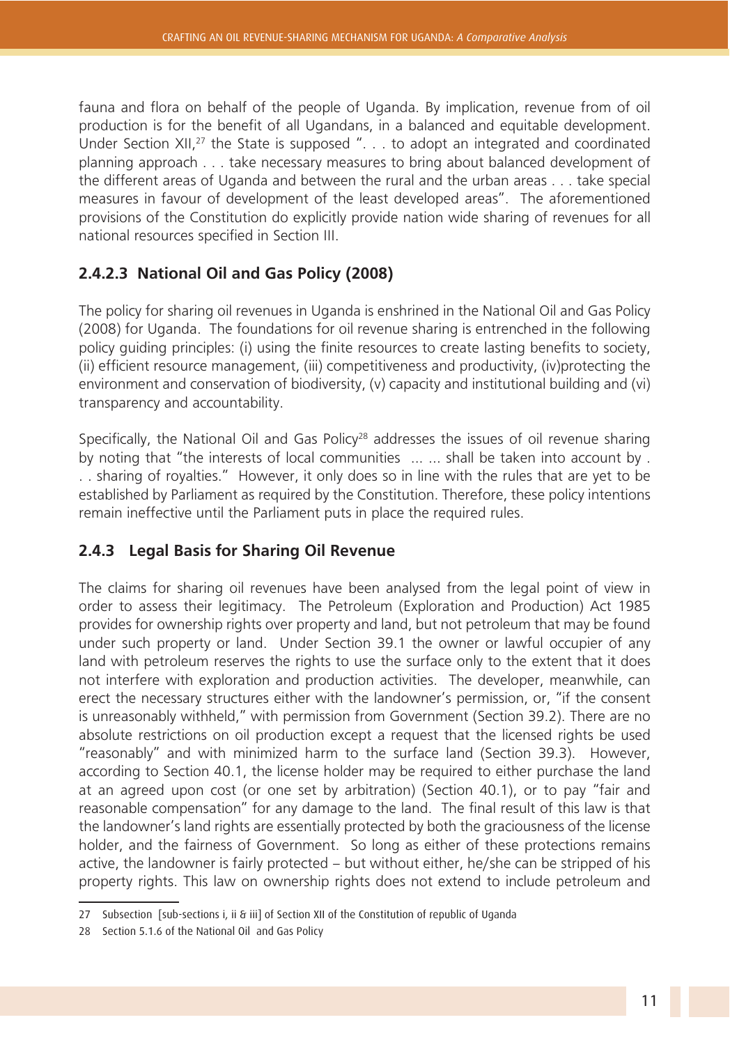fauna and flora on behalf of the people of Uganda. By implication, revenue from of oil production is for the benefit of all Ugandans, in a balanced and equitable development. Under Section XII,[27] the State is supposed ". . . to adopt an integrated and coordinated planning approach . . . take necessary measures to bring about balanced development of the different areas of Uganda and between the rural and the urban areas . . . take special measures in favour of development of the least developed areas". The aforementioned provisions of the Constitution do explicitly provide nation wide sharing of revenues for all national resources specified in Section III.

### 2.4.2.3 National Oil and Gas Policy (2008)

The policy for sharing oil revenues in Uganda is enshrined in the National Oil and Gas Policy (2008) for Uganda. The foundations for oil revenue sharing is entrenched in the following policy guiding principles: (i) using the finite resources to create lasting benefits to society, (ii) efficient resource management, (iii) competitiveness and productivity, (iv)protecting the environment and conservation of biodiversity, (v) capacity and institutional building and (vi) transparency and accountability.

Specifically, the National Oil and Gas Policy[28] addresses the issues of oil revenue sharing by noting that "the interests of local communities ... ... shall be taken into account by . . . sharing of royalties." However, it only does so in line with the rules that are yet to be established by Parliament as required by the Constitution. Therefore, these policy intentions remain ineffective until the Parliament puts in place the required rules.

### 2.4.3 Legal Basis for Sharing Oil Revenue

The claims for sharing oil revenues have been analysed from the legal point of view in order to assess their legitimacy. The Petroleum (Exploration and Production) Act 1985 provides for ownership rights over property and land, but not petroleum that may be found under such property or land. Under Section 39.1 the owner or lawful occupier of any land with petroleum reserves the rights to use the surface only to the extent that it does not interfere with exploration and production activities. The developer, meanwhile, can erect the necessary structures either with the landowner's permission, or, "if the consent is unreasonably withheld," with permission from Government (Section 39.2). There are no absolute restrictions on oil production except a request that the licensed rights be used "reasonably" and with minimized harm to the surface land (Section 39.3). However, according to Section 40.1, the license holder may be required to either purchase the land at an agreed upon cost (or one set by arbitration) (Section 40.1), or to pay "fair and reasonable compensation" for any damage to the land. The final result of this law is that the landowner's land rights are essentially protected by both the graciousness of the license holder, and the fairness of Government. So long as either of these protections remains active, the landowner is fairly protected – but without either, he/she can be stripped of his property rights. This law on ownership rights does not extend to include petroleum and

27 Subsection [sub-sections i, ii & iii] of Section XII of the Constitution of republic of Uganda

28 Section 5.1.6 of the National Oil and Gas Policy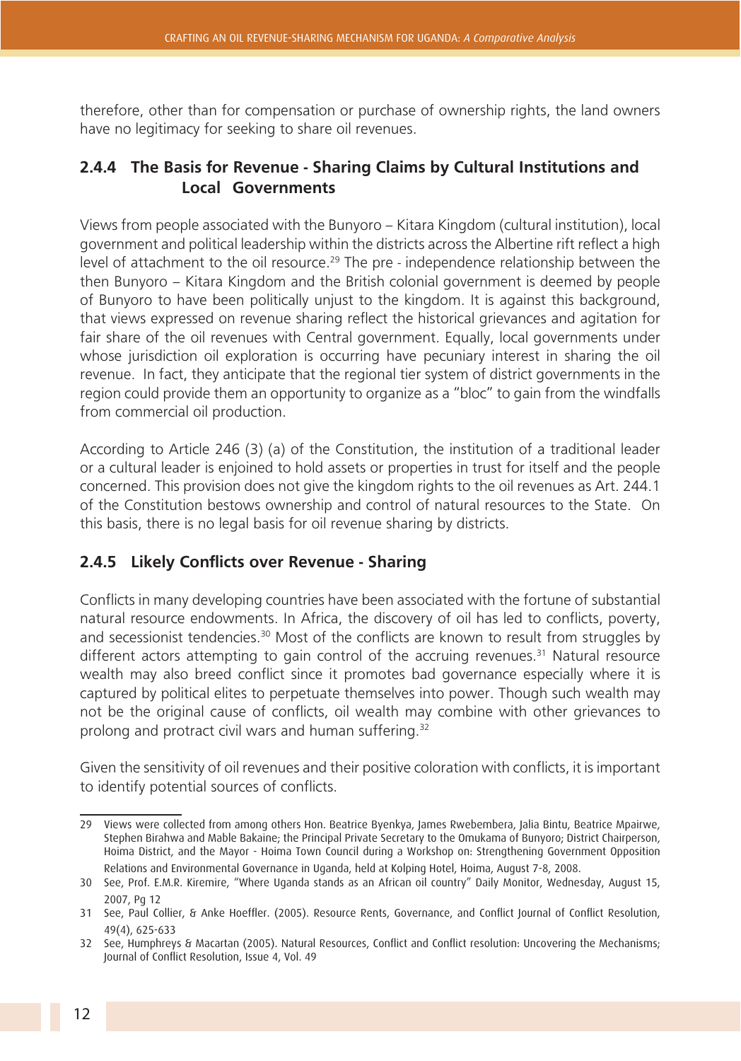therefore, other than for compensation or purchase of ownership rights, the land owners have no legitimacy for seeking to share oil revenues.

### 2.4.4 The Basis for Revenue - Sharing Claims by Cultural Institutions and Local Governments

Views from people associated with the Bunyoro – Kitara Kingdom (cultural institution), local government and political leadership within the districts across the Albertine rift reflect a high level of attachment to the oil resource.[29] The pre - independence relationship between the then Bunyoro – Kitara Kingdom and the British colonial government is deemed by people of Bunyoro to have been politically unjust to the kingdom. It is against this background, that views expressed on revenue sharing reflect the historical grievances and agitation for fair share of the oil revenues with Central government. Equally, local governments under whose jurisdiction oil exploration is occurring have pecuniary interest in sharing the oil revenue. In fact, they anticipate that the regional tier system of district governments in the region could provide them an opportunity to organize as a "bloc" to gain from the windfalls from commercial oil production.

According to Article 246 (3) (a) of the Constitution, the institution of a traditional leader or a cultural leader is enjoined to hold assets or properties in trust for itself and the people concerned. This provision does not give the kingdom rights to the oil revenues as Art. 244.1 of the Constitution bestows ownership and control of natural resources to the State. On this basis, there is no legal basis for oil revenue sharing by districts.

### 2.4.5 Likely Conflicts over Revenue - Sharing

Conflicts in many developing countries have been associated with the fortune of substantial natural resource endowments. In Africa, the discovery of oil has led to conflicts, poverty, and secessionist tendencies.[30] Most of the conflicts are known to result from struggles by different actors attempting to gain control of the accruing revenues.[31] Natural resource wealth may also breed conflict since it promotes bad governance especially where it is captured by political elites to perpetuate themselves into power. Though such wealth may not be the original cause of conflicts, oil wealth may combine with other grievances to prolong and protract civil wars and human suffering.[32]

Given the sensitivity of oil revenues and their positive coloration with conflicts, it is important to identify potential sources of conflicts.

---

29 Views were collected from among others Hon. Beatrice Byenkya, James Rwebembera, Jalia Bintu, Beatrice Mpairwe, Stephen Birahwa and Mable Bakaine; the Principal Private Secretary to the Omukama of Bunyoro; District Chairperson, Hoima District, and the Mayor - Hoima Town Council during a Workshop on: Strengthening Government Opposition Relations and Environmental Governance in Uganda, held at Kolping Hotel, Hoima, August 7-8, 2008.

30 See, Prof. E.M.R. Kiremire, "Where Uganda stands as an African oil country" Daily Monitor, Wednesday, August 15, 2007, Pg 12

31 See, Paul Collier, & Anke Hoeffler. (2005). Resource Rents, Governance, and Conflict Journal of Conflict Resolution, 49(4), 625-633

32 See, Humphreys & Macartan (2005). Natural Resources, Conflict and Conflict resolution: Uncovering the Mechanisms; Journal of Conflict Resolution, Issue 4, Vol. 49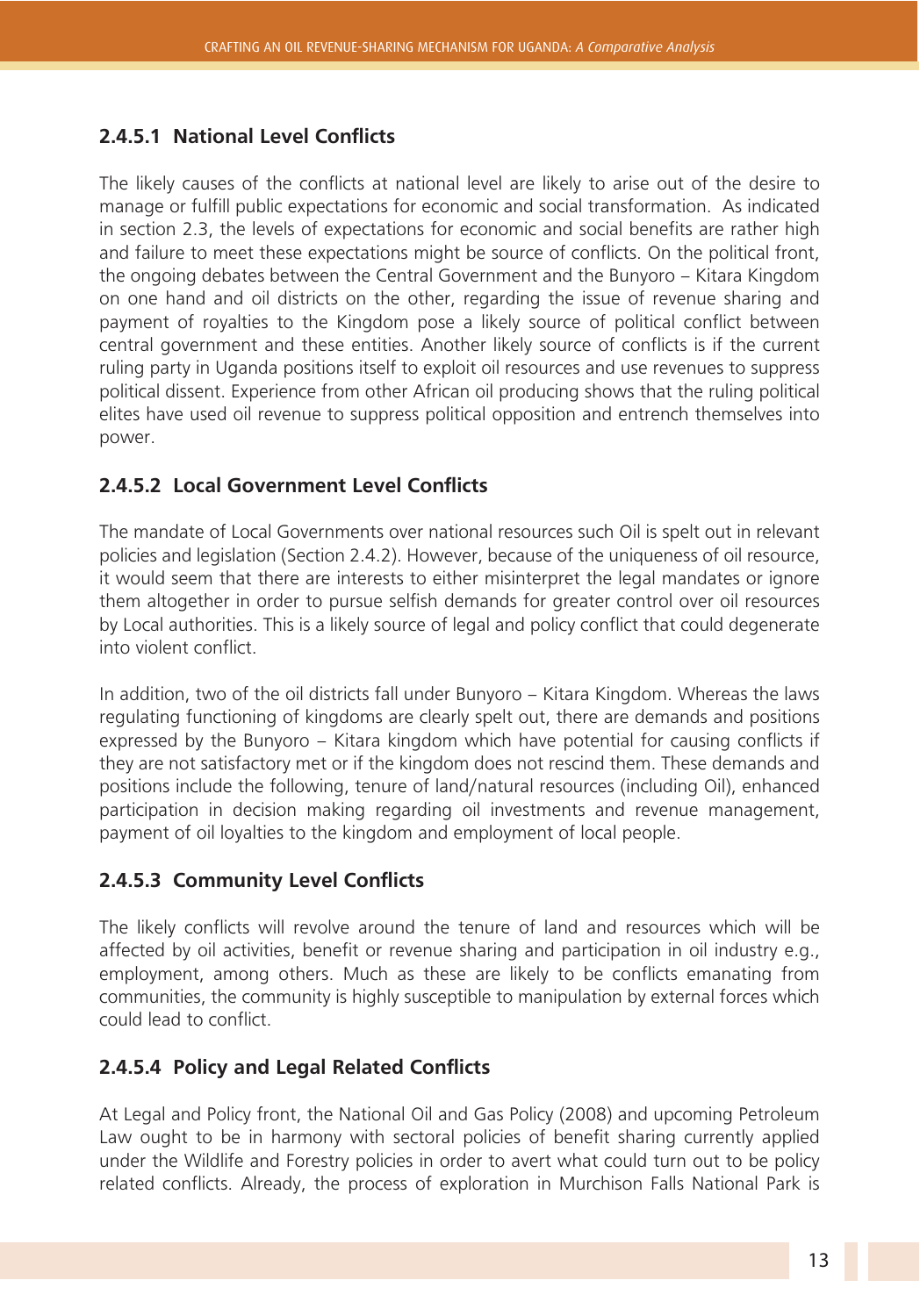#### 2.4.5.1 National Level Conflicts

The likely causes of the conflicts at national level are likely to arise out of the desire to manage or fulfill public expectations for economic and social transformation. As indicated in section 2.3, the levels of expectations for economic and social benefits are rather high and failure to meet these expectations might be source of conflicts. On the political front, the ongoing debates between the Central Government and the Bunyoro – Kitara Kingdom on one hand and oil districts on the other, regarding the issue of revenue sharing and payment of royalties to the Kingdom pose a likely source of political conflict between central government and these entities. Another likely source of conflicts is if the current ruling party in Uganda positions itself to exploit oil resources and use revenues to suppress political dissent. Experience from other African oil producing shows that the ruling political elites have used oil revenue to suppress political opposition and entrench themselves into power.

#### 2.4.5.2 Local Government Level Conflicts

The mandate of Local Governments over national resources such Oil is spelt out in relevant policies and legislation (Section 2.4.2). However, because of the uniqueness of oil resource, it would seem that there are interests to either misinterpret the legal mandates or ignore them altogether in order to pursue selfish demands for greater control over oil resources by Local authorities. This is a likely source of legal and policy conflict that could degenerate into violent conflict.

In addition, two of the oil districts fall under Bunyoro – Kitara Kingdom. Whereas the laws regulating functioning of kingdoms are clearly spelt out, there are demands and positions expressed by the Bunyoro – Kitara kingdom which have potential for causing conflicts if they are not satisfactory met or if the kingdom does not rescind them. These demands and positions include the following, tenure of land/natural resources (including Oil), enhanced participation in decision making regarding oil investments and revenue management, payment of oil loyalties to the kingdom and employment of local people.

#### 2.4.5.3 Community Level Conflicts

The likely conflicts will revolve around the tenure of land and resources which will be affected by oil activities, benefit or revenue sharing and participation in oil industry e.g., employment, among others. Much as these are likely to be conflicts emanating from communities, the community is highly susceptible to manipulation by external forces which could lead to conflict.

#### 2.4.5.4 Policy and Legal Related Conflicts

At Legal and Policy front, the National Oil and Gas Policy (2008) and upcoming Petroleum Law ought to be in harmony with sectoral policies of benefit sharing currently applied under the Wildlife and Forestry policies in order to avert what could turn out to be policy related conflicts. Already, the process of exploration in Murchison Falls National Park is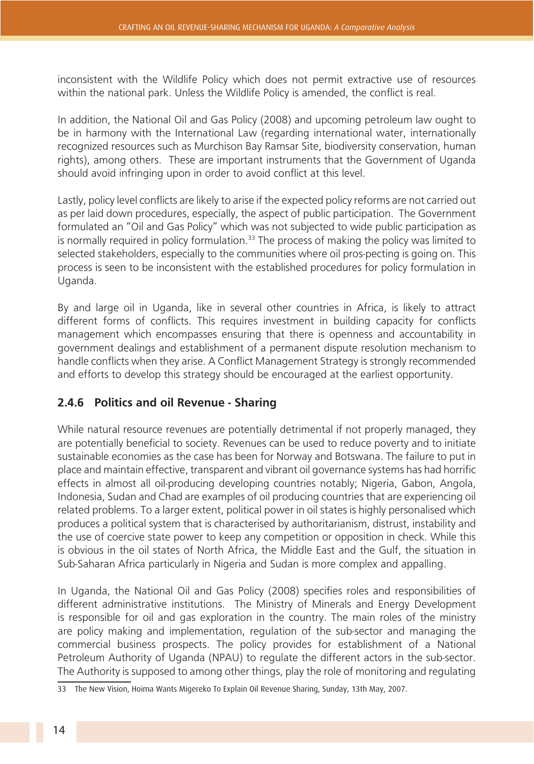inconsistent with the Wildlife Policy which does not permit extractive use of resources within the national park. Unless the Wildlife Policy is amended, the conflict is real.

In addition, the National Oil and Gas Policy (2008) and upcoming petroleum law ought to be in harmony with the International Law (regarding international water, internationally recognized resources such as Murchison Bay Ramsar Site, biodiversity conservation, human rights), among others. These are important instruments that the Government of Uganda should avoid infringing upon in order to avoid conflict at this level.

Lastly, policy level conflicts are likely to arise if the expected policy reforms are not carried out as per laid down procedures, especially, the aspect of public participation. The Government formulated an "Oil and Gas Policy" which was not subjected to wide public participation as is normally required in policy formulation.[33] The process of making the policy was limited to selected stakeholders, especially to the communities where oil pros-pecting is going on. This process is seen to be inconsistent with the established procedures for policy formulation in Uganda.

By and large oil in Uganda, like in several other countries in Africa, is likely to attract different forms of conflicts. This requires investment in building capacity for conflicts management which encompasses ensuring that there is openness and accountability in government dealings and establishment of a permanent dispute resolution mechanism to handle conflicts when they arise. A Conflict Management Strategy is strongly recommended and efforts to develop this strategy should be encouraged at the earliest opportunity.

### 2.4.6 Politics and oil Revenue - Sharing

While natural resource revenues are potentially detrimental if not properly managed, they are potentially beneficial to society. Revenues can be used to reduce poverty and to initiate sustainable economies as the case has been for Norway and Botswana. The failure to put in place and maintain effective, transparent and vibrant oil governance systems has had horrific effects in almost all oil-producing developing countries notably; Nigeria, Gabon, Angola, Indonesia, Sudan and Chad are examples of oil producing countries that are experiencing oil related problems. To a larger extent, political power in oil states is highly personalised which produces a political system that is characterised by authoritarianism, distrust, instability and the use of coercive state power to keep any competition or opposition in check. While this is obvious in the oil states of North Africa, the Middle East and the Gulf, the situation in Sub-Saharan Africa particularly in Nigeria and Sudan is more complex and appalling.

In Uganda, the National Oil and Gas Policy (2008) specifies roles and responsibilities of different administrative institutions. The Ministry of Minerals and Energy Development is responsible for oil and gas exploration in the country. The main roles of the ministry are policy making and implementation, regulation of the sub-sector and managing the commercial business prospects. The policy provides for establishment of a National Petroleum Authority of Uganda (NPAU) to regulate the different actors in the sub-sector. The Authority is supposed to among other things, play the role of monitoring and regulating

33 The New Vision, Hoima Wants Migereko To Explain Oil Revenue Sharing, Sunday, 13th May, 2007.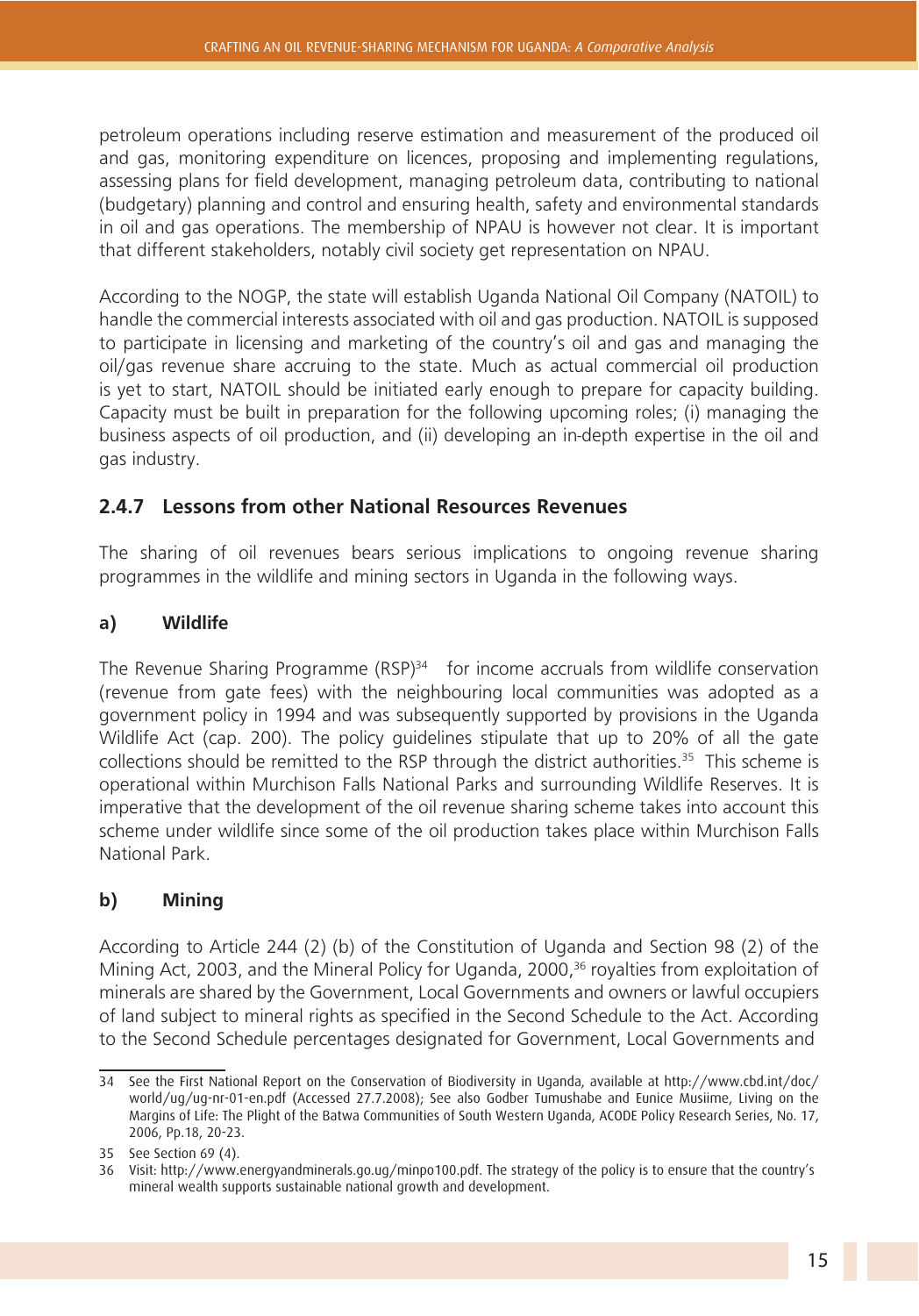petroleum operations including reserve estimation and measurement of the produced oil and gas, monitoring expenditure on licences, proposing and implementing regulations, assessing plans for field development, managing petroleum data, contributing to national (budgetary) planning and control and ensuring health, safety and environmental standards in oil and gas operations. The membership of NPAU is however not clear. It is important that different stakeholders, notably civil society get representation on NPAU.

According to the NOGP, the state will establish Uganda National Oil Company (NATOIL) to handle the commercial interests associated with oil and gas production. NATOIL is supposed to participate in licensing and marketing of the country's oil and gas and managing the oil/gas revenue share accruing to the state. Much as actual commercial oil production is yet to start, NATOIL should be initiated early enough to prepare for capacity building. Capacity must be built in preparation for the following upcoming roles; (i) managing the business aspects of oil production, and (ii) developing an in-depth expertise in the oil and gas industry.

### 2.4.7 Lessons from other National Resources Revenues

The sharing of oil revenues bears serious implications to ongoing revenue sharing programmes in the wildlife and mining sectors in Uganda in the following ways.

#### a) Wildlife

The Revenue Sharing Programme (RSP)[34] for income accruals from wildlife conservation (revenue from gate fees) with the neighbouring local communities was adopted as a government policy in 1994 and was subsequently supported by provisions in the Uganda Wildlife Act (cap. 200). The policy guidelines stipulate that up to 20% of all the gate collections should be remitted to the RSP through the district authorities.[35] This scheme is operational within Murchison Falls National Parks and surrounding Wildlife Reserves. It is imperative that the development of the oil revenue sharing scheme takes into account this scheme under wildlife since some of the oil production takes place within Murchison Falls National Park.

#### b) Mining

According to Article 244 (2) (b) of the Constitution of Uganda and Section 98 (2) of the Mining Act, 2003, and the Mineral Policy for Uganda, 2000,[36] royalties from exploitation of minerals are shared by the Government, Local Governments and owners or lawful occupiers of land subject to mineral rights as specified in the Second Schedule to the Act. According to the Second Schedule percentages designated for Government, Local Governments and

---

34 See the First National Report on the Conservation of Biodiversity in Uganda, available at http://www.cbd.int/doc/world/ug/ug-nr-01-en.pdf (Accessed 27.7.2008); See also Godber Tumushabe and Eunice Musiime, Living on the Margins of Life: The Plight of the Batwa Communities of South Western Uganda, ACODE Policy Research Series, No. 17, 2006, Pp.18, 20-23.

35 See Section 69 (4).

36 Visit: http://www.energyandminerals.go.ug/minpo100.pdf. The strategy of the policy is to ensure that the country's mineral wealth supports sustainable national growth and development.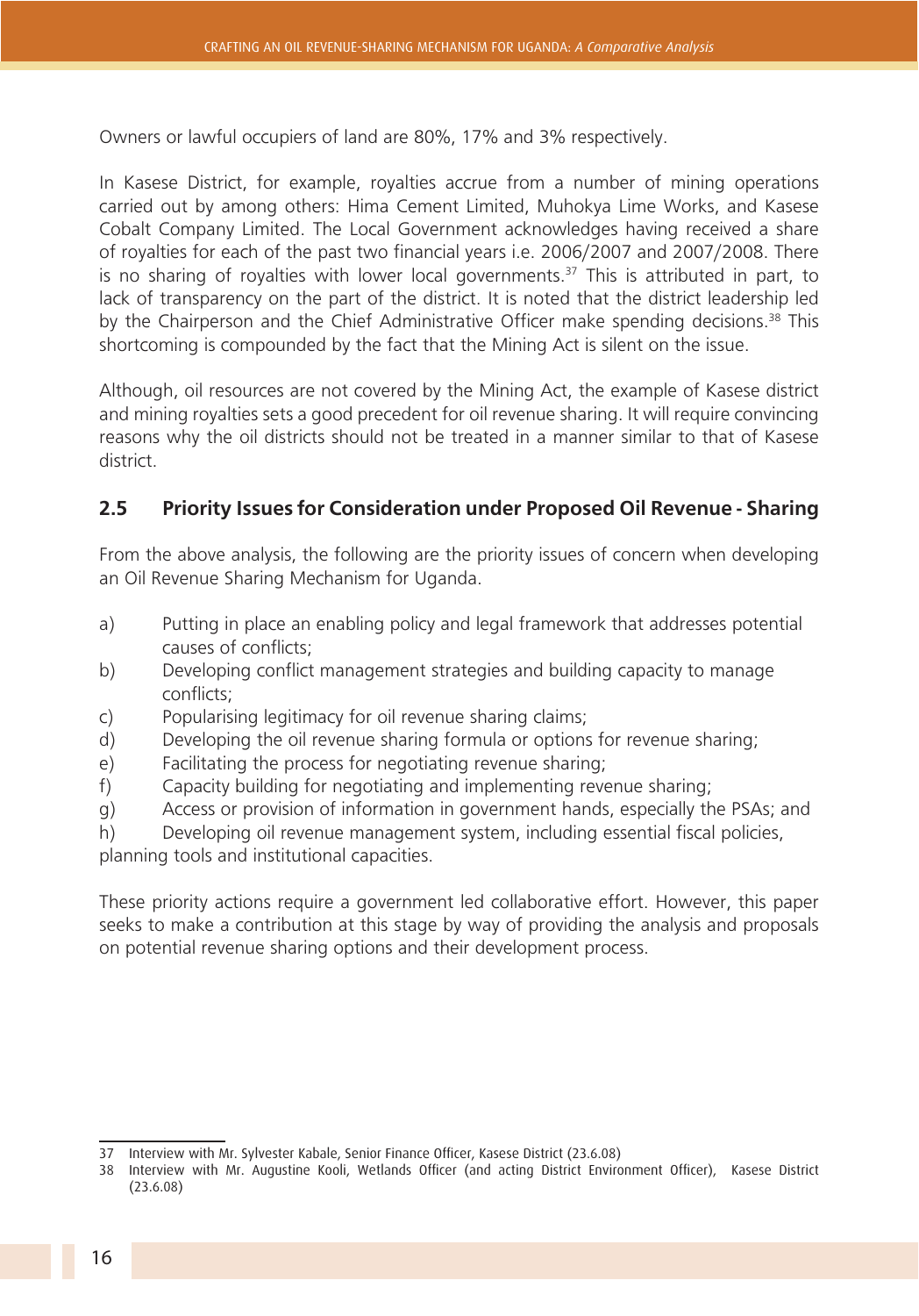Owners or lawful occupiers of land are 80%, 17% and 3% respectively.

In Kasese District, for example, royalties accrue from a number of mining operations carried out by among others: Hima Cement Limited, Muhokya Lime Works, and Kasese Cobalt Company Limited. The Local Government acknowledges having received a share of royalties for each of the past two financial years i.e. 2006/2007 and 2007/2008. There is no sharing of royalties with lower local governments.[37] This is attributed in part, to lack of transparency on the part of the district. It is noted that the district leadership led by the Chairperson and the Chief Administrative Officer make spending decisions.[38] This shortcoming is compounded by the fact that the Mining Act is silent on the issue.

Although, oil resources are not covered by the Mining Act, the example of Kasese district and mining royalties sets a good precedent for oil revenue sharing. It will require convincing reasons why the oil districts should not be treated in a manner similar to that of Kasese district.

## 2.5 Priority Issues for Consideration under Proposed Oil Revenue - Sharing

From the above analysis, the following are the priority issues of concern when developing an Oil Revenue Sharing Mechanism for Uganda.

a) Putting in place an enabling policy and legal framework that addresses potential causes of conflicts;
b) Developing conflict management strategies and building capacity to manage conflicts;
c) Popularising legitimacy for oil revenue sharing claims;
d) Developing the oil revenue sharing formula or options for revenue sharing;
e) Facilitating the process for negotiating revenue sharing;
f) Capacity building for negotiating and implementing revenue sharing;
g) Access or provision of information in government hands, especially the PSAs; and
h) Developing oil revenue management system, including essential fiscal policies, planning tools and institutional capacities.

These priority actions require a government led collaborative effort. However, this paper seeks to make a contribution at this stage by way of providing the analysis and proposals on potential revenue sharing options and their development process.

37 Interview with Mr. Sylvester Kabale, Senior Finance Officer, Kasese District (23.6.08)

38 Interview with Mr. Augustine Kooli, Wetlands Officer (and acting District Environment Officer), Kasese District (23.6.08)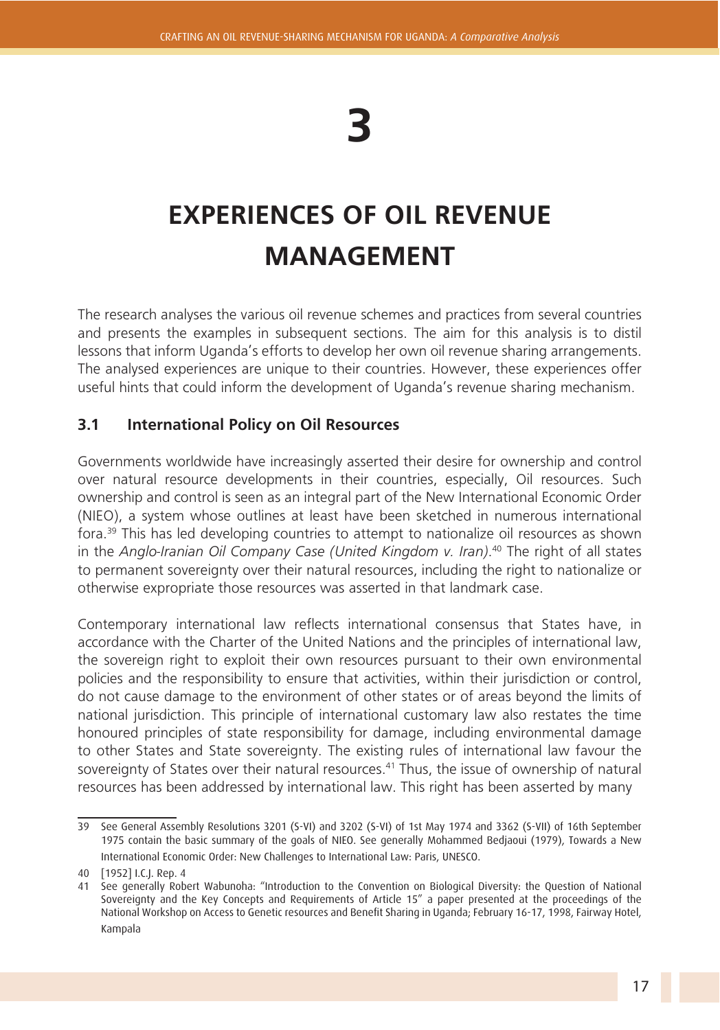# 3

# EXPERIENCES OF OIL REVENUE MANAGEMENT

The research analyses the various oil revenue schemes and practices from several countries and presents the examples in subsequent sections. The aim for this analysis is to distil lessons that inform Uganda's efforts to develop her own oil revenue sharing arrangements. The analysed experiences are unique to their countries. However, these experiences offer useful hints that could inform the development of Uganda's revenue sharing mechanism.

## 3.1 International Policy on Oil Resources

Governments worldwide have increasingly asserted their desire for ownership and control over natural resource developments in their countries, especially, Oil resources. Such ownership and control is seen as an integral part of the New International Economic Order (NIEO), a system whose outlines at least have been sketched in numerous international fora.[39] This has led developing countries to attempt to nationalize oil resources as shown in the *Anglo-Iranian Oil Company Case (United Kingdom v. Iran)*.[40] The right of all states to permanent sovereignty over their natural resources, including the right to nationalize or otherwise expropriate those resources was asserted in that landmark case.

Contemporary international law reflects international consensus that States have, in accordance with the Charter of the United Nations and the principles of international law, the sovereign right to exploit their own resources pursuant to their own environmental policies and the responsibility to ensure that activities, within their jurisdiction or control, do not cause damage to the environment of other states or of areas beyond the limits of national jurisdiction. This principle of international customary law also restates the time honoured principles of state responsibility for damage, including environmental damage to other States and State sovereignty. The existing rules of international law favour the sovereignty of States over their natural resources.[41] Thus, the issue of ownership of natural resources has been addressed by international law. This right has been asserted by many

---

39 See General Assembly Resolutions 3201 (S-VI) and 3202 (S-VI) of 1st May 1974 and 3362 (S-VII) of 16th September 1975 contain the basic summary of the goals of NIEO. See generally Mohammed Bedjaoui (1979), Towards a New International Economic Order: New Challenges to International Law: Paris, UNESCO.

40 [1952] I.C.J. Rep. 4

41 See generally Robert Wabunoha: "Introduction to the Convention on Biological Diversity: the Question of National Sovereignty and the Key Concepts and Requirements of Article 15" a paper presented at the proceedings of the National Workshop on Access to Genetic resources and Benefit Sharing in Uganda; February 16-17, 1998, Fairway Hotel, Kampala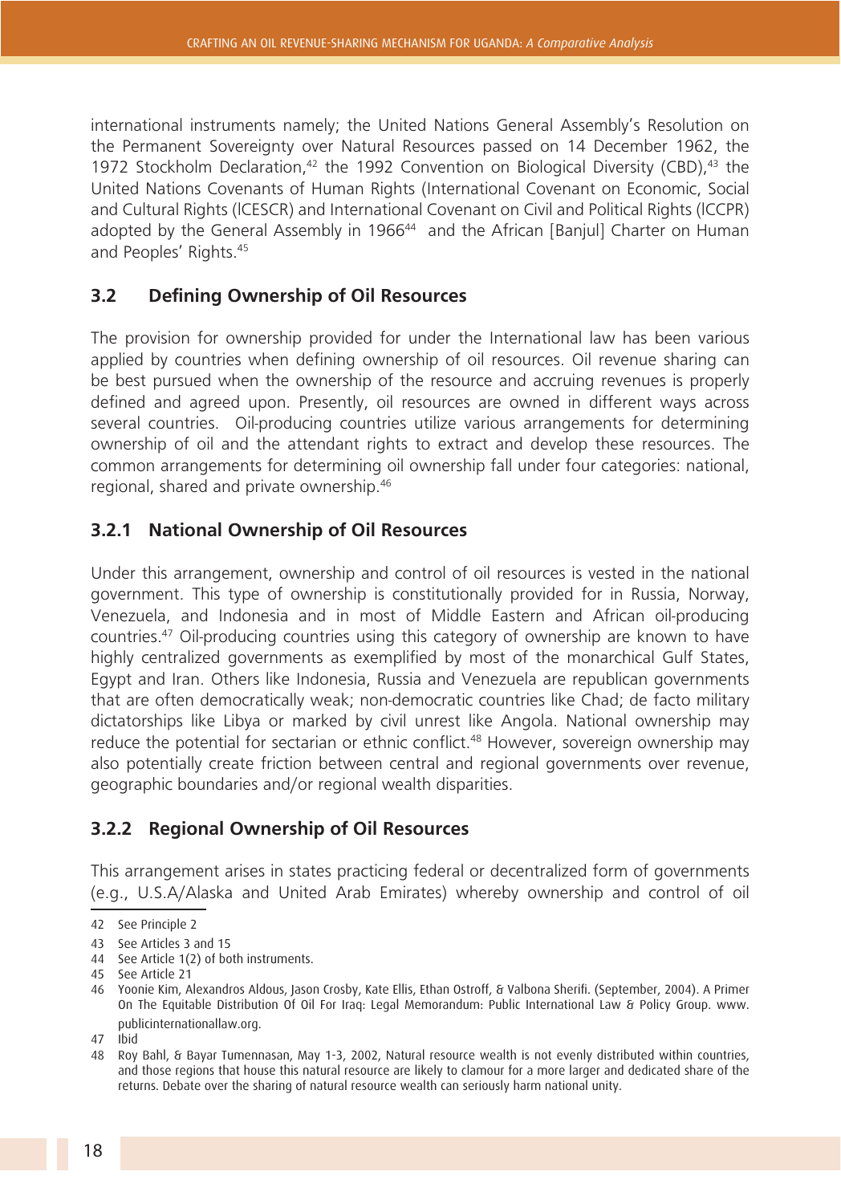international instruments namely; the United Nations General Assembly's Resolution on the Permanent Sovereignty over Natural Resources passed on 14 December 1962, the 1972 Stockholm Declaration,[42] the 1992 Convention on Biological Diversity (CBD),[43] the United Nations Covenants of Human Rights (International Covenant on Economic, Social and Cultural Rights (lCESCR) and International Covenant on Civil and Political Rights (lCCPR) adopted by the General Assembly in 1966[44] and the African [Banjul] Charter on Human and Peoples' Rights.[45]

### 3.2 Defining Ownership of Oil Resources

The provision for ownership provided for under the International law has been various applied by countries when defining ownership of oil resources. Oil revenue sharing can be best pursued when the ownership of the resource and accruing revenues is properly defined and agreed upon. Presently, oil resources are owned in different ways across several countries. Oil-producing countries utilize various arrangements for determining ownership of oil and the attendant rights to extract and develop these resources. The common arrangements for determining oil ownership fall under four categories: national, regional, shared and private ownership.[46]

#### 3.2.1 National Ownership of Oil Resources

Under this arrangement, ownership and control of oil resources is vested in the national government. This type of ownership is constitutionally provided for in Russia, Norway, Venezuela, and Indonesia and in most of Middle Eastern and African oil-producing countries.[47] Oil-producing countries using this category of ownership are known to have highly centralized governments as exemplified by most of the monarchical Gulf States, Egypt and Iran. Others like Indonesia, Russia and Venezuela are republican governments that are often democratically weak; non-democratic countries like Chad; de facto military dictatorships like Libya or marked by civil unrest like Angola. National ownership may reduce the potential for sectarian or ethnic conflict.[48] However, sovereign ownership may also potentially create friction between central and regional governments over revenue, geographic boundaries and/or regional wealth disparities.

#### 3.2.2 Regional Ownership of Oil Resources

This arrangement arises in states practicing federal or decentralized form of governments (e.g., U.S.A/Alaska and United Arab Emirates) whereby ownership and control of oil

---

42 See Principle 2

43 See Articles 3 and 15

44 See Article 1(2) of both instruments.

45 See Article 21

46 Yoonie Kim, Alexandros Aldous, Jason Crosby, Kate Ellis, Ethan Ostroff, & Valbona Sherifi. (September, 2004). A Primer On The Equitable Distribution Of Oil For Iraq: Legal Memorandum: Public International Law & Policy Group. www.publicinternationallaw.org.

47 Ibid

48 Roy Bahl, & Bayar Tumennasan, May 1-3, 2002, Natural resource wealth is not evenly distributed within countries, and those regions that house this natural resource are likely to clamour for a more larger and dedicated share of the returns. Debate over the sharing of natural resource wealth can seriously harm national unity.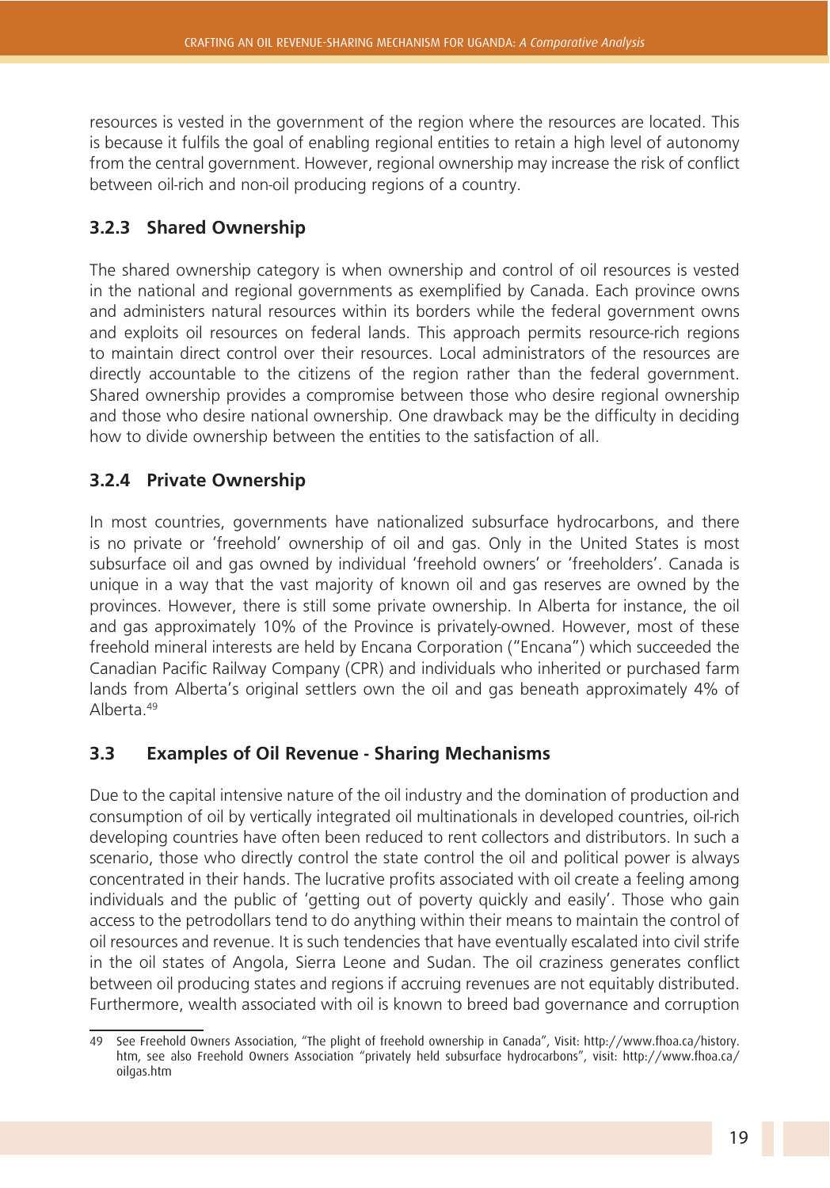resources is vested in the government of the region where the resources are located. This is because it fulfils the goal of enabling regional entities to retain a high level of autonomy from the central government. However, regional ownership may increase the risk of conflict between oil-rich and non-oil producing regions of a country.

### 3.2.3 Shared Ownership

The shared ownership category is when ownership and control of oil resources is vested in the national and regional governments as exemplified by Canada. Each province owns and administers natural resources within its borders while the federal government owns and exploits oil resources on federal lands. This approach permits resource-rich regions to maintain direct control over their resources. Local administrators of the resources are directly accountable to the citizens of the region rather than the federal government. Shared ownership provides a compromise between those who desire regional ownership and those who desire national ownership. One drawback may be the difficulty in deciding how to divide ownership between the entities to the satisfaction of all.

### 3.2.4 Private Ownership

In most countries, governments have nationalized subsurface hydrocarbons, and there is no private or 'freehold' ownership of oil and gas. Only in the United States is most subsurface oil and gas owned by individual 'freehold owners' or 'freeholders'. Canada is unique in a way that the vast majority of known oil and gas reserves are owned by the provinces. However, there is still some private ownership. In Alberta for instance, the oil and gas approximately 10% of the Province is privately-owned. However, most of these freehold mineral interests are held by Encana Corporation ("Encana") which succeeded the Canadian Pacific Railway Company (CPR) and individuals who inherited or purchased farm lands from Alberta's original settlers own the oil and gas beneath approximately 4% of Alberta.[49]

## 3.3 Examples of Oil Revenue - Sharing Mechanisms

Due to the capital intensive nature of the oil industry and the domination of production and consumption of oil by vertically integrated oil multinationals in developed countries, oil-rich developing countries have often been reduced to rent collectors and distributors. In such a scenario, those who directly control the state control the oil and political power is always concentrated in their hands. The lucrative profits associated with oil create a feeling among individuals and the public of 'getting out of poverty quickly and easily'. Those who gain access to the petrodollars tend to do anything within their means to maintain the control of oil resources and revenue. It is such tendencies that have eventually escalated into civil strife in the oil states of Angola, Sierra Leone and Sudan. The oil craziness generates conflict between oil producing states and regions if accruing revenues are not equitably distributed. Furthermore, wealth associated with oil is known to breed bad governance and corruption

---

49 See Freehold Owners Association, "The plight of freehold ownership in Canada", Visit: http://www.fhoa.ca/history.htm, see also Freehold Owners Association "privately held subsurface hydrocarbons", visit: http://www.fhoa.ca/oilgas.htm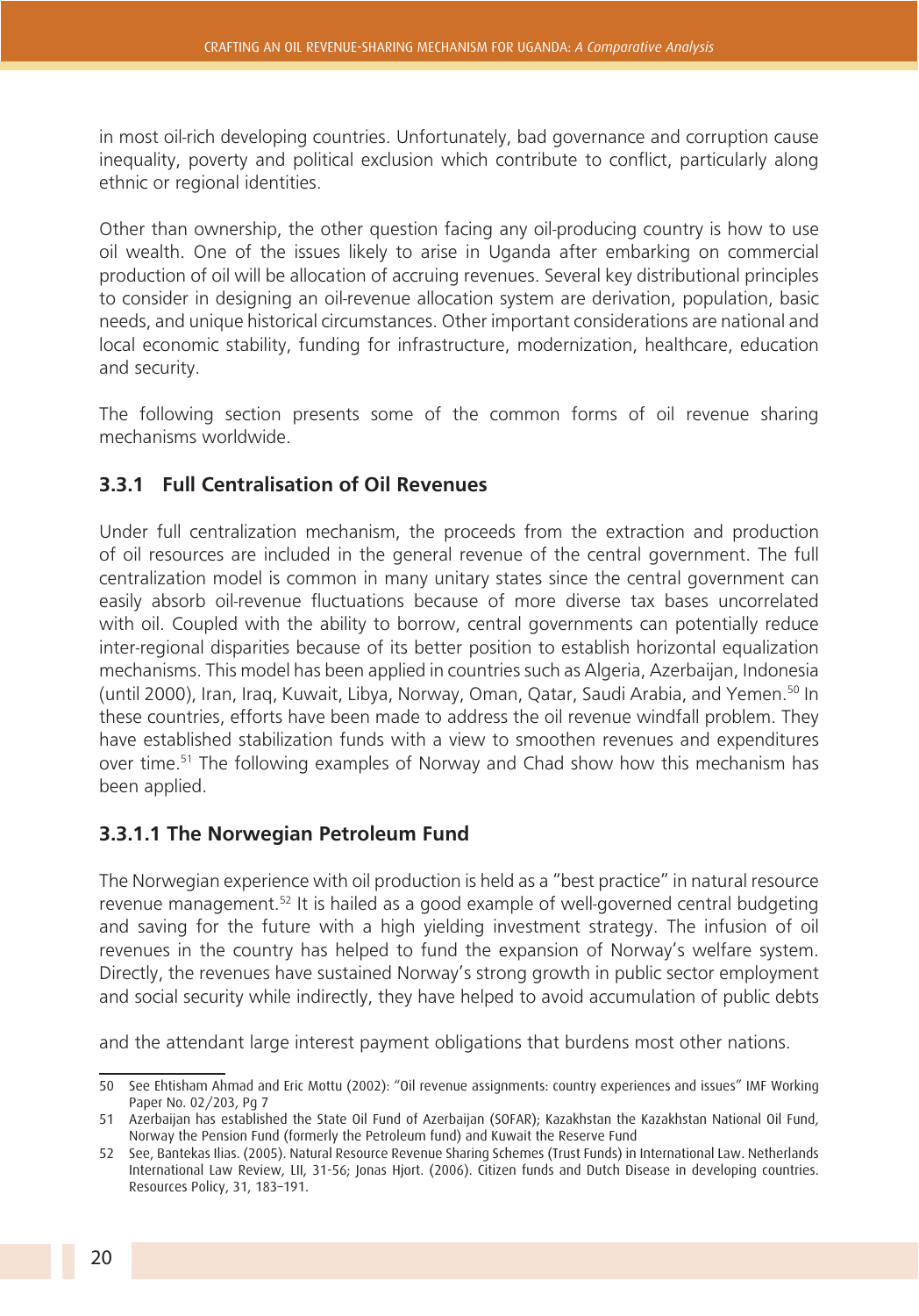in most oil-rich developing countries. Unfortunately, bad governance and corruption cause inequality, poverty and political exclusion which contribute to conflict, particularly along ethnic or regional identities.

Other than ownership, the other question facing any oil-producing country is how to use oil wealth. One of the issues likely to arise in Uganda after embarking on commercial production of oil will be allocation of accruing revenues. Several key distributional principles to consider in designing an oil-revenue allocation system are derivation, population, basic needs, and unique historical circumstances. Other important considerations are national and local economic stability, funding for infrastructure, modernization, healthcare, education and security.

The following section presents some of the common forms of oil revenue sharing mechanisms worldwide.

### 3.3.1 Full Centralisation of Oil Revenues

Under full centralization mechanism, the proceeds from the extraction and production of oil resources are included in the general revenue of the central government. The full centralization model is common in many unitary states since the central government can easily absorb oil-revenue fluctuations because of more diverse tax bases uncorrelated with oil. Coupled with the ability to borrow, central governments can potentially reduce inter-regional disparities because of its better position to establish horizontal equalization mechanisms. This model has been applied in countries such as Algeria, Azerbaijan, Indonesia (until 2000), Iran, Iraq, Kuwait, Libya, Norway, Oman, Qatar, Saudi Arabia, and Yemen.[50] In these countries, efforts have been made to address the oil revenue windfall problem. They have established stabilization funds with a view to smoothen revenues and expenditures over time.[51] The following examples of Norway and Chad show how this mechanism has been applied.

#### 3.3.1.1 The Norwegian Petroleum Fund

The Norwegian experience with oil production is held as a "best practice" in natural resource revenue management.[52] It is hailed as a good example of well-governed central budgeting and saving for the future with a high yielding investment strategy. The infusion of oil revenues in the country has helped to fund the expansion of Norway's welfare system. Directly, the revenues have sustained Norway's strong growth in public sector employment and social security while indirectly, they have helped to avoid accumulation of public debts

and the attendant large interest payment obligations that burdens most other nations.

---

50 See Ehtisham Ahmad and Eric Mottu (2002): "Oil revenue assignments: country experiences and issues" IMF Working Paper No. 02/203, Pg 7

51 Azerbaijan has established the State Oil Fund of Azerbaijan (SOFAR); Kazakhstan the Kazakhstan National Oil Fund, Norway the Pension Fund (formerly the Petroleum fund) and Kuwait the Reserve Fund

52 See, Bantekas Ilias. (2005). Natural Resource Revenue Sharing Schemes (Trust Funds) in International Law. Netherlands International Law Review, LII, 31-56; Jonas Hjort. (2006). Citizen funds and Dutch Disease in developing countries. Resources Policy, 31, 183–191.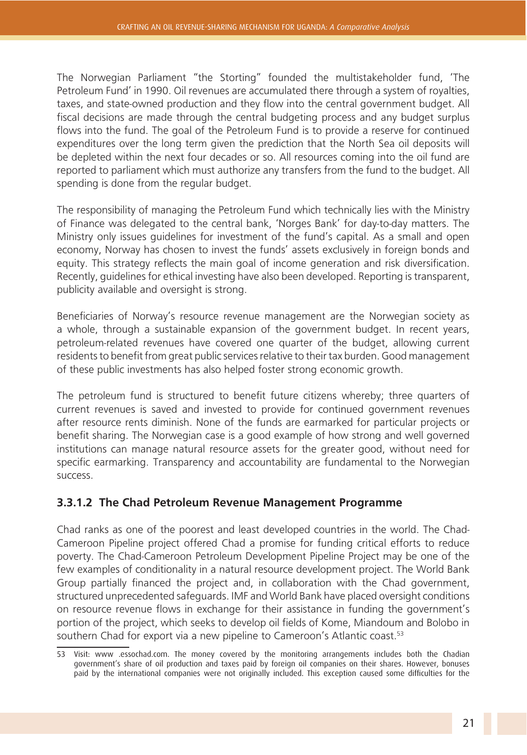The Norwegian Parliament "the Storting" founded the multistakeholder fund, 'The Petroleum Fund' in 1990. Oil revenues are accumulated there through a system of royalties, taxes, and state-owned production and they flow into the central government budget. All fiscal decisions are made through the central budgeting process and any budget surplus flows into the fund. The goal of the Petroleum Fund is to provide a reserve for continued expenditures over the long term given the prediction that the North Sea oil deposits will be depleted within the next four decades or so. All resources coming into the oil fund are reported to parliament which must authorize any transfers from the fund to the budget. All spending is done from the regular budget.

The responsibility of managing the Petroleum Fund which technically lies with the Ministry of Finance was delegated to the central bank, 'Norges Bank' for day-to-day matters. The Ministry only issues guidelines for investment of the fund's capital. As a small and open economy, Norway has chosen to invest the funds' assets exclusively in foreign bonds and equity. This strategy reflects the main goal of income generation and risk diversification. Recently, guidelines for ethical investing have also been developed. Reporting is transparent, publicity available and oversight is strong.

Beneficiaries of Norway's resource revenue management are the Norwegian society as a whole, through a sustainable expansion of the government budget. In recent years, petroleum-related revenues have covered one quarter of the budget, allowing current residents to benefit from great public services relative to their tax burden. Good management of these public investments has also helped foster strong economic growth.

The petroleum fund is structured to benefit future citizens whereby; three quarters of current revenues is saved and invested to provide for continued government revenues after resource rents diminish. None of the funds are earmarked for particular projects or benefit sharing. The Norwegian case is a good example of how strong and well governed institutions can manage natural resource assets for the greater good, without need for specific earmarking. Transparency and accountability are fundamental to the Norwegian success.

#### 3.3.1.2 The Chad Petroleum Revenue Management Programme

Chad ranks as one of the poorest and least developed countries in the world. The Chad-Cameroon Pipeline project offered Chad a promise for funding critical efforts to reduce poverty. The Chad-Cameroon Petroleum Development Pipeline Project may be one of the few examples of conditionality in a natural resource development project. The World Bank Group partially financed the project and, in collaboration with the Chad government, structured unprecedented safeguards. IMF and World Bank have placed oversight conditions on resource revenue flows in exchange for their assistance in funding the government's portion of the project, which seeks to develop oil fields of Kome, Miandoum and Bolobo in southern Chad for export via a new pipeline to Cameroon's Atlantic coast.[53]

[53] Visit: www .essochad.com. The money covered by the monitoring arrangements includes both the Chadian government's share of oil production and taxes paid by foreign oil companies on their shares. However, bonuses paid by the international companies were not originally included. This exception caused some difficulties for the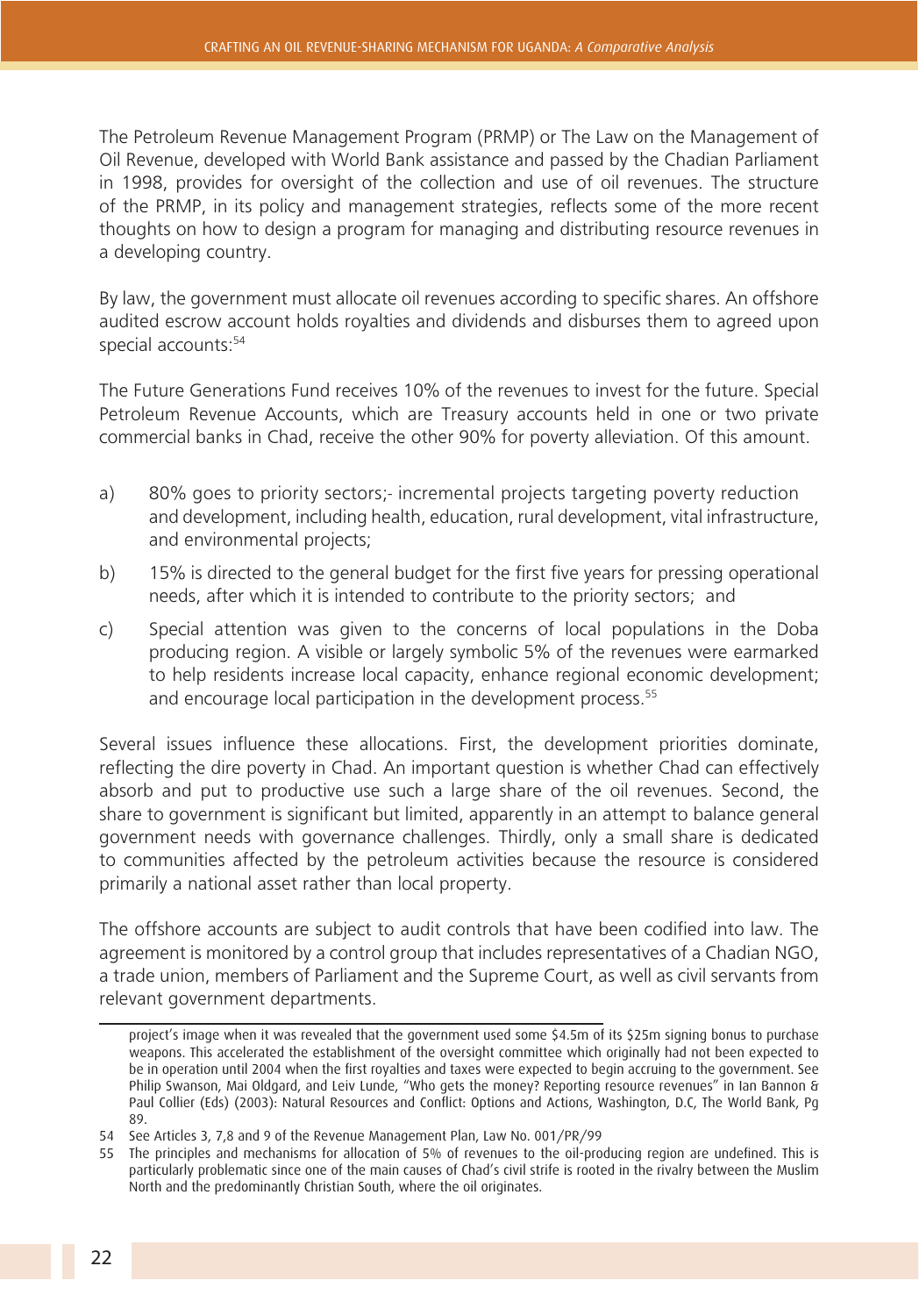The Petroleum Revenue Management Program (PRMP) or The Law on the Management of Oil Revenue, developed with World Bank assistance and passed by the Chadian Parliament in 1998, provides for oversight of the collection and use of oil revenues. The structure of the PRMP, in its policy and management strategies, reflects some of the more recent thoughts on how to design a program for managing and distributing resource revenues in a developing country.

By law, the government must allocate oil revenues according to specific shares. An offshore audited escrow account holds royalties and dividends and disburses them to agreed upon special accounts:[54]

The Future Generations Fund receives 10% of the revenues to invest for the future. Special Petroleum Revenue Accounts, which are Treasury accounts held in one or two private commercial banks in Chad, receive the other 90% for poverty alleviation. Of this amount.

a) 80% goes to priority sectors;- incremental projects targeting poverty reduction and development, including health, education, rural development, vital infrastructure, and environmental projects;

b) 15% is directed to the general budget for the first five years for pressing operational needs, after which it is intended to contribute to the priority sectors; and

c) Special attention was given to the concerns of local populations in the Doba producing region. A visible or largely symbolic 5% of the revenues were earmarked to help residents increase local capacity, enhance regional economic development; and encourage local participation in the development process.[55]

Several issues influence these allocations. First, the development priorities dominate, reflecting the dire poverty in Chad. An important question is whether Chad can effectively absorb and put to productive use such a large share of the oil revenues. Second, the share to government is significant but limited, apparently in an attempt to balance general government needs with governance challenges. Thirdly, only a small share is dedicated to communities affected by the petroleum activities because the resource is considered primarily a national asset rather than local property.

The offshore accounts are subject to audit controls that have been codified into law. The agreement is monitored by a control group that includes representatives of a Chadian NGO, a trade union, members of Parliament and the Supreme Court, as well as civil servants from relevant government departments.

---

project's image when it was revealed that the government used some $4.5m of its $25m signing bonus to purchase weapons. This accelerated the establishment of the oversight committee which originally had not been expected to be in operation until 2004 when the first royalties and taxes were expected to begin accruing to the government. See Philip Swanson, Mai Oldgard, and Leiv Lunde, "Who gets the money? Reporting resource revenues" in Ian Bannon & Paul Collier (Eds) (2003): Natural Resources and Conflict: Options and Actions, Washington, D.C, The World Bank, Pg 89.

54 See Articles 3, 7,8 and 9 of the Revenue Management Plan, Law No. 001/PR/99

55 The principles and mechanisms for allocation of 5% of revenues to the oil-producing region are undefined. This is particularly problematic since one of the main causes of Chad's civil strife is rooted in the rivalry between the Muslim North and the predominantly Christian South, where the oil originates.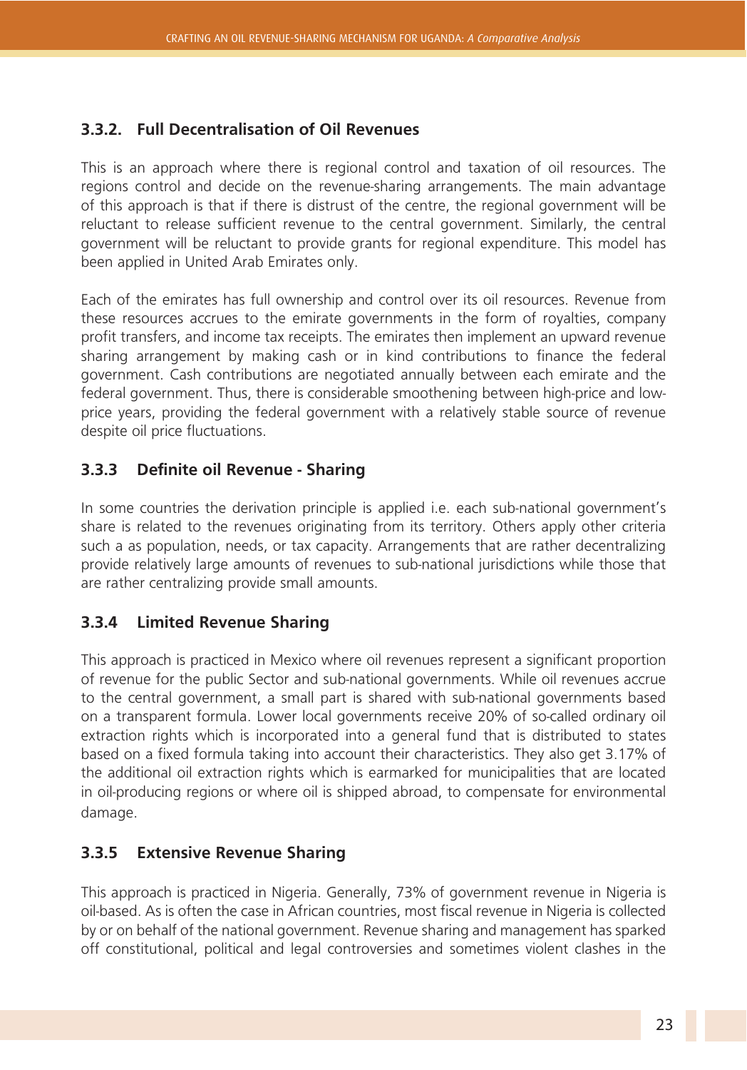### 3.3.2. Full Decentralisation of Oil Revenues

This is an approach where there is regional control and taxation of oil resources. The regions control and decide on the revenue-sharing arrangements. The main advantage of this approach is that if there is distrust of the centre, the regional government will be reluctant to release sufficient revenue to the central government. Similarly, the central government will be reluctant to provide grants for regional expenditure. This model has been applied in United Arab Emirates only.

Each of the emirates has full ownership and control over its oil resources. Revenue from these resources accrues to the emirate governments in the form of royalties, company profit transfers, and income tax receipts. The emirates then implement an upward revenue sharing arrangement by making cash or in kind contributions to finance the federal government. Cash contributions are negotiated annually between each emirate and the federal government. Thus, there is considerable smoothening between high-price and low-price years, providing the federal government with a relatively stable source of revenue despite oil price fluctuations.

### 3.3.3 Definite oil Revenue - Sharing

In some countries the derivation principle is applied i.e. each sub-national government's share is related to the revenues originating from its territory. Others apply other criteria such a as population, needs, or tax capacity. Arrangements that are rather decentralizing provide relatively large amounts of revenues to sub-national jurisdictions while those that are rather centralizing provide small amounts.

### 3.3.4 Limited Revenue Sharing

This approach is practiced in Mexico where oil revenues represent a significant proportion of revenue for the public Sector and sub-national governments. While oil revenues accrue to the central government, a small part is shared with sub-national governments based on a transparent formula. Lower local governments receive 20% of so-called ordinary oil extraction rights which is incorporated into a general fund that is distributed to states based on a fixed formula taking into account their characteristics. They also get 3.17% of the additional oil extraction rights which is earmarked for municipalities that are located in oil-producing regions or where oil is shipped abroad, to compensate for environmental damage.

### 3.3.5 Extensive Revenue Sharing

This approach is practiced in Nigeria. Generally, 73% of government revenue in Nigeria is oil-based. As is often the case in African countries, most fiscal revenue in Nigeria is collected by or on behalf of the national government. Revenue sharing and management has sparked off constitutional, political and legal controversies and sometimes violent clashes in the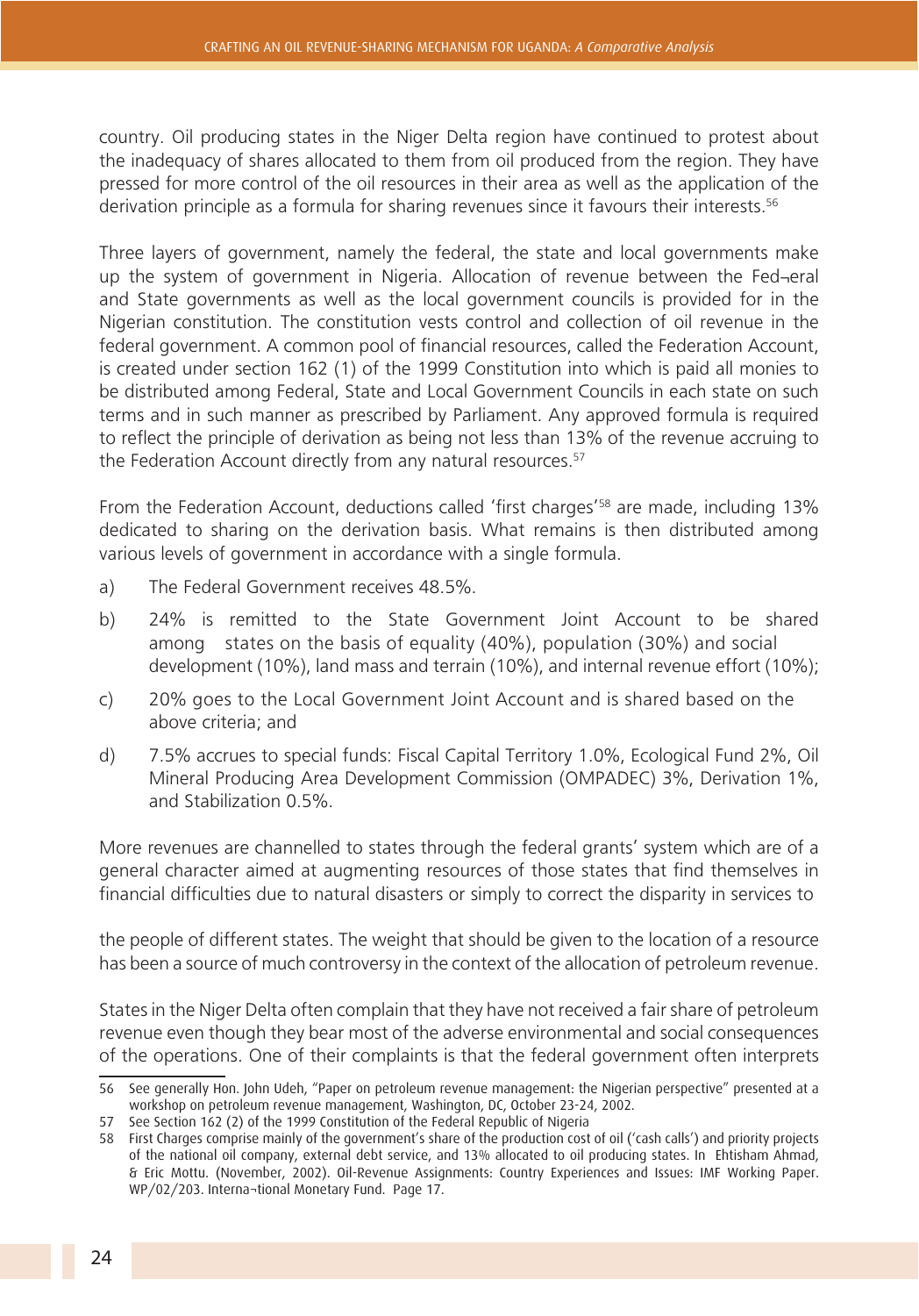country. Oil producing states in the Niger Delta region have continued to protest about the inadequacy of shares allocated to them from oil produced from the region. They have pressed for more control of the oil resources in their area as well as the application of the derivation principle as a formula for sharing revenues since it favours their interests.[56]

Three layers of government, namely the federal, the state and local governments make up the system of government in Nigeria. Allocation of revenue between the Fed¬eral and State governments as well as the local government councils is provided for in the Nigerian constitution. The constitution vests control and collection of oil revenue in the federal government. A common pool of financial resources, called the Federation Account, is created under section 162 (1) of the 1999 Constitution into which is paid all monies to be distributed among Federal, State and Local Government Councils in each state on such terms and in such manner as prescribed by Parliament. Any approved formula is required to reflect the principle of derivation as being not less than 13% of the revenue accruing to the Federation Account directly from any natural resources.[57]

From the Federation Account, deductions called 'first charges'[58] are made, including 13% dedicated to sharing on the derivation basis. What remains is then distributed among various levels of government in accordance with a single formula.

a) The Federal Government receives 48.5%.

b) 24% is remitted to the State Government Joint Account to be shared among states on the basis of equality (40%), population (30%) and social development (10%), land mass and terrain (10%), and internal revenue effort (10%);

c) 20% goes to the Local Government Joint Account and is shared based on the above criteria; and

d) 7.5% accrues to special funds: Fiscal Capital Territory 1.0%, Ecological Fund 2%, Oil Mineral Producing Area Development Commission (OMPADEC) 3%, Derivation 1%, and Stabilization 0.5%.

More revenues are channelled to states through the federal grants' system which are of a general character aimed at augmenting resources of those states that find themselves in financial difficulties due to natural disasters or simply to correct the disparity in services to the people of different states. The weight that should be given to the location of a resource has been a source of much controversy in the context of the allocation of petroleum revenue.

States in the Niger Delta often complain that they have not received a fair share of petroleum revenue even though they bear most of the adverse environmental and social consequences of the operations. One of their complaints is that the federal government often interprets

---

56 See generally Hon. John Udeh, "Paper on petroleum revenue management: the Nigerian perspective" presented at a workshop on petroleum revenue management, Washington, DC, October 23-24, 2002.

57 See Section 162 (2) of the 1999 Constitution of the Federal Republic of Nigeria

58 First Charges comprise mainly of the government's share of the production cost of oil ('cash calls') and priority projects of the national oil company, external debt service, and 13% allocated to oil producing states. In Ehtisham Ahmad, & Eric Mottu. (November, 2002). Oil-Revenue Assignments: Country Experiences and Issues: IMF Working Paper. WP/02/203. Interna¬tional Monetary Fund. Page 17.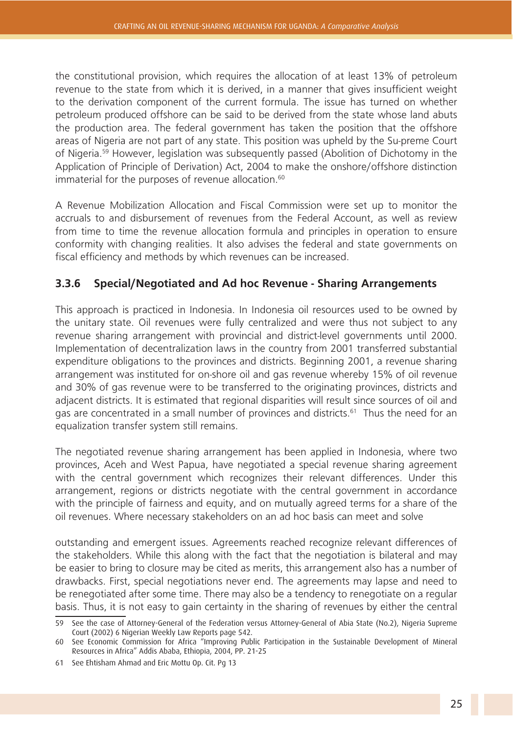the constitutional provision, which requires the allocation of at least 13% of petroleum revenue to the state from which it is derived, in a manner that gives insufficient weight to the derivation component of the current formula. The issue has turned on whether petroleum produced offshore can be said to be derived from the state whose land abuts the production area. The federal government has taken the position that the offshore areas of Nigeria are not part of any state. This position was upheld by the Su-preme Court of Nigeria.[59] However, legislation was subsequently passed (Abolition of Dichotomy in the Application of Principle of Derivation) Act, 2004 to make the onshore/offshore distinction immaterial for the purposes of revenue allocation.[60]

A Revenue Mobilization Allocation and Fiscal Commission were set up to monitor the accruals to and disbursement of revenues from the Federal Account, as well as review from time to time the revenue allocation formula and principles in operation to ensure conformity with changing realities. It also advises the federal and state governments on fiscal efficiency and methods by which revenues can be increased.

### 3.3.6 Special/Negotiated and Ad hoc Revenue - Sharing Arrangements

This approach is practiced in Indonesia. In Indonesia oil resources used to be owned by the unitary state. Oil revenues were fully centralized and were thus not subject to any revenue sharing arrangement with provincial and district-level governments until 2000. Implementation of decentralization laws in the country from 2001 transferred substantial expenditure obligations to the provinces and districts. Beginning 2001, a revenue sharing arrangement was instituted for on-shore oil and gas revenue whereby 15% of oil revenue and 30% of gas revenue were to be transferred to the originating provinces, districts and adjacent districts. It is estimated that regional disparities will result since sources of oil and gas are concentrated in a small number of provinces and districts.[61] Thus the need for an equalization transfer system still remains.

The negotiated revenue sharing arrangement has been applied in Indonesia, where two provinces, Aceh and West Papua, have negotiated a special revenue sharing agreement with the central government which recognizes their relevant differences. Under this arrangement, regions or districts negotiate with the central government in accordance with the principle of fairness and equity, and on mutually agreed terms for a share of the oil revenues. Where necessary stakeholders on an ad hoc basis can meet and solve outstanding and emergent issues. Agreements reached recognize relevant differences of the stakeholders. While this along with the fact that the negotiation is bilateral and may be easier to bring to closure may be cited as merits, this arrangement also has a number of drawbacks. First, special negotiations never end. The agreements may lapse and need to be renegotiated after some time. There may also be a tendency to renegotiate on a regular basis. Thus, it is not easy to gain certainty in the sharing of revenues by either the central

59 See the case of Attorney-General of the Federation versus Attorney-General of Abia State (No.2), Nigeria Supreme Court (2002) 6 Nigerian Weekly Law Reports page 542.

60 See Economic Commission for Africa "Improving Public Participation in the Sustainable Development of Mineral Resources in Africa" Addis Ababa, Ethiopia, 2004, PP. 21-25

61 See Ehtisham Ahmad and Eric Mottu Op. Cit. Pg 13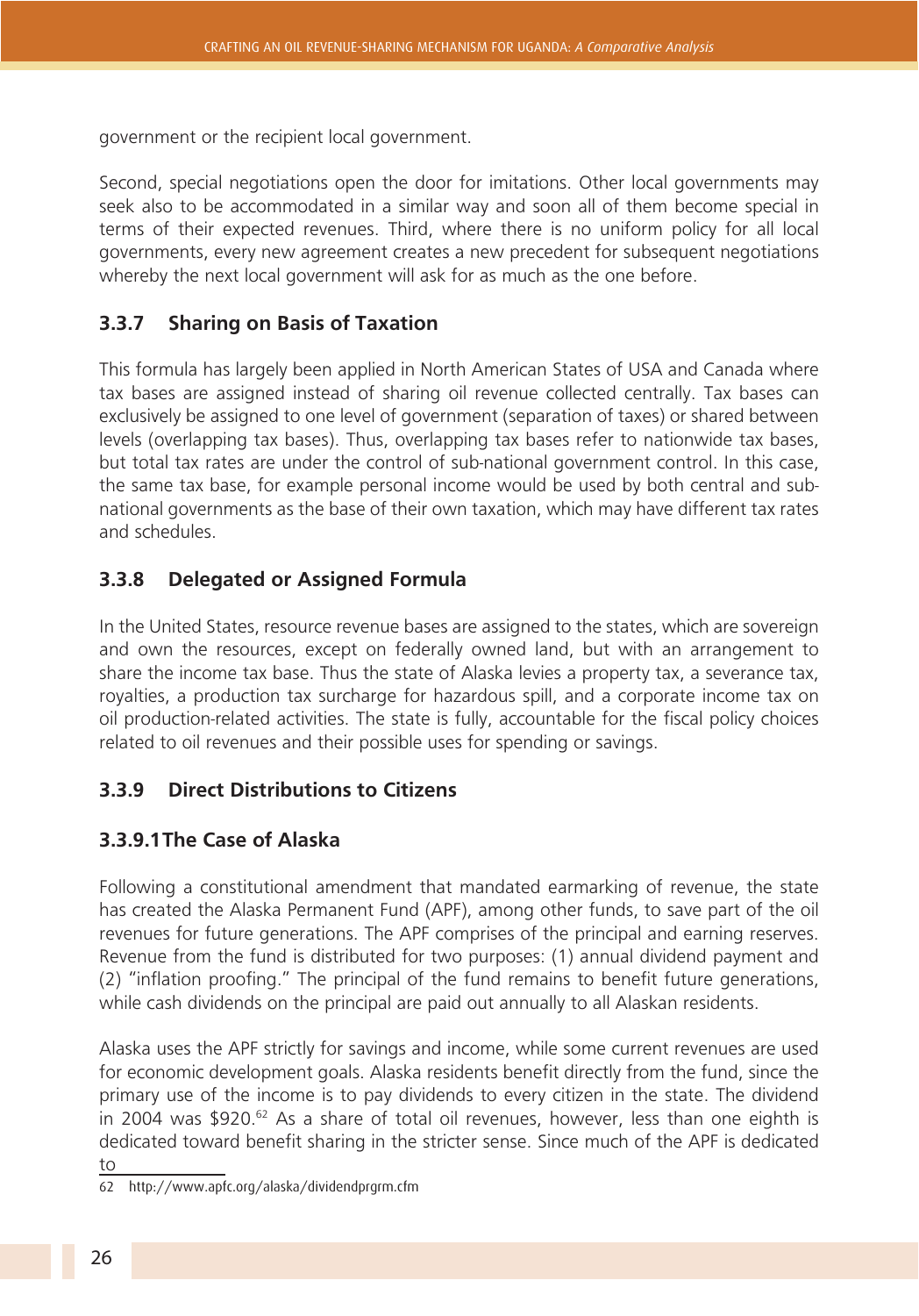government or the recipient local government.

Second, special negotiations open the door for imitations. Other local governments may seek also to be accommodated in a similar way and soon all of them become special in terms of their expected revenues. Third, where there is no uniform policy for all local governments, every new agreement creates a new precedent for subsequent negotiations whereby the next local government will ask for as much as the one before.

### 3.3.7 Sharing on Basis of Taxation

This formula has largely been applied in North American States of USA and Canada where tax bases are assigned instead of sharing oil revenue collected centrally. Tax bases can exclusively be assigned to one level of government (separation of taxes) or shared between levels (overlapping tax bases). Thus, overlapping tax bases refer to nationwide tax bases, but total tax rates are under the control of sub-national government control. In this case, the same tax base, for example personal income would be used by both central and sub-national governments as the base of their own taxation, which may have different tax rates and schedules.

### 3.3.8 Delegated or Assigned Formula

In the United States, resource revenue bases are assigned to the states, which are sovereign and own the resources, except on federally owned land, but with an arrangement to share the income tax base. Thus the state of Alaska levies a property tax, a severance tax, royalties, a production tax surcharge for hazardous spill, and a corporate income tax on oil production-related activities. The state is fully, accountable for the fiscal policy choices related to oil revenues and their possible uses for spending or savings.

### 3.3.9 Direct Distributions to Citizens

#### 3.3.9.1 The Case of Alaska

Following a constitutional amendment that mandated earmarking of revenue, the state has created the Alaska Permanent Fund (APF), among other funds, to save part of the oil revenues for future generations. The APF comprises of the principal and earning reserves. Revenue from the fund is distributed for two purposes: (1) annual dividend payment and (2) "inflation proofing." The principal of the fund remains to benefit future generations, while cash dividends on the principal are paid out annually to all Alaskan residents.

Alaska uses the APF strictly for savings and income, while some current revenues are used for economic development goals. Alaska residents benefit directly from the fund, since the primary use of the income is to pay dividends to every citizen in the state. The dividend in 2004 was $920.[62] As a share of total oil revenues, however, less than one eighth is dedicated toward benefit sharing in the stricter sense. Since much of the APF is dedicated to

62 http://www.apfc.org/alaska/dividendprgrm.cfm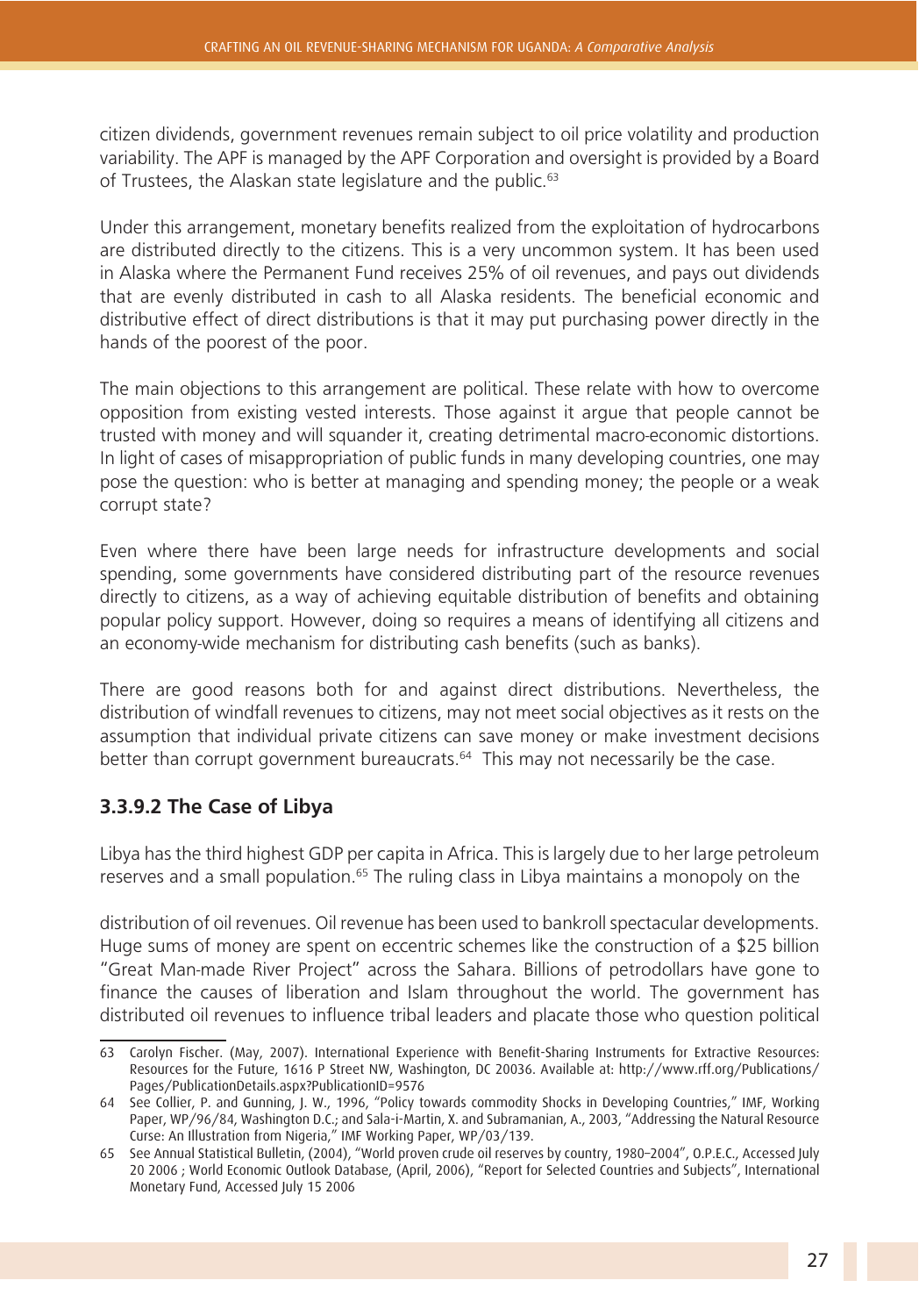citizen dividends, government revenues remain subject to oil price volatility and production variability. The APF is managed by the APF Corporation and oversight is provided by a Board of Trustees, the Alaskan state legislature and the public.[63]

Under this arrangement, monetary benefits realized from the exploitation of hydrocarbons are distributed directly to the citizens. This is a very uncommon system. It has been used in Alaska where the Permanent Fund receives 25% of oil revenues, and pays out dividends that are evenly distributed in cash to all Alaska residents. The beneficial economic and distributive effect of direct distributions is that it may put purchasing power directly in the hands of the poorest of the poor.

The main objections to this arrangement are political. These relate with how to overcome opposition from existing vested interests. Those against it argue that people cannot be trusted with money and will squander it, creating detrimental macro-economic distortions. In light of cases of misappropriation of public funds in many developing countries, one may pose the question: who is better at managing and spending money; the people or a weak corrupt state?

Even where there have been large needs for infrastructure developments and social spending, some governments have considered distributing part of the resource revenues directly to citizens, as a way of achieving equitable distribution of benefits and obtaining popular policy support. However, doing so requires a means of identifying all citizens and an economy-wide mechanism for distributing cash benefits (such as banks).

There are good reasons both for and against direct distributions. Nevertheless, the distribution of windfall revenues to citizens, may not meet social objectives as it rests on the assumption that individual private citizens can save money or make investment decisions better than corrupt government bureaucrats.[64] This may not necessarily be the case.

### 3.3.9.2 The Case of Libya

Libya has the third highest GDP per capita in Africa. This is largely due to her large petroleum reserves and a small population.[65] The ruling class in Libya maintains a monopoly on the distribution of oil revenues. Oil revenue has been used to bankroll spectacular developments. Huge sums of money are spent on eccentric schemes like the construction of a $25 billion "Great Man-made River Project" across the Sahara. Billions of petrodollars have gone to finance the causes of liberation and Islam throughout the world. The government has distributed oil revenues to influence tribal leaders and placate those who question political

---

63 Carolyn Fischer. (May, 2007). International Experience with Benefit-Sharing Instruments for Extractive Resources: Resources for the Future, 1616 P Street NW, Washington, DC 20036. Available at: http://www.rff.org/Publications/Pages/PublicationDetails.aspx?PublicationID=9576

64 See Collier, P. and Gunning, J. W., 1996, "Policy towards commodity Shocks in Developing Countries," IMF, Working Paper, WP/96/84, Washington D.C.; and Sala-i-Martin, X. and Subramanian, A., 2003, "Addressing the Natural Resource Curse: An Illustration from Nigeria," IMF Working Paper, WP/03/139.

65 See Annual Statistical Bulletin, (2004), "World proven crude oil reserves by country, 1980–2004", O.P.E.C., Accessed July 20 2006 ; World Economic Outlook Database, (April, 2006), "Report for Selected Countries and Subjects", International Monetary Fund, Accessed July 15 2006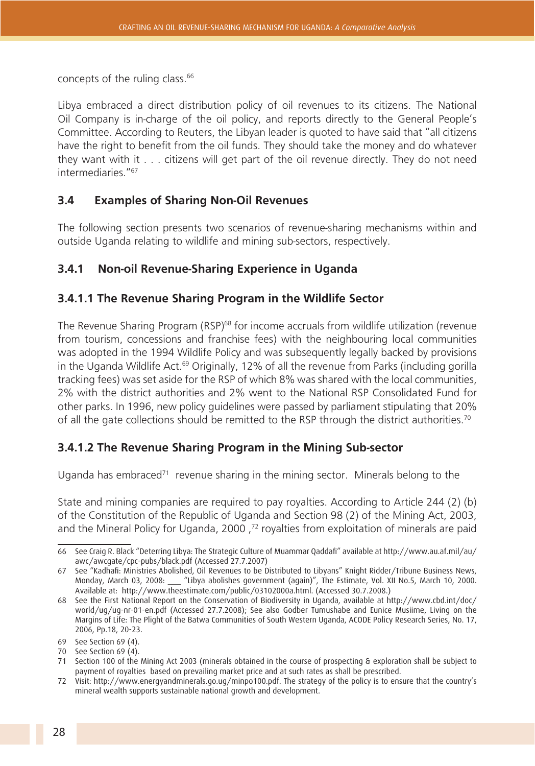concepts of the ruling class.[66]

Libya embraced a direct distribution policy of oil revenues to its citizens. The National Oil Company is in-charge of the oil policy, and reports directly to the General People's Committee. According to Reuters, the Libyan leader is quoted to have said that "all citizens have the right to benefit from the oil funds. They should take the money and do whatever they want with it . . . citizens will get part of the oil revenue directly. They do not need intermediaries."[67]

### 3.4 Examples of Sharing Non-Oil Revenues

The following section presents two scenarios of revenue-sharing mechanisms within and outside Uganda relating to wildlife and mining sub-sectors, respectively.

### 3.4.1 Non-oil Revenue-Sharing Experience in Uganda

#### 3.4.1.1 The Revenue Sharing Program in the Wildlife Sector

The Revenue Sharing Program (RSP)[68] for income accruals from wildlife utilization (revenue from tourism, concessions and franchise fees) with the neighbouring local communities was adopted in the 1994 Wildlife Policy and was subsequently legally backed by provisions in the Uganda Wildlife Act.[69] Originally, 12% of all the revenue from Parks (including gorilla tracking fees) was set aside for the RSP of which 8% was shared with the local communities, 2% with the district authorities and 2% went to the National RSP Consolidated Fund for other parks. In 1996, new policy guidelines were passed by parliament stipulating that 20% of all the gate collections should be remitted to the RSP through the district authorities.[70]

#### 3.4.1.2 The Revenue Sharing Program in the Mining Sub-sector

Uganda has embraced[71] revenue sharing in the mining sector. Minerals belong to the

State and mining companies are required to pay royalties. According to Article 244 (2) (b) of the Constitution of the Republic of Uganda and Section 98 (2) of the Mining Act, 2003, and the Mineral Policy for Uganda, 2000 ,[72] royalties from exploitation of minerals are paid

---

66 See Craig R. Black "Deterring Libya: The Strategic Culture of Muammar Qaddafi" available at http://www.au.af.mil/au/awc/awcgate/cpc-pubs/black.pdf (Accessed 27.7.2007)

67 See "Kadhafi: Ministries Abolished, Oil Revenues to be Distributed to Libyans" Knight Ridder/Tribune Business News, Monday, March 03, 2008: ___ "Libya abolishes government (again)", The Estimate, Vol. XII No.5, March 10, 2000. Available at: http://www.theestimate.com/public/03102000a.html. (Accessed 30.7.2008.)

68 See the First National Report on the Conservation of Biodiversity in Uganda, available at http://www.cbd.int/doc/world/ug/ug-nr-01-en.pdf (Accessed 27.7.2008); See also Godber Tumushabe and Eunice Musiime, Living on the Margins of Life: The Plight of the Batwa Communities of South Western Uganda, ACODE Policy Research Series, No. 17, 2006, Pp.18, 20-23.

69 See Section 69 (4).

70 See Section 69 (4).

71 Section 100 of the Mining Act 2003 (minerals obtained in the course of prospecting & exploration shall be subject to payment of royalties based on prevailing market price and at such rates as shall be prescribed.

72 Visit: http://www.energyandminerals.go.ug/minpo100.pdf. The strategy of the policy is to ensure that the country's mineral wealth supports sustainable national growth and development.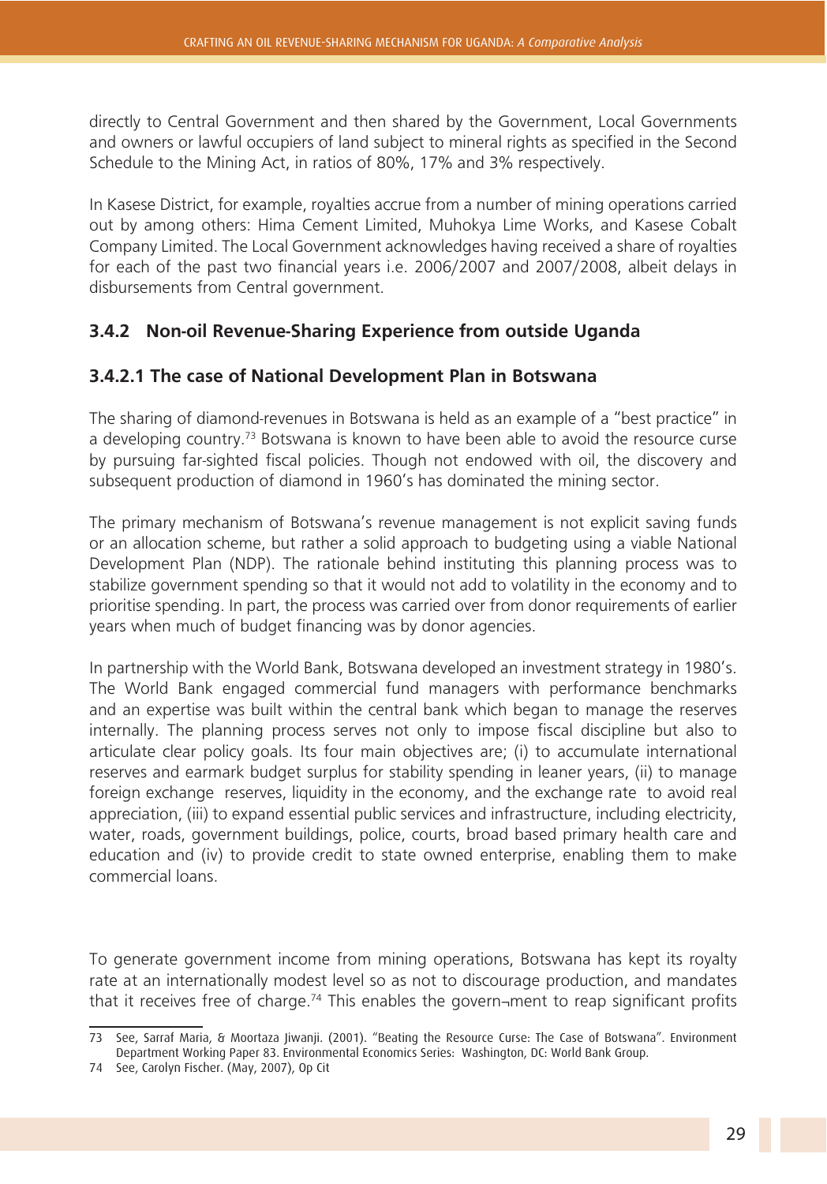directly to Central Government and then shared by the Government, Local Governments and owners or lawful occupiers of land subject to mineral rights as specified in the Second Schedule to the Mining Act, in ratios of 80%, 17% and 3% respectively.

In Kasese District, for example, royalties accrue from a number of mining operations carried out by among others: Hima Cement Limited, Muhokya Lime Works, and Kasese Cobalt Company Limited. The Local Government acknowledges having received a share of royalties for each of the past two financial years i.e. 2006/2007 and 2007/2008, albeit delays in disbursements from Central government.

### 3.4.2 Non-oil Revenue-Sharing Experience from outside Uganda

#### 3.4.2.1 The case of National Development Plan in Botswana

The sharing of diamond-revenues in Botswana is held as an example of a "best practice" in a developing country.[73] Botswana is known to have been able to avoid the resource curse by pursuing far-sighted fiscal policies. Though not endowed with oil, the discovery and subsequent production of diamond in 1960's has dominated the mining sector.

The primary mechanism of Botswana's revenue management is not explicit saving funds or an allocation scheme, but rather a solid approach to budgeting using a viable National Development Plan (NDP). The rationale behind instituting this planning process was to stabilize government spending so that it would not add to volatility in the economy and to prioritise spending. In part, the process was carried over from donor requirements of earlier years when much of budget financing was by donor agencies.

In partnership with the World Bank, Botswana developed an investment strategy in 1980's. The World Bank engaged commercial fund managers with performance benchmarks and an expertise was built within the central bank which began to manage the reserves internally. The planning process serves not only to impose fiscal discipline but also to articulate clear policy goals. Its four main objectives are; (i) to accumulate international reserves and earmark budget surplus for stability spending in leaner years, (ii) to manage foreign exchange reserves, liquidity in the economy, and the exchange rate to avoid real appreciation, (iii) to expand essential public services and infrastructure, including electricity, water, roads, government buildings, police, courts, broad based primary health care and education and (iv) to provide credit to state owned enterprise, enabling them to make commercial loans.

To generate government income from mining operations, Botswana has kept its royalty rate at an internationally modest level so as not to discourage production, and mandates that it receives free of charge.[74] This enables the govern¬ment to reap significant profits

---

73 See, Sarraf Maria, & Moortaza Jiwanji. (2001). "Beating the Resource Curse: The Case of Botswana". Environment Department Working Paper 83. Environmental Economics Series: Washington, DC: World Bank Group.

74 See, Carolyn Fischer. (May, 2007), Op Cit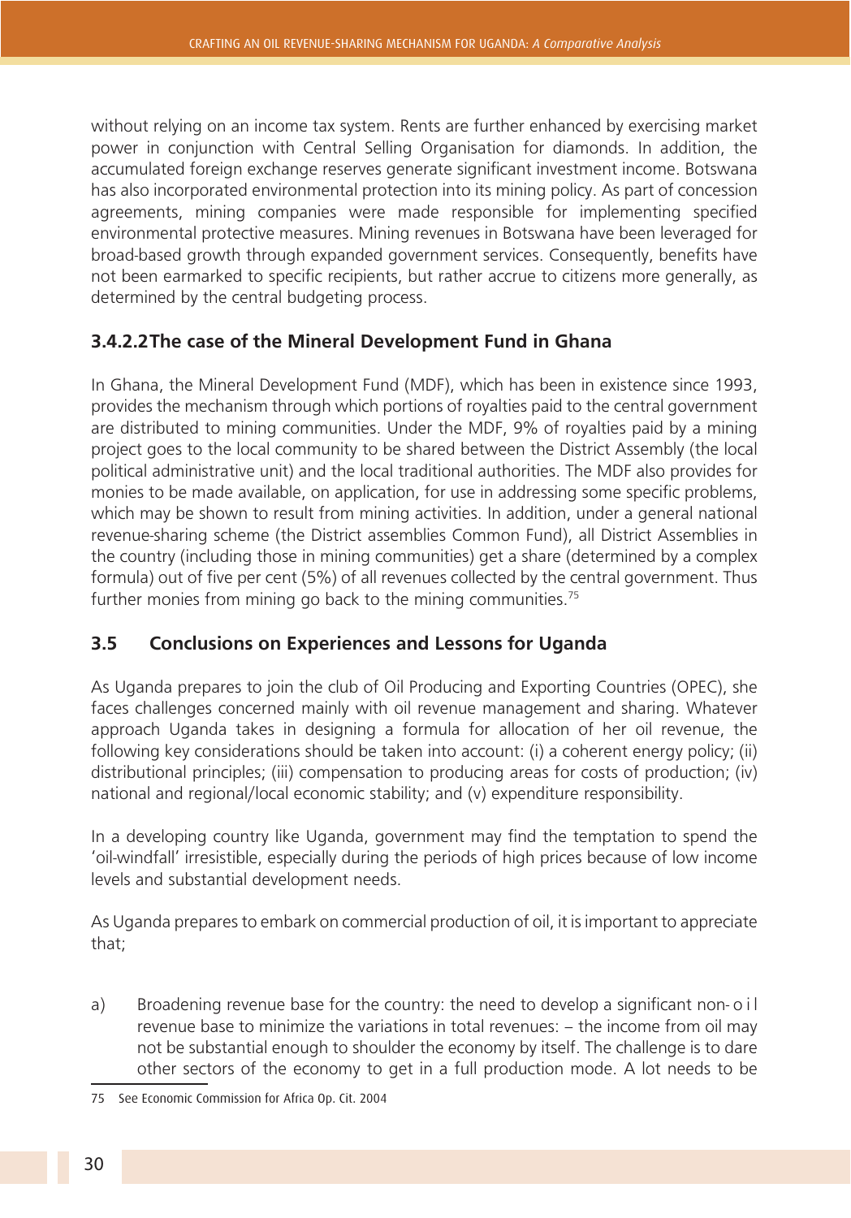without relying on an income tax system. Rents are further enhanced by exercising market power in conjunction with Central Selling Organisation for diamonds. In addition, the accumulated foreign exchange reserves generate significant investment income. Botswana has also incorporated environmental protection into its mining policy. As part of concession agreements, mining companies were made responsible for implementing specified environmental protective measures. Mining revenues in Botswana have been leveraged for broad-based growth through expanded government services. Consequently, benefits have not been earmarked to specific recipients, but rather accrue to citizens more generally, as determined by the central budgeting process.

#### 3.4.2.2 The case of the Mineral Development Fund in Ghana

In Ghana, the Mineral Development Fund (MDF), which has been in existence since 1993, provides the mechanism through which portions of royalties paid to the central government are distributed to mining communities. Under the MDF, 9% of royalties paid by a mining project goes to the local community to be shared between the District Assembly (the local political administrative unit) and the local traditional authorities. The MDF also provides for monies to be made available, on application, for use in addressing some specific problems, which may be shown to result from mining activities. In addition, under a general national revenue-sharing scheme (the District assemblies Common Fund), all District Assemblies in the country (including those in mining communities) get a share (determined by a complex formula) out of five per cent (5%) of all revenues collected by the central government. Thus further monies from mining go back to the mining communities.[75]

### 3.5 Conclusions on Experiences and Lessons for Uganda

As Uganda prepares to join the club of Oil Producing and Exporting Countries (OPEC), she faces challenges concerned mainly with oil revenue management and sharing. Whatever approach Uganda takes in designing a formula for allocation of her oil revenue, the following key considerations should be taken into account: (i) a coherent energy policy; (ii) distributional principles; (iii) compensation to producing areas for costs of production; (iv) national and regional/local economic stability; and (v) expenditure responsibility.

In a developing country like Uganda, government may find the temptation to spend the 'oil-windfall' irresistible, especially during the periods of high prices because of low income levels and substantial development needs.

As Uganda prepares to embark on commercial production of oil, it is important to appreciate that;

a) Broadening revenue base for the country: the need to develop a significant non-oil revenue base to minimize the variations in total revenues: – the income from oil may not be substantial enough to shoulder the economy by itself. The challenge is to dare other sectors of the economy to get in a full production mode. A lot needs to be

75 See Economic Commission for Africa Op. Cit. 2004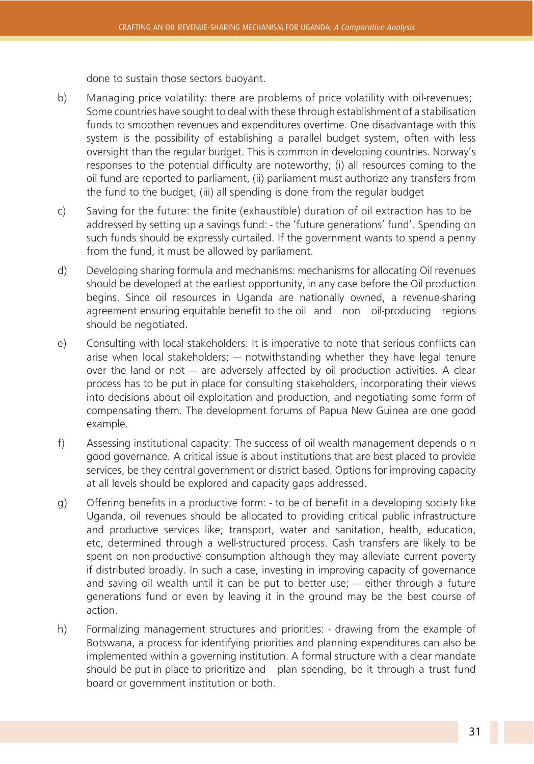done to sustain those sectors buoyant.

b) Managing price volatility: there are problems of price volatility with oil-revenues; Some countries have sought to deal with these through establishment of a stabilisation funds to smoothen revenues and expenditures overtime. One disadvantage with this system is the possibility of establishing a parallel budget system, often with less oversight than the regular budget. This is common in developing countries. Norway's responses to the potential difficulty are noteworthy; (i) all resources coming to the oil fund are reported to parliament, (ii) parliament must authorize any transfers from the fund to the budget, (iii) all spending is done from the regular budget

c) Saving for the future: the finite (exhaustible) duration of oil extraction has to be addressed by setting up a savings fund: - the 'future generations' fund'. Spending on such funds should be expressly curtailed. If the government wants to spend a penny from the fund, it must be allowed by parliament.

d) Developing sharing formula and mechanisms: mechanisms for allocating Oil revenues should be developed at the earliest opportunity, in any case before the Oil production begins. Since oil resources in Uganda are nationally owned, a revenue-sharing agreement ensuring equitable benefit to the oil and non oil-producing regions should be negotiated.

e) Consulting with local stakeholders: It is imperative to note that serious conflicts can arise when local stakeholders; — notwithstanding whether they have legal tenure over the land or not — are adversely affected by oil production activities. A clear process has to be put in place for consulting stakeholders, incorporating their views into decisions about oil exploitation and production, and negotiating some form of compensating them. The development forums of Papua New Guinea are one good example.

f) Assessing institutional capacity: The success of oil wealth management depends o n good governance. A critical issue is about institutions that are best placed to provide services, be they central government or district based. Options for improving capacity at all levels should be explored and capacity gaps addressed.

g) Offering benefits in a productive form: - to be of benefit in a developing society like Uganda, oil revenues should be allocated to providing critical public infrastructure and productive services like; transport, water and sanitation, health, education, etc, determined through a well-structured process. Cash transfers are likely to be spent on non-productive consumption although they may alleviate current poverty if distributed broadly. In such a case, investing in improving capacity of governance and saving oil wealth until it can be put to better use; — either through a future generations fund or even by leaving it in the ground may be the best course of action.

h) Formalizing management structures and priorities: - drawing from the example of Botswana, a process for identifying priorities and planning expenditures can also be implemented within a governing institution. A formal structure with a clear mandate should be put in place to prioritize and plan spending, be it through a trust fund board or government institution or both.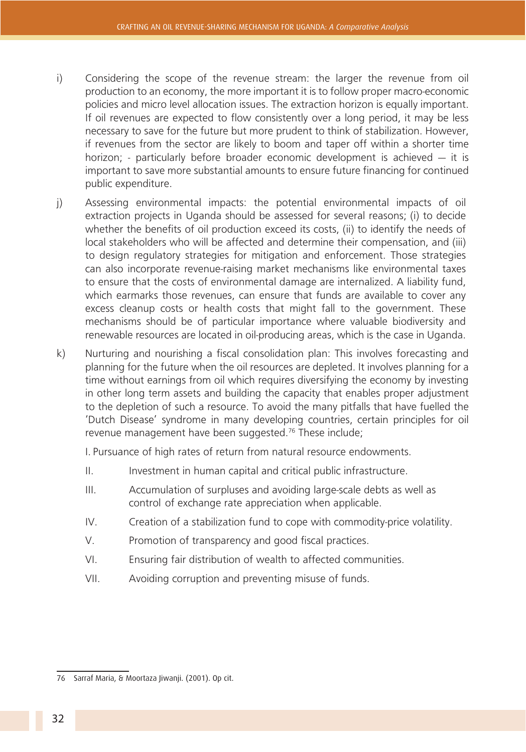i) Considering the scope of the revenue stream: the larger the revenue from oil production to an economy, the more important it is to follow proper macro-economic policies and micro level allocation issues. The extraction horizon is equally important. If oil revenues are expected to flow consistently over a long period, it may be less necessary to save for the future but more prudent to think of stabilization. However, if revenues from the sector are likely to boom and taper off within a shorter time horizon; - particularly before broader economic development is achieved — it is important to save more substantial amounts to ensure future financing for continued public expenditure.

j) Assessing environmental impacts: the potential environmental impacts of oil extraction projects in Uganda should be assessed for several reasons; (i) to decide whether the benefits of oil production exceed its costs, (ii) to identify the needs of local stakeholders who will be affected and determine their compensation, and (iii) to design regulatory strategies for mitigation and enforcement. Those strategies can also incorporate revenue-raising market mechanisms like environmental taxes to ensure that the costs of environmental damage are internalized. A liability fund, which earmarks those revenues, can ensure that funds are available to cover any excess cleanup costs or health costs that might fall to the government. These mechanisms should be of particular importance where valuable biodiversity and renewable resources are located in oil-producing areas, which is the case in Uganda.

k) Nurturing and nourishing a fiscal consolidation plan: This involves forecasting and planning for the future when the oil resources are depleted. It involves planning for a time without earnings from oil which requires diversifying the economy by investing in other long term assets and building the capacity that enables proper adjustment to the depletion of such a resource. To avoid the many pitfalls that have fuelled the 'Dutch Disease' syndrome in many developing countries, certain principles for oil revenue management have been suggested.[76] These include;

I. Pursuance of high rates of return from natural resource endowments.

II. Investment in human capital and critical public infrastructure.

III. Accumulation of surpluses and avoiding large-scale debts as well as control of exchange rate appreciation when applicable.

IV. Creation of a stabilization fund to cope with commodity-price volatility.

V. Promotion of transparency and good fiscal practices.

VI. Ensuring fair distribution of wealth to affected communities.

VII. Avoiding corruption and preventing misuse of funds.

---

76 Sarraf Maria, & Moortaza Jiwanji. (2001). Op cit.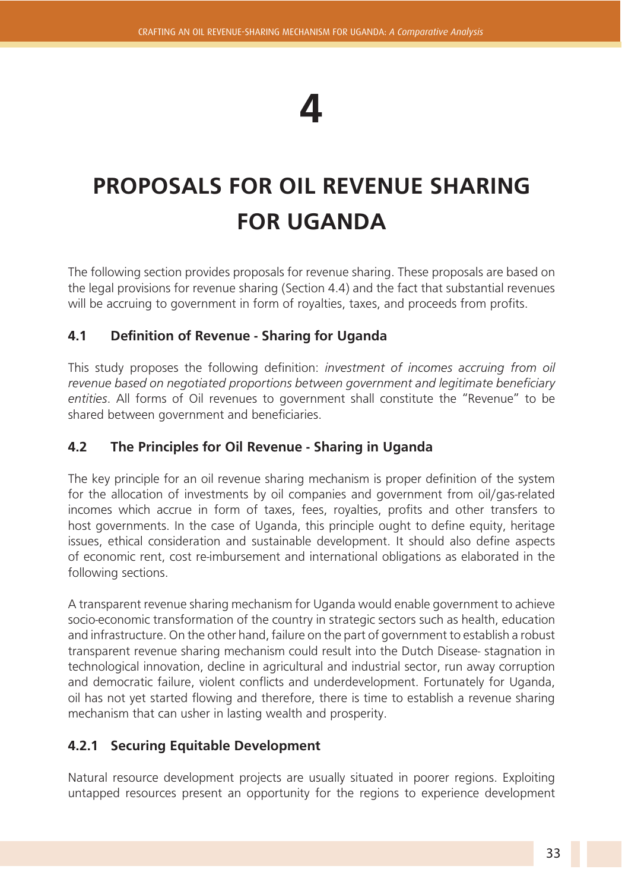# 4

# PROPOSALS FOR OIL REVENUE SHARING FOR UGANDA

The following section provides proposals for revenue sharing. These proposals are based on the legal provisions for revenue sharing (Section 4.4) and the fact that substantial revenues will be accruing to government in form of royalties, taxes, and proceeds from profits.

## 4.1 Definition of Revenue - Sharing for Uganda

This study proposes the following definition: *investment of incomes accruing from oil revenue based on negotiated proportions between government and legitimate beneficiary entities*. All forms of Oil revenues to government shall constitute the "Revenue" to be shared between government and beneficiaries.

## 4.2 The Principles for Oil Revenue - Sharing in Uganda

The key principle for an oil revenue sharing mechanism is proper definition of the system for the allocation of investments by oil companies and government from oil/gas-related incomes which accrue in form of taxes, fees, royalties, profits and other transfers to host governments. In the case of Uganda, this principle ought to define equity, heritage issues, ethical consideration and sustainable development. It should also define aspects of economic rent, cost re-imbursement and international obligations as elaborated in the following sections.

A transparent revenue sharing mechanism for Uganda would enable government to achieve socio-economic transformation of the country in strategic sectors such as health, education and infrastructure. On the other hand, failure on the part of government to establish a robust transparent revenue sharing mechanism could result into the Dutch Disease- stagnation in technological innovation, decline in agricultural and industrial sector, run away corruption and democratic failure, violent conflicts and underdevelopment. Fortunately for Uganda, oil has not yet started flowing and therefore, there is time to establish a revenue sharing mechanism that can usher in lasting wealth and prosperity.

### 4.2.1 Securing Equitable Development

Natural resource development projects are usually situated in poorer regions. Exploiting untapped resources present an opportunity for the regions to experience development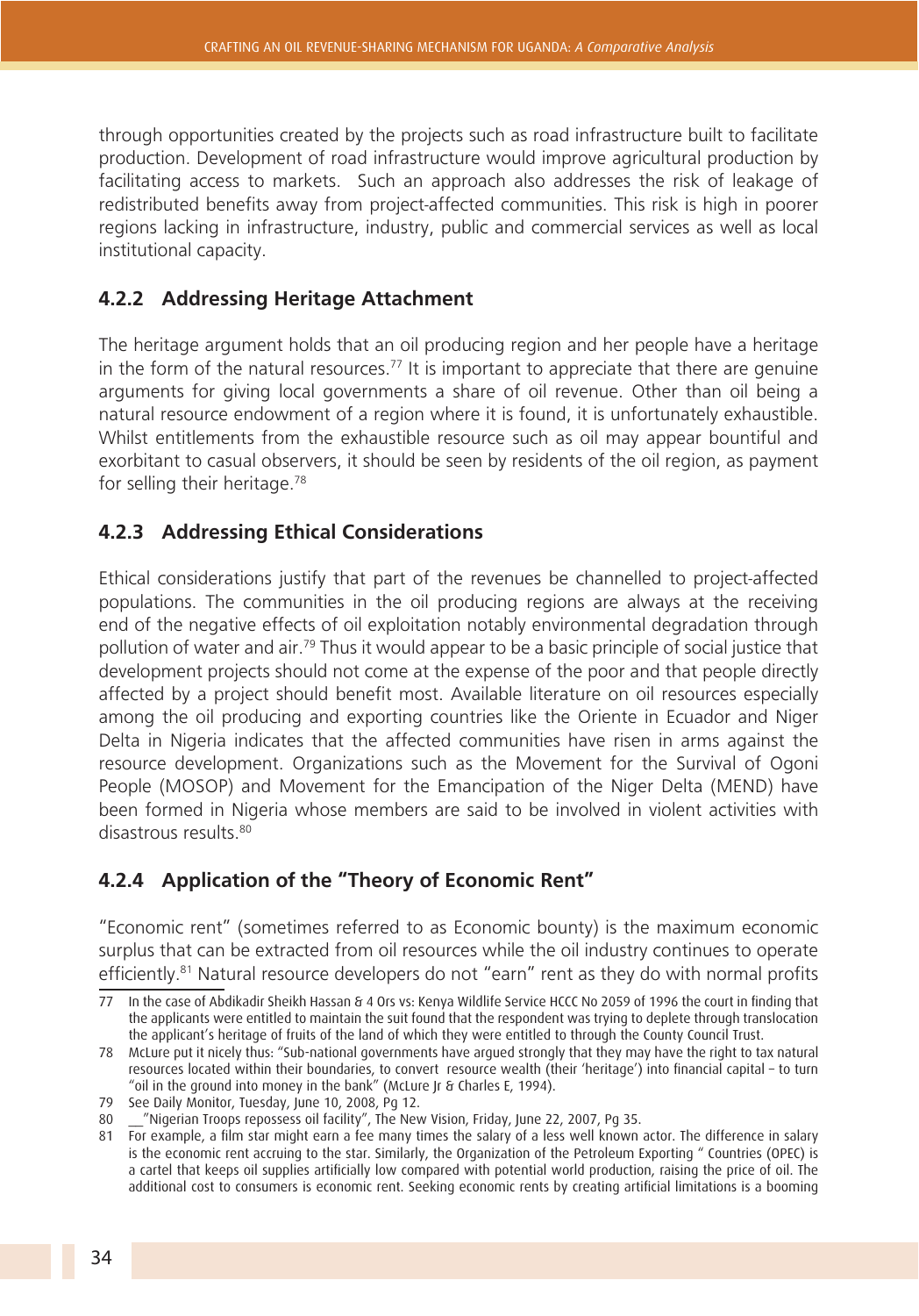through opportunities created by the projects such as road infrastructure built to facilitate production. Development of road infrastructure would improve agricultural production by facilitating access to markets. Such an approach also addresses the risk of leakage of redistributed benefits away from project-affected communities. This risk is high in poorer regions lacking in infrastructure, industry, public and commercial services as well as local institutional capacity.

### 4.2.2 Addressing Heritage Attachment

The heritage argument holds that an oil producing region and her people have a heritage in the form of the natural resources.[77] It is important to appreciate that there are genuine arguments for giving local governments a share of oil revenue. Other than oil being a natural resource endowment of a region where it is found, it is unfortunately exhaustible. Whilst entitlements from the exhaustible resource such as oil may appear bountiful and exorbitant to casual observers, it should be seen by residents of the oil region, as payment for selling their heritage.[78]

### 4.2.3 Addressing Ethical Considerations

Ethical considerations justify that part of the revenues be channelled to project-affected populations. The communities in the oil producing regions are always at the receiving end of the negative effects of oil exploitation notably environmental degradation through pollution of water and air.[79] Thus it would appear to be a basic principle of social justice that development projects should not come at the expense of the poor and that people directly affected by a project should benefit most. Available literature on oil resources especially among the oil producing and exporting countries like the Oriente in Ecuador and Niger Delta in Nigeria indicates that the affected communities have risen in arms against the resource development. Organizations such as the Movement for the Survival of Ogoni People (MOSOP) and Movement for the Emancipation of the Niger Delta (MEND) have been formed in Nigeria whose members are said to be involved in violent activities with disastrous results.[80]

### 4.2.4 Application of the "Theory of Economic Rent"

"Economic rent" (sometimes referred to as Economic bounty) is the maximum economic surplus that can be extracted from oil resources while the oil industry continues to operate efficiently.[81] Natural resource developers do not "earn" rent as they do with normal profits

---

77 In the case of Abdikadir Sheikh Hassan & 4 Ors vs: Kenya Wildlife Service HCCC No 2059 of 1996 the court in finding that the applicants were entitled to maintain the suit found that the respondent was trying to deplete through translocation the applicant's heritage of fruits of the land of which they were entitled to through the County Council Trust.

78 McLure put it nicely thus: "Sub-national governments have argued strongly that they may have the right to tax natural resources located within their boundaries, to convert resource wealth (their 'heritage') into financial capital – to turn "oil in the ground into money in the bank" (McLure Jr & Charles E, 1994).

79 See Daily Monitor, Tuesday, June 10, 2008, Pg 12.

80 __"Nigerian Troops repossess oil facility", The New Vision, Friday, June 22, 2007, Pg 35.

81 For example, a film star might earn a fee many times the salary of a less well known actor. The difference in salary is the economic rent accruing to the star. Similarly, the Organization of the Petroleum Exporting " Countries (OPEC) is a cartel that keeps oil supplies artificially low compared with potential world production, raising the price of oil. The additional cost to consumers is economic rent. Seeking economic rents by creating artificial limitations is a booming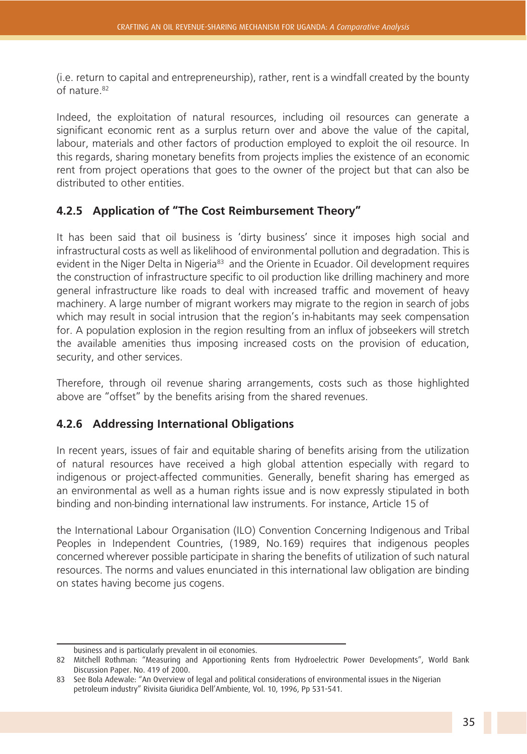(i.e. return to capital and entrepreneurship), rather, rent is a windfall created by the bounty of nature.[82]

Indeed, the exploitation of natural resources, including oil resources can generate a significant economic rent as a surplus return over and above the value of the capital, labour, materials and other factors of production employed to exploit the oil resource. In this regards, sharing monetary benefits from projects implies the existence of an economic rent from project operations that goes to the owner of the project but that can also be distributed to other entities.

### 4.2.5 Application of "The Cost Reimbursement Theory"

It has been said that oil business is 'dirty business' since it imposes high social and infrastructural costs as well as likelihood of environmental pollution and degradation. This is evident in the Niger Delta in Nigeria[83] and the Oriente in Ecuador. Oil development requires the construction of infrastructure specific to oil production like drilling machinery and more general infrastructure like roads to deal with increased traffic and movement of heavy machinery. A large number of migrant workers may migrate to the region in search of jobs which may result in social intrusion that the region's in-habitants may seek compensation for. A population explosion in the region resulting from an influx of jobseekers will stretch the available amenities thus imposing increased costs on the provision of education, security, and other services.

Therefore, through oil revenue sharing arrangements, costs such as those highlighted above are "offset" by the benefits arising from the shared revenues.

### 4.2.6 Addressing International Obligations

In recent years, issues of fair and equitable sharing of benefits arising from the utilization of natural resources have received a high global attention especially with regard to indigenous or project-affected communities. Generally, benefit sharing has emerged as an environmental as well as a human rights issue and is now expressly stipulated in both binding and non-binding international law instruments. For instance, Article 15 of the International Labour Organisation (ILO) Convention Concerning Indigenous and Tribal Peoples in Independent Countries, (1989, No.169) requires that indigenous peoples concerned wherever possible participate in sharing the benefits of utilization of such natural resources. The norms and values enunciated in this international law obligation are binding on states having become jus cogens.

---

business and is particularly prevalent in oil economies.

82 Mitchell Rothman: "Measuring and Apportioning Rents from Hydroelectric Power Developments", World Bank Discussion Paper. No. 419 of 2000.

83 See Bola Adewale: "An Overview of legal and political considerations of environmental issues in the Nigerian petroleum industry" Rivisita Giuridica Dell'Ambiente, Vol. 10, 1996, Pp 531-541.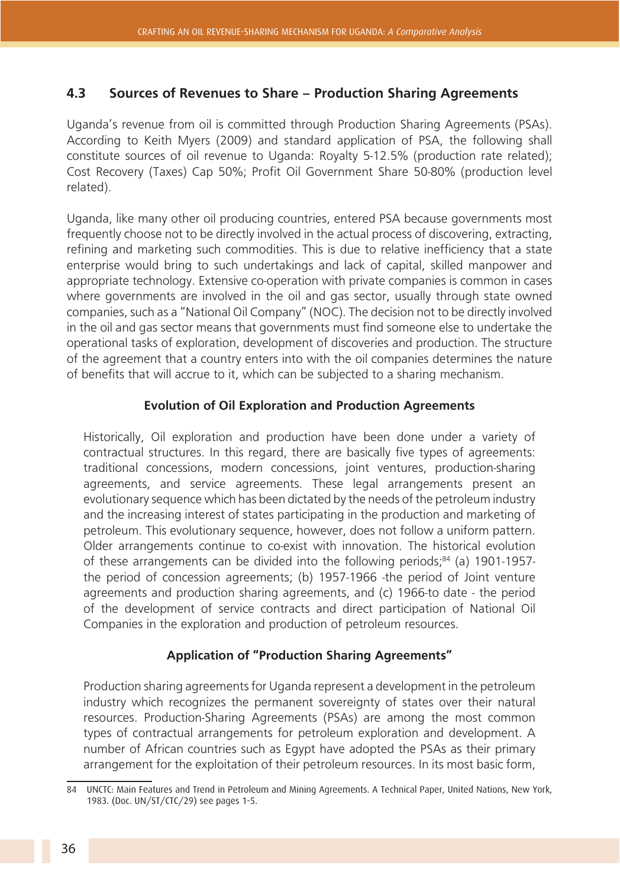## 4.3 Sources of Revenues to Share – Production Sharing Agreements

Uganda's revenue from oil is committed through Production Sharing Agreements (PSAs). According to Keith Myers (2009) and standard application of PSA, the following shall constitute sources of oil revenue to Uganda: Royalty 5-12.5% (production rate related); Cost Recovery (Taxes) Cap 50%; Profit Oil Government Share 50-80% (production level related).

Uganda, like many other oil producing countries, entered PSA because governments most frequently choose not to be directly involved in the actual process of discovering, extracting, refining and marketing such commodities. This is due to relative inefficiency that a state enterprise would bring to such undertakings and lack of capital, skilled manpower and appropriate technology. Extensive co-operation with private companies is common in cases where governments are involved in the oil and gas sector, usually through state owned companies, such as a "National Oil Company" (NOC). The decision not to be directly involved in the oil and gas sector means that governments must find someone else to undertake the operational tasks of exploration, development of discoveries and production. The structure of the agreement that a country enters into with the oil companies determines the nature of benefits that will accrue to it, which can be subjected to a sharing mechanism.

**Evolution of Oil Exploration and Production Agreements**

Historically, Oil exploration and production have been done under a variety of contractual structures. In this regard, there are basically five types of agreements: traditional concessions, modern concessions, joint ventures, production-sharing agreements, and service agreements. These legal arrangements present an evolutionary sequence which has been dictated by the needs of the petroleum industry and the increasing interest of states participating in the production and marketing of petroleum. This evolutionary sequence, however, does not follow a uniform pattern. Older arrangements continue to co-exist with innovation. The historical evolution of these arrangements can be divided into the following periods;[84] (a) 1901-1957- the period of concession agreements; (b) 1957-1966 -the period of Joint venture agreements and production sharing agreements, and (c) 1966-to date - the period of the development of service contracts and direct participation of National Oil Companies in the exploration and production of petroleum resources.

**Application of "Production Sharing Agreements"**

Production sharing agreements for Uganda represent a development in the petroleum industry which recognizes the permanent sovereignty of states over their natural resources. Production-Sharing Agreements (PSAs) are among the most common types of contractual arrangements for petroleum exploration and development. A number of African countries such as Egypt have adopted the PSAs as their primary arrangement for the exploitation of their petroleum resources. In its most basic form,

84 UNCTC: Main Features and Trend in Petroleum and Mining Agreements. A Technical Paper, United Nations, New York, 1983. (Doc. UN/ST/CTC/29) see pages 1-5.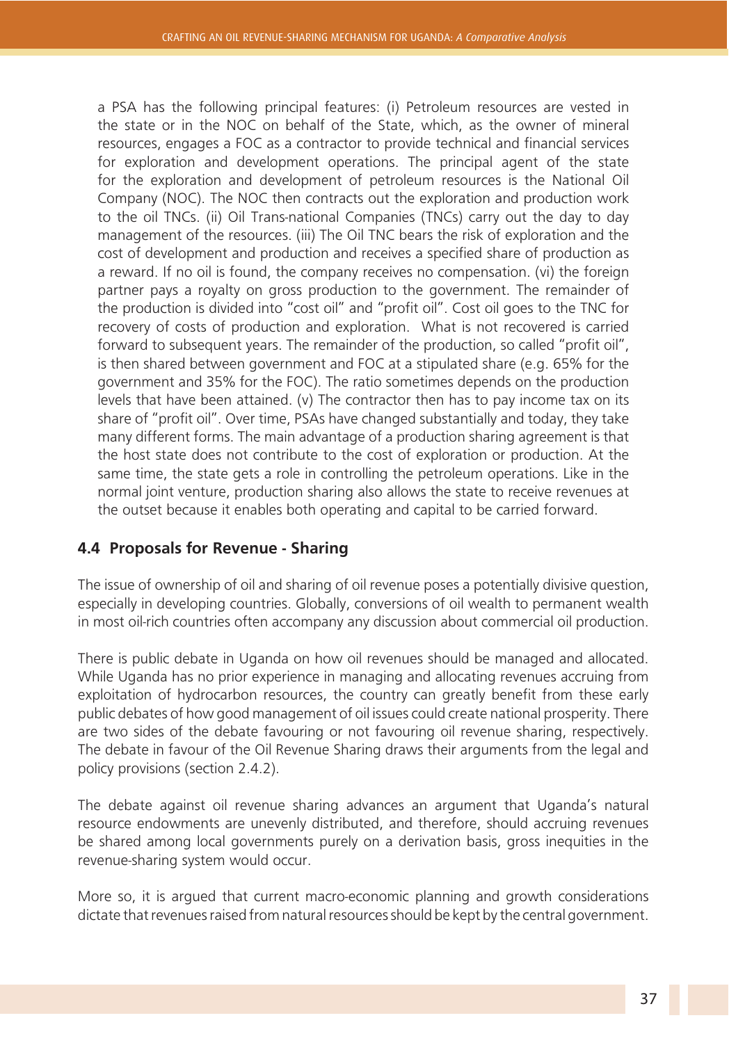a PSA has the following principal features: (i) Petroleum resources are vested in the state or in the NOC on behalf of the State, which, as the owner of mineral resources, engages a FOC as a contractor to provide technical and financial services for exploration and development operations. The principal agent of the state for the exploration and development of petroleum resources is the National Oil Company (NOC). The NOC then contracts out the exploration and production work to the oil TNCs. (ii) Oil Trans-national Companies (TNCs) carry out the day to day management of the resources. (iii) The Oil TNC bears the risk of exploration and the cost of development and production and receives a specified share of production as a reward. If no oil is found, the company receives no compensation. (vi) the foreign partner pays a royalty on gross production to the government. The remainder of the production is divided into "cost oil" and "profit oil". Cost oil goes to the TNC for recovery of costs of production and exploration. What is not recovered is carried forward to subsequent years. The remainder of the production, so called "profit oil", is then shared between government and FOC at a stipulated share (e.g. 65% for the government and 35% for the FOC). The ratio sometimes depends on the production levels that have been attained. (v) The contractor then has to pay income tax on its share of "profit oil". Over time, PSAs have changed substantially and today, they take many different forms. The main advantage of a production sharing agreement is that the host state does not contribute to the cost of exploration or production. At the same time, the state gets a role in controlling the petroleum operations. Like in the normal joint venture, production sharing also allows the state to receive revenues at the outset because it enables both operating and capital to be carried forward.

### 4.4 Proposals for Revenue - Sharing

The issue of ownership of oil and sharing of oil revenue poses a potentially divisive question, especially in developing countries. Globally, conversions of oil wealth to permanent wealth in most oil-rich countries often accompany any discussion about commercial oil production.

There is public debate in Uganda on how oil revenues should be managed and allocated. While Uganda has no prior experience in managing and allocating revenues accruing from exploitation of hydrocarbon resources, the country can greatly benefit from these early public debates of how good management of oil issues could create national prosperity. There are two sides of the debate favouring or not favouring oil revenue sharing, respectively. The debate in favour of the Oil Revenue Sharing draws their arguments from the legal and policy provisions (section 2.4.2).

The debate against oil revenue sharing advances an argument that Uganda's natural resource endowments are unevenly distributed, and therefore, should accruing revenues be shared among local governments purely on a derivation basis, gross inequities in the revenue-sharing system would occur.

More so, it is argued that current macro-economic planning and growth considerations dictate that revenues raised from natural resources should be kept by the central government.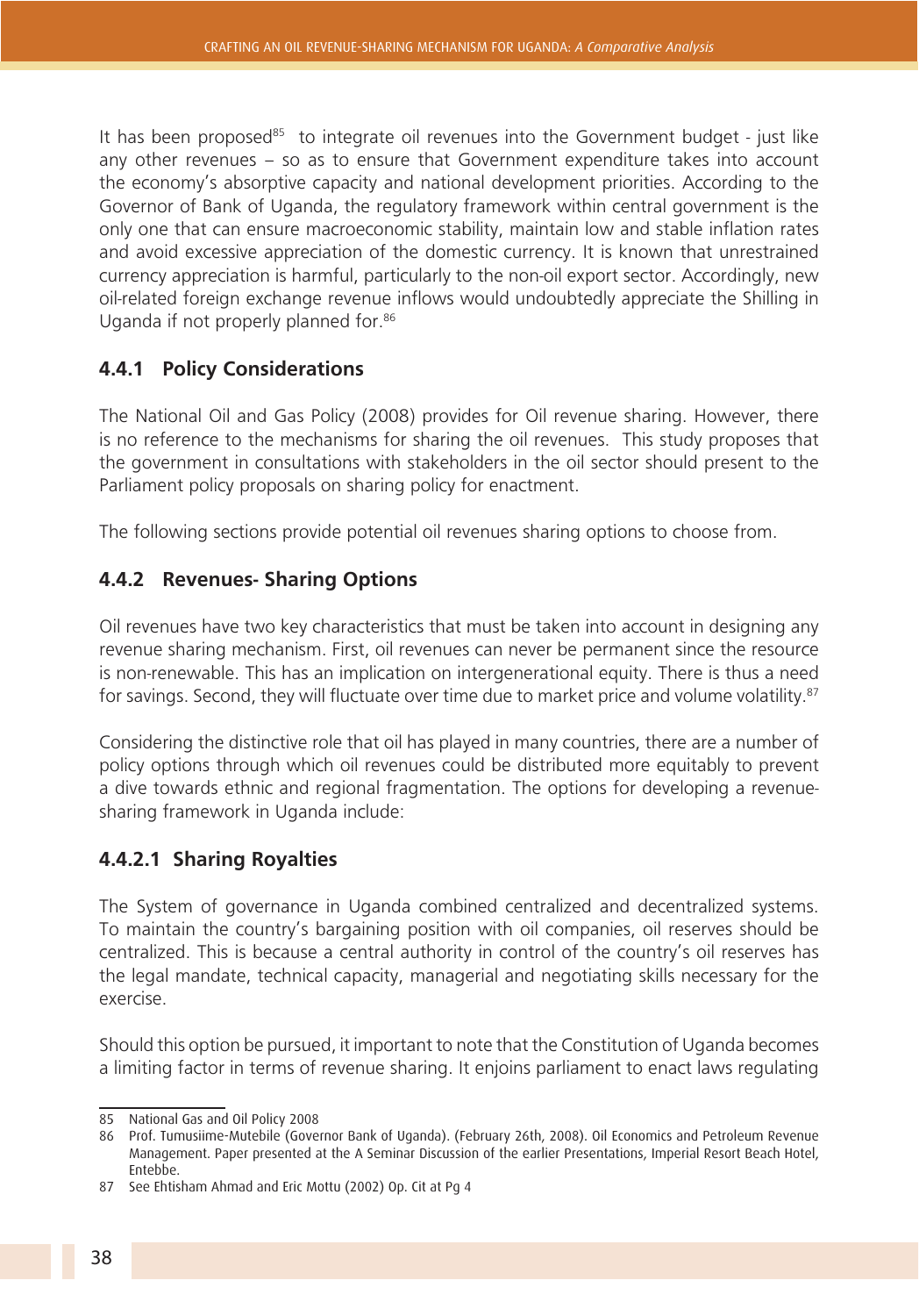It has been proposed[85] to integrate oil revenues into the Government budget - just like any other revenues – so as to ensure that Government expenditure takes into account the economy's absorptive capacity and national development priorities. According to the Governor of Bank of Uganda, the regulatory framework within central government is the only one that can ensure macroeconomic stability, maintain low and stable inflation rates and avoid excessive appreciation of the domestic currency. It is known that unrestrained currency appreciation is harmful, particularly to the non-oil export sector. Accordingly, new oil-related foreign exchange revenue inflows would undoubtedly appreciate the Shilling in Uganda if not properly planned for.[86]

### 4.4.1 Policy Considerations

The National Oil and Gas Policy (2008) provides for Oil revenue sharing. However, there is no reference to the mechanisms for sharing the oil revenues. This study proposes that the government in consultations with stakeholders in the oil sector should present to the Parliament policy proposals on sharing policy for enactment.

The following sections provide potential oil revenues sharing options to choose from.

### 4.4.2 Revenues- Sharing Options

Oil revenues have two key characteristics that must be taken into account in designing any revenue sharing mechanism. First, oil revenues can never be permanent since the resource is non-renewable. This has an implication on intergenerational equity. There is thus a need for savings. Second, they will fluctuate over time due to market price and volume volatility.[87]

Considering the distinctive role that oil has played in many countries, there are a number of policy options through which oil revenues could be distributed more equitably to prevent a dive towards ethnic and regional fragmentation. The options for developing a revenue-sharing framework in Uganda include:

#### 4.4.2.1 Sharing Royalties

The System of governance in Uganda combined centralized and decentralized systems. To maintain the country's bargaining position with oil companies, oil reserves should be centralized. This is because a central authority in control of the country's oil reserves has the legal mandate, technical capacity, managerial and negotiating skills necessary for the exercise.

Should this option be pursued, it important to note that the Constitution of Uganda becomes a limiting factor in terms of revenue sharing. It enjoins parliament to enact laws regulating

---

85 National Gas and Oil Policy 2008

86 Prof. Tumusiime-Mutebile (Governor Bank of Uganda). (February 26th, 2008). Oil Economics and Petroleum Revenue Management. Paper presented at the A Seminar Discussion of the earlier Presentations, Imperial Resort Beach Hotel, Entebbe.

87 See Ehtisham Ahmad and Eric Mottu (2002) Op. Cit at Pg 4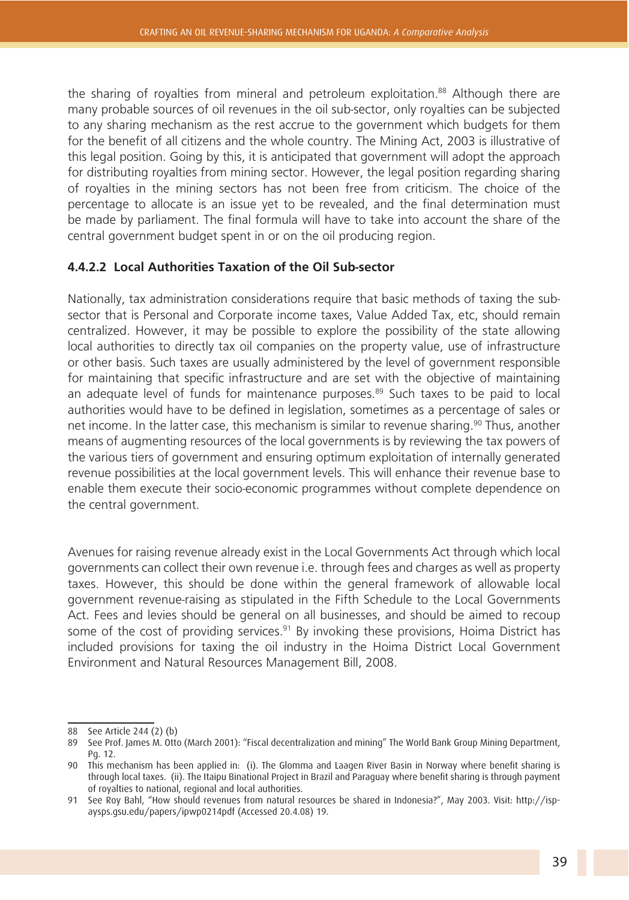the sharing of royalties from mineral and petroleum exploitation.[88] Although there are many probable sources of oil revenues in the oil sub-sector, only royalties can be subjected to any sharing mechanism as the rest accrue to the government which budgets for them for the benefit of all citizens and the whole country. The Mining Act, 2003 is illustrative of this legal position. Going by this, it is anticipated that government will adopt the approach for distributing royalties from mining sector. However, the legal position regarding sharing of royalties in the mining sectors has not been free from criticism. The choice of the percentage to allocate is an issue yet to be revealed, and the final determination must be made by parliament. The final formula will have to take into account the share of the central government budget spent in or on the oil producing region.

#### 4.4.2.2 Local Authorities Taxation of the Oil Sub-sector

Nationally, tax administration considerations require that basic methods of taxing the sub-sector that is Personal and Corporate income taxes, Value Added Tax, etc, should remain centralized. However, it may be possible to explore the possibility of the state allowing local authorities to directly tax oil companies on the property value, use of infrastructure or other basis. Such taxes are usually administered by the level of government responsible for maintaining that specific infrastructure and are set with the objective of maintaining an adequate level of funds for maintenance purposes.[89] Such taxes to be paid to local authorities would have to be defined in legislation, sometimes as a percentage of sales or net income. In the latter case, this mechanism is similar to revenue sharing.[90] Thus, another means of augmenting resources of the local governments is by reviewing the tax powers of the various tiers of government and ensuring optimum exploitation of internally generated revenue possibilities at the local government levels. This will enhance their revenue base to enable them execute their socio-economic programmes without complete dependence on the central government.

Avenues for raising revenue already exist in the Local Governments Act through which local governments can collect their own revenue i.e. through fees and charges as well as property taxes. However, this should be done within the general framework of allowable local government revenue-raising as stipulated in the Fifth Schedule to the Local Governments Act. Fees and levies should be general on all businesses, and should be aimed to recoup some of the cost of providing services.[91] By invoking these provisions, Hoima District has included provisions for taxing the oil industry in the Hoima District Local Government Environment and Natural Resources Management Bill, 2008.

---

88 See Article 244 (2) (b)

89 See Prof. James M. Otto (March 2001): "Fiscal decentralization and mining" The World Bank Group Mining Department, Pg. 12.

90 This mechanism has been applied in: (i). The Glomma and Laagen River Basin in Norway where benefit sharing is through local taxes. (ii). The Itaipu Binational Project in Brazil and Paraguay where benefit sharing is through payment of royalties to national, regional and local authorities.

91 See Roy Bahl, "How should revenues from natural resources be shared in Indonesia?", May 2003. Visit: http://isp-aysps.gsu.edu/papers/ipwp0214pdf (Accessed 20.4.08) 19.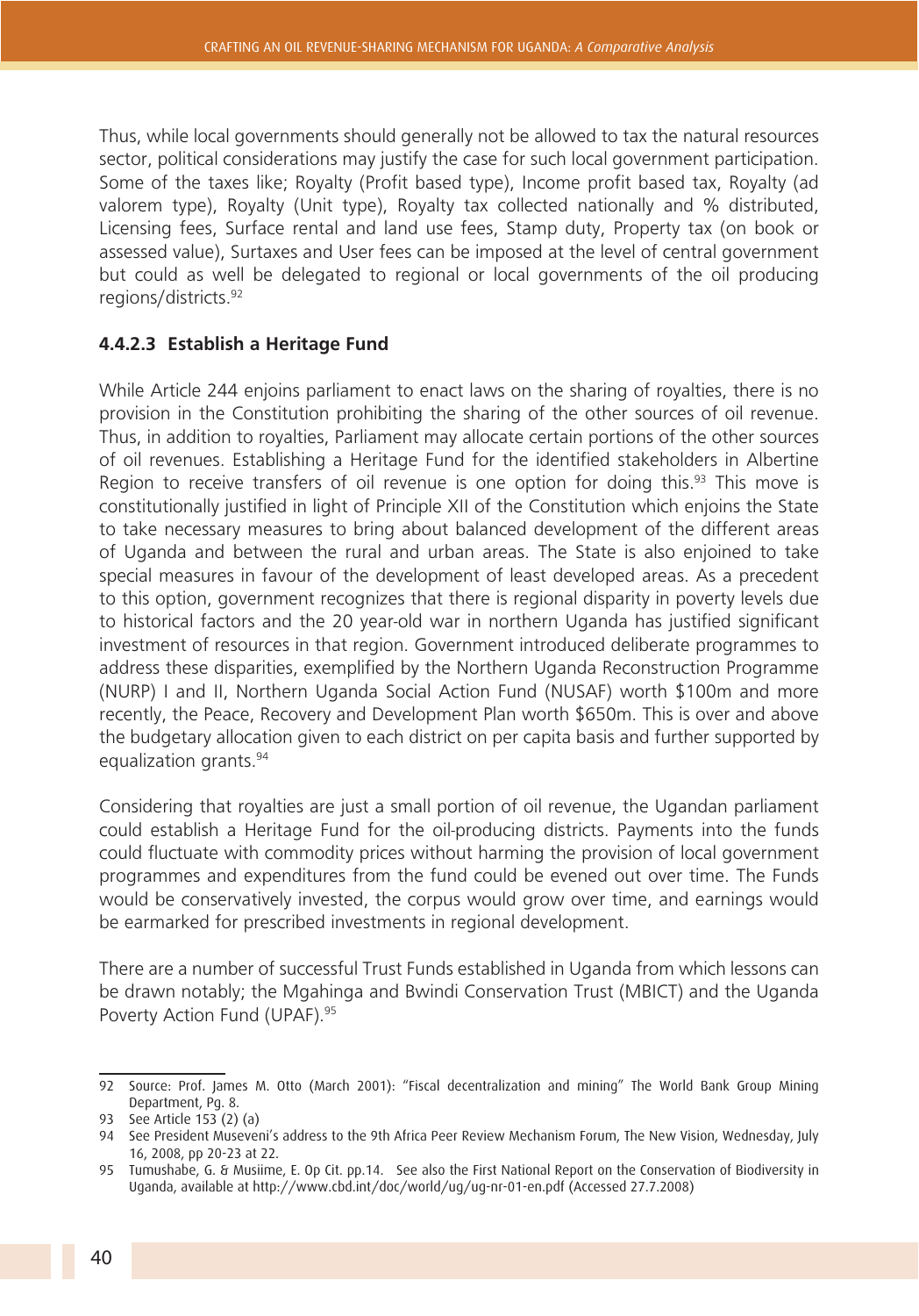Thus, while local governments should generally not be allowed to tax the natural resources sector, political considerations may justify the case for such local government participation. Some of the taxes like; Royalty (Profit based type), Income profit based tax, Royalty (ad valorem type), Royalty (Unit type), Royalty tax collected nationally and % distributed, Licensing fees, Surface rental and land use fees, Stamp duty, Property tax (on book or assessed value), Surtaxes and User fees can be imposed at the level of central government but could as well be delegated to regional or local governments of the oil producing regions/districts.[92]

#### 4.4.2.3 Establish a Heritage Fund

While Article 244 enjoins parliament to enact laws on the sharing of royalties, there is no provision in the Constitution prohibiting the sharing of the other sources of oil revenue. Thus, in addition to royalties, Parliament may allocate certain portions of the other sources of oil revenues. Establishing a Heritage Fund for the identified stakeholders in Albertine Region to receive transfers of oil revenue is one option for doing this.[93] This move is constitutionally justified in light of Principle XII of the Constitution which enjoins the State to take necessary measures to bring about balanced development of the different areas of Uganda and between the rural and urban areas. The State is also enjoined to take special measures in favour of the development of least developed areas. As a precedent to this option, government recognizes that there is regional disparity in poverty levels due to historical factors and the 20 year-old war in northern Uganda has justified significant investment of resources in that region. Government introduced deliberate programmes to address these disparities, exemplified by the Northern Uganda Reconstruction Programme (NURP) I and II, Northern Uganda Social Action Fund (NUSAF) worth $100m and more recently, the Peace, Recovery and Development Plan worth $650m. This is over and above the budgetary allocation given to each district on per capita basis and further supported by equalization grants.[94]

Considering that royalties are just a small portion of oil revenue, the Ugandan parliament could establish a Heritage Fund for the oil-producing districts. Payments into the funds could fluctuate with commodity prices without harming the provision of local government programmes and expenditures from the fund could be evened out over time. The Funds would be conservatively invested, the corpus would grow over time, and earnings would be earmarked for prescribed investments in regional development.

There are a number of successful Trust Funds established in Uganda from which lessons can be drawn notably; the Mgahinga and Bwindi Conservation Trust (MBICT) and the Uganda Poverty Action Fund (UPAF).[95]

---

92 Source: Prof. James M. Otto (March 2001): "Fiscal decentralization and mining" The World Bank Group Mining Department, Pg. 8.

93 See Article 153 (2) (a)

94 See President Museveni's address to the 9th Africa Peer Review Mechanism Forum, The New Vision, Wednesday, July 16, 2008, pp 20-23 at 22.

95 Tumushabe, G. & Musiime, E. Op Cit. pp.14. See also the First National Report on the Conservation of Biodiversity in Uganda, available at http://www.cbd.int/doc/world/ug/ug-nr-01-en.pdf (Accessed 27.7.2008)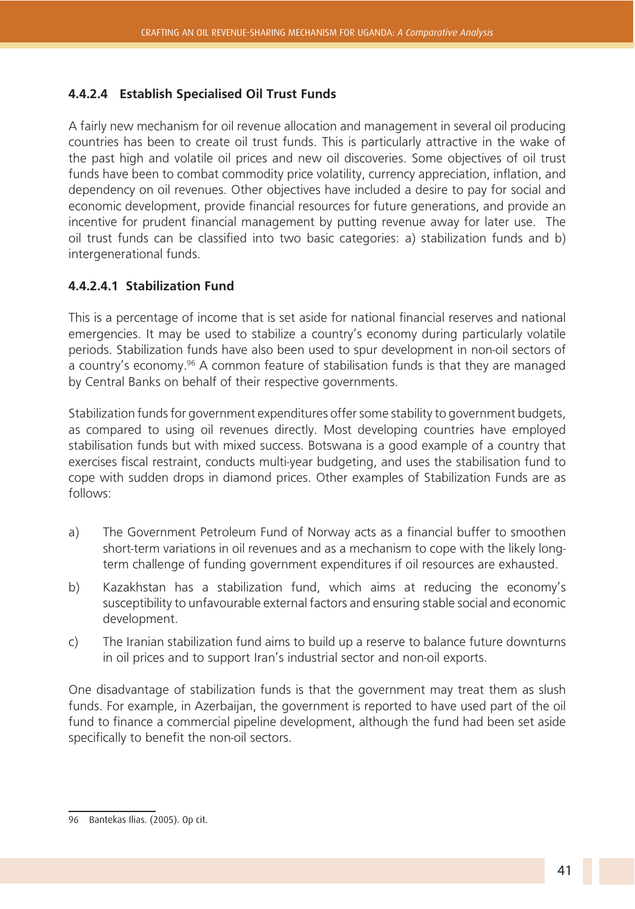#### 4.4.2.4 Establish Specialised Oil Trust Funds

A fairly new mechanism for oil revenue allocation and management in several oil producing countries has been to create oil trust funds. This is particularly attractive in the wake of the past high and volatile oil prices and new oil discoveries. Some objectives of oil trust funds have been to combat commodity price volatility, currency appreciation, inflation, and dependency on oil revenues. Other objectives have included a desire to pay for social and economic development, provide financial resources for future generations, and provide an incentive for prudent financial management by putting revenue away for later use. The oil trust funds can be classified into two basic categories: a) stabilization funds and b) intergenerational funds.

##### 4.4.2.4.1 Stabilization Fund

This is a percentage of income that is set aside for national financial reserves and national emergencies. It may be used to stabilize a country's economy during particularly volatile periods. Stabilization funds have also been used to spur development in non-oil sectors of a country's economy.[96] A common feature of stabilisation funds is that they are managed by Central Banks on behalf of their respective governments.

Stabilization funds for government expenditures offer some stability to government budgets, as compared to using oil revenues directly. Most developing countries have employed stabilisation funds but with mixed success. Botswana is a good example of a country that exercises fiscal restraint, conducts multi-year budgeting, and uses the stabilisation fund to cope with sudden drops in diamond prices. Other examples of Stabilization Funds are as follows:

a) The Government Petroleum Fund of Norway acts as a financial buffer to smoothen short-term variations in oil revenues and as a mechanism to cope with the likely long-term challenge of funding government expenditures if oil resources are exhausted.

b) Kazakhstan has a stabilization fund, which aims at reducing the economy's susceptibility to unfavourable external factors and ensuring stable social and economic development.

c) The Iranian stabilization fund aims to build up a reserve to balance future downturns in oil prices and to support Iran's industrial sector and non-oil exports.

One disadvantage of stabilization funds is that the government may treat them as slush funds. For example, in Azerbaijan, the government is reported to have used part of the oil fund to finance a commercial pipeline development, although the fund had been set aside specifically to benefit the non-oil sectors.

96 Bantekas Ilias. (2005). Op cit.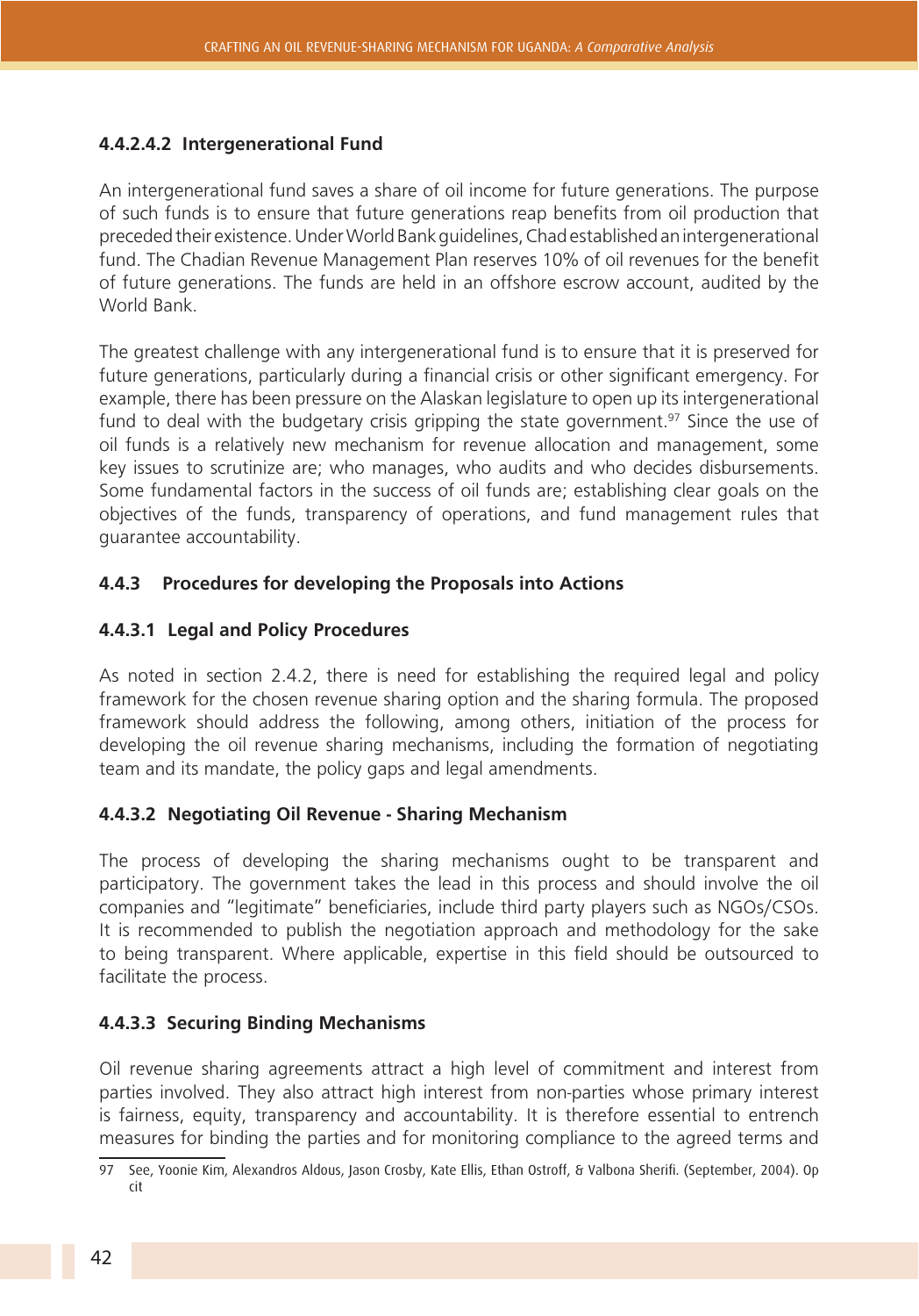#### 4.4.2.4.2 Intergenerational Fund

An intergenerational fund saves a share of oil income for future generations. The purpose of such funds is to ensure that future generations reap benefits from oil production that preceded their existence. Under World Bank guidelines, Chad established an intergenerational fund. The Chadian Revenue Management Plan reserves 10% of oil revenues for the benefit of future generations. The funds are held in an offshore escrow account, audited by the World Bank.

The greatest challenge with any intergenerational fund is to ensure that it is preserved for future generations, particularly during a financial crisis or other significant emergency. For example, there has been pressure on the Alaskan legislature to open up its intergenerational fund to deal with the budgetary crisis gripping the state government.[97] Since the use of oil funds is a relatively new mechanism for revenue allocation and management, some key issues to scrutinize are; who manages, who audits and who decides disbursements. Some fundamental factors in the success of oil funds are; establishing clear goals on the objectives of the funds, transparency of operations, and fund management rules that guarantee accountability.

### 4.4.3 Procedures for developing the Proposals into Actions

#### 4.4.3.1 Legal and Policy Procedures

As noted in section 2.4.2, there is need for establishing the required legal and policy framework for the chosen revenue sharing option and the sharing formula. The proposed framework should address the following, among others, initiation of the process for developing the oil revenue sharing mechanisms, including the formation of negotiating team and its mandate, the policy gaps and legal amendments.

#### 4.4.3.2 Negotiating Oil Revenue - Sharing Mechanism

The process of developing the sharing mechanisms ought to be transparent and participatory. The government takes the lead in this process and should involve the oil companies and "legitimate" beneficiaries, include third party players such as NGOs/CSOs. It is recommended to publish the negotiation approach and methodology for the sake to being transparent. Where applicable, expertise in this field should be outsourced to facilitate the process.

#### 4.4.3.3 Securing Binding Mechanisms

Oil revenue sharing agreements attract a high level of commitment and interest from parties involved. They also attract high interest from non-parties whose primary interest is fairness, equity, transparency and accountability. It is therefore essential to entrench measures for binding the parties and for monitoring compliance to the agreed terms and

---

97 See, Yoonie Kim, Alexandros Aldous, Jason Crosby, Kate Ellis, Ethan Ostroff, & Valbona Sherifi. (September, 2004). Op cit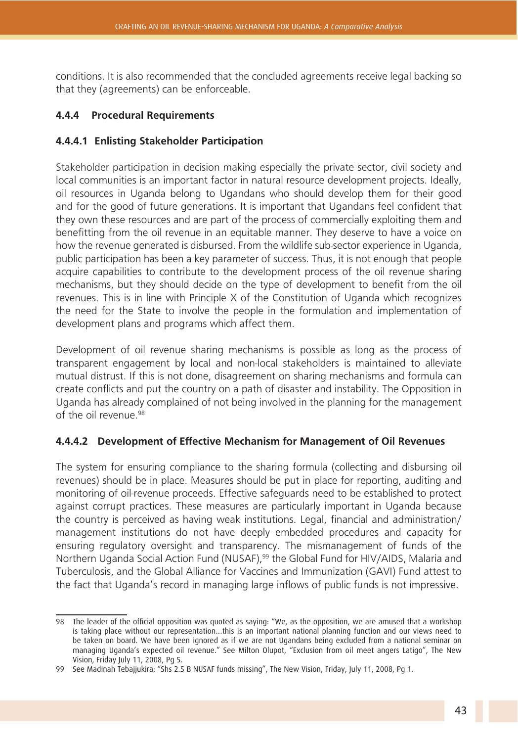conditions. It is also recommended that the concluded agreements receive legal backing so that they (agreements) can be enforceable.

### 4.4.4 Procedural Requirements

#### 4.4.4.1 Enlisting Stakeholder Participation

Stakeholder participation in decision making especially the private sector, civil society and local communities is an important factor in natural resource development projects. Ideally, oil resources in Uganda belong to Ugandans who should develop them for their good and for the good of future generations. It is important that Ugandans feel confident that they own these resources and are part of the process of commercially exploiting them and benefitting from the oil revenue in an equitable manner. They deserve to have a voice on how the revenue generated is disbursed. From the wildlife sub-sector experience in Uganda, public participation has been a key parameter of success. Thus, it is not enough that people acquire capabilities to contribute to the development process of the oil revenue sharing mechanisms, but they should decide on the type of development to benefit from the oil revenues. This is in line with Principle X of the Constitution of Uganda which recognizes the need for the State to involve the people in the formulation and implementation of development plans and programs which affect them.

Development of oil revenue sharing mechanisms is possible as long as the process of transparent engagement by local and non-local stakeholders is maintained to alleviate mutual distrust. If this is not done, disagreement on sharing mechanisms and formula can create conflicts and put the country on a path of disaster and instability. The Opposition in Uganda has already complained of not being involved in the planning for the management of the oil revenue.[98]

#### 4.4.4.2 Development of Effective Mechanism for Management of Oil Revenues

The system for ensuring compliance to the sharing formula (collecting and disbursing oil revenues) should be in place. Measures should be put in place for reporting, auditing and monitoring of oil-revenue proceeds. Effective safeguards need to be established to protect against corrupt practices. These measures are particularly important in Uganda because the country is perceived as having weak institutions. Legal, financial and administration/ management institutions do not have deeply embedded procedures and capacity for ensuring regulatory oversight and transparency. The mismanagement of funds of the Northern Uganda Social Action Fund (NUSAF),[99] the Global Fund for HIV/AIDS, Malaria and Tuberculosis, and the Global Alliance for Vaccines and Immunization (GAVI) Fund attest to the fact that Uganda's record in managing large inflows of public funds is not impressive.

---

98 The leader of the official opposition was quoted as saying: "We, as the opposition, we are amused that a workshop is taking place without our representation...this is an important national planning function and our views need to be taken on board. We have been ignored as if we are not Ugandans being excluded from a national seminar on managing Uganda's expected oil revenue." See Milton Olupot, "Exclusion from oil meet angers Latigo", The New Vision, Friday July 11, 2008, Pg 5.

99 See Madinah Tebajjukira: "Shs 2.5 B NUSAF funds missing", The New Vision, Friday, July 11, 2008, Pg 1.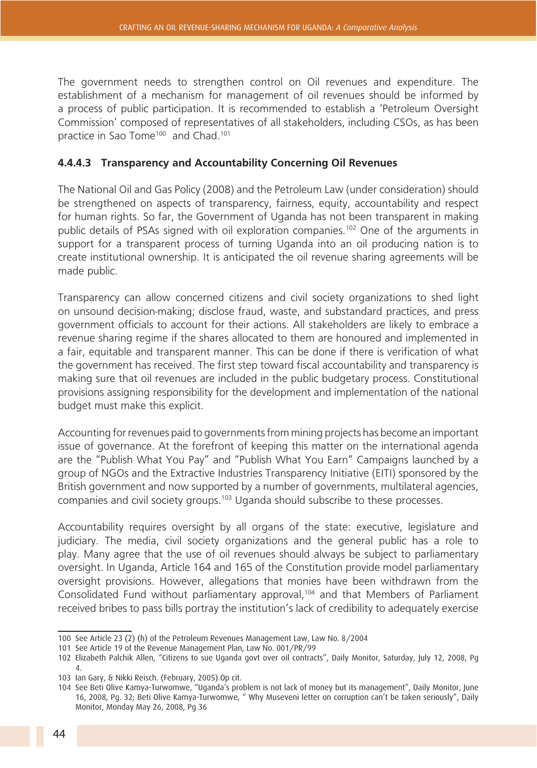The government needs to strengthen control on Oil revenues and expenditure. The establishment of a mechanism for management of oil revenues should be informed by a process of public participation. It is recommended to establish a 'Petroleum Oversight Commission' composed of representatives of all stakeholders, including CSOs, as has been practice in Sao Tome[100] and Chad.[101]

#### 4.4.4.3 Transparency and Accountability Concerning Oil Revenues

The National Oil and Gas Policy (2008) and the Petroleum Law (under consideration) should be strengthened on aspects of transparency, fairness, equity, accountability and respect for human rights. So far, the Government of Uganda has not been transparent in making public details of PSAs signed with oil exploration companies.[102] One of the arguments in support for a transparent process of turning Uganda into an oil producing nation is to create institutional ownership. It is anticipated the oil revenue sharing agreements will be made public.

Transparency can allow concerned citizens and civil society organizations to shed light on unsound decision-making; disclose fraud, waste, and substandard practices, and press government officials to account for their actions. All stakeholders are likely to embrace a revenue sharing regime if the shares allocated to them are honoured and implemented in a fair, equitable and transparent manner. This can be done if there is verification of what the government has received. The first step toward fiscal accountability and transparency is making sure that oil revenues are included in the public budgetary process. Constitutional provisions assigning responsibility for the development and implementation of the national budget must make this explicit.

Accounting for revenues paid to governments from mining projects has become an important issue of governance. At the forefront of keeping this matter on the international agenda are the "Publish What You Pay" and "Publish What You Earn" Campaigns launched by a group of NGOs and the Extractive Industries Transparency Initiative (EITI) sponsored by the British government and now supported by a number of governments, multilateral agencies, companies and civil society groups.[103] Uganda should subscribe to these processes.

Accountability requires oversight by all organs of the state: executive, legislature and judiciary. The media, civil society organizations and the general public has a role to play. Many agree that the use of oil revenues should always be subject to parliamentary oversight. In Uganda, Article 164 and 165 of the Constitution provide model parliamentary oversight provisions. However, allegations that monies have been withdrawn from the Consolidated Fund without parliamentary approval,[104] and that Members of Parliament received bribes to pass bills portray the institution's lack of credibility to adequately exercise

---

100 See Article 23 (2) (h) of the Petroleum Revenues Management Law, Law No. 8/2004

101 See Article 19 of the Revenue Management Plan, Law No. 001/PR/99

102 Elizabeth Palchik Allen, "Citizens to sue Uganda govt over oil contracts", Daily Monitor, Saturday, July 12, 2008, Pg 4.

103 Ian Gary, & Nikki Reisch. (February, 2005).Op cit.

104 See Beti Olive Kamya-Turwomwe, "Uganda's problem is not lack of money but its management", Daily Monitor, June 16, 2008, Pg. 32; Beti Olive Kamya-Turwomwe, " Why Museveni letter on corruption can't be taken seriously", Daily Monitor, Monday May 26, 2008, Pg 36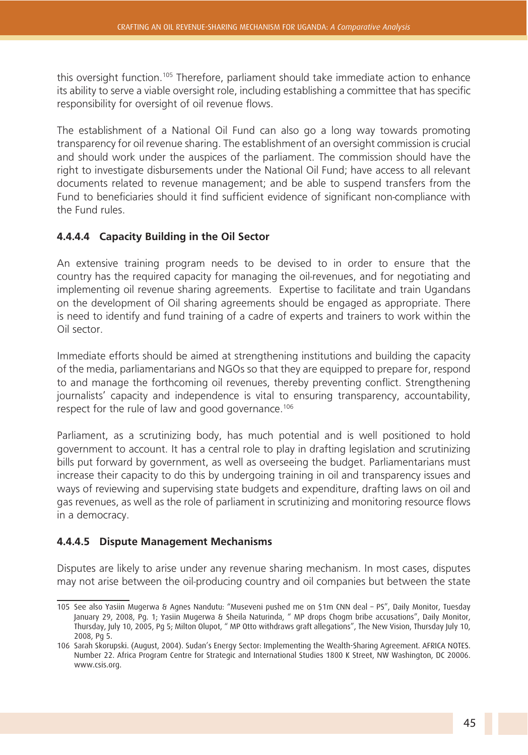this oversight function.[105] Therefore, parliament should take immediate action to enhance its ability to serve a viable oversight role, including establishing a committee that has specific responsibility for oversight of oil revenue flows.

The establishment of a National Oil Fund can also go a long way towards promoting transparency for oil revenue sharing. The establishment of an oversight commission is crucial and should work under the auspices of the parliament. The commission should have the right to investigate disbursements under the National Oil Fund; have access to all relevant documents related to revenue management; and be able to suspend transfers from the Fund to beneficiaries should it find sufficient evidence of significant non-compliance with the Fund rules.

#### 4.4.4.4 Capacity Building in the Oil Sector

An extensive training program needs to be devised to in order to ensure that the country has the required capacity for managing the oil-revenues, and for negotiating and implementing oil revenue sharing agreements. Expertise to facilitate and train Ugandans on the development of Oil sharing agreements should be engaged as appropriate. There is need to identify and fund training of a cadre of experts and trainers to work within the Oil sector.

Immediate efforts should be aimed at strengthening institutions and building the capacity of the media, parliamentarians and NGOs so that they are equipped to prepare for, respond to and manage the forthcoming oil revenues, thereby preventing conflict. Strengthening journalists' capacity and independence is vital to ensuring transparency, accountability, respect for the rule of law and good governance.[106]

Parliament, as a scrutinizing body, has much potential and is well positioned to hold government to account. It has a central role to play in drafting legislation and scrutinizing bills put forward by government, as well as overseeing the budget. Parliamentarians must increase their capacity to do this by undergoing training in oil and transparency issues and ways of reviewing and supervising state budgets and expenditure, drafting laws on oil and gas revenues, as well as the role of parliament in scrutinizing and monitoring resource flows in a democracy.

#### 4.4.4.5 Dispute Management Mechanisms

Disputes are likely to arise under any revenue sharing mechanism. In most cases, disputes may not arise between the oil-producing country and oil companies but between the state

---

105 See also Yasiin Mugerwa & Agnes Nandutu: "Museveni pushed me on $1m CNN deal – PS", Daily Monitor, Tuesday January 29, 2008, Pg. 1; Yasiin Mugerwa & Sheila Naturinda, " MP drops Chogm bribe accusations", Daily Monitor, Thursday, July 10, 2005, Pg 5; Milton Olupot, " MP Otto withdraws graft allegations", The New Vision, Thursday July 10, 2008, Pg 5.

106 Sarah Skorupski. (August, 2004). Sudan's Energy Sector: Implementing the Wealth-Sharing Agreement. AFRICA NOTES. Number 22. Africa Program Centre for Strategic and International Studies 1800 K Street, NW Washington, DC 20006. www.csis.org.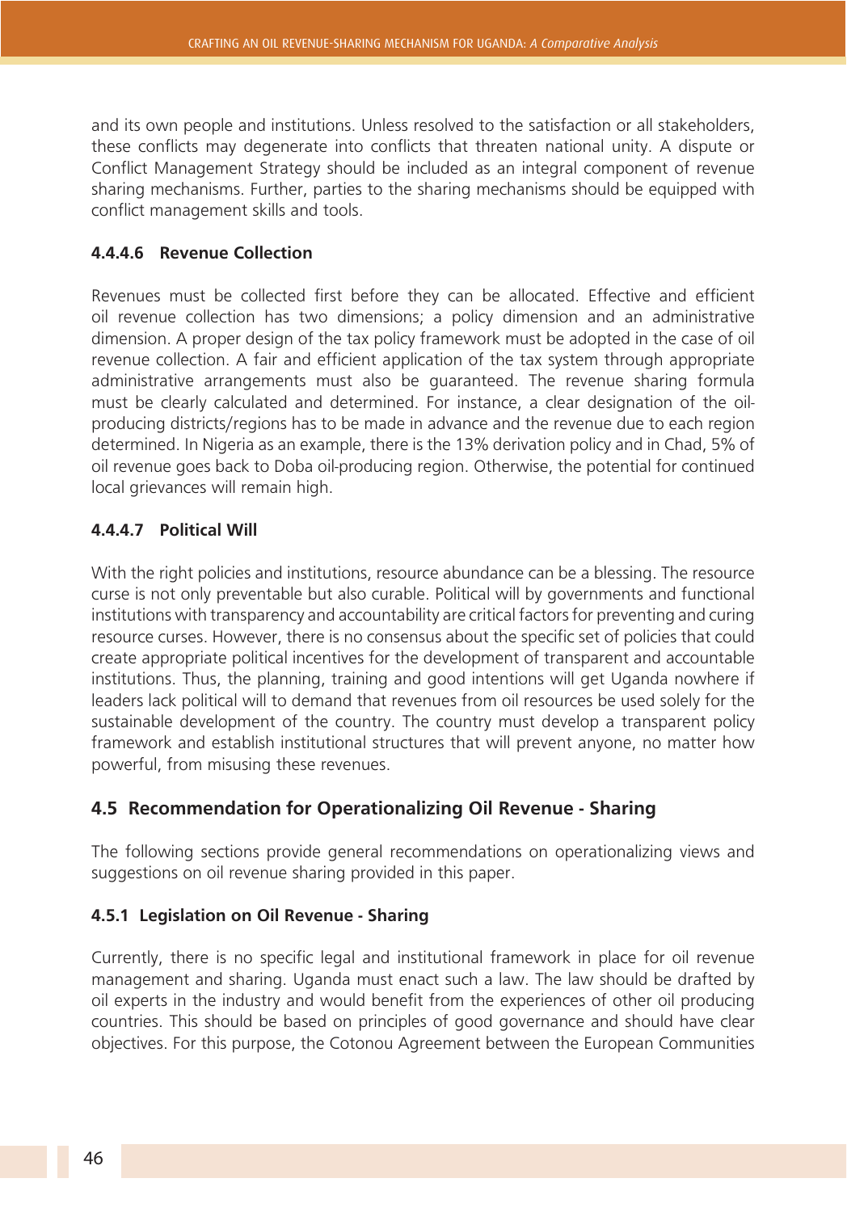and its own people and institutions. Unless resolved to the satisfaction or all stakeholders, these conflicts may degenerate into conflicts that threaten national unity. A dispute or Conflict Management Strategy should be included as an integral component of revenue sharing mechanisms. Further, parties to the sharing mechanisms should be equipped with conflict management skills and tools.

#### 4.4.4.6 Revenue Collection

Revenues must be collected first before they can be allocated. Effective and efficient oil revenue collection has two dimensions; a policy dimension and an administrative dimension. A proper design of the tax policy framework must be adopted in the case of oil revenue collection. A fair and efficient application of the tax system through appropriate administrative arrangements must also be guaranteed. The revenue sharing formula must be clearly calculated and determined. For instance, a clear designation of the oil-producing districts/regions has to be made in advance and the revenue due to each region determined. In Nigeria as an example, there is the 13% derivation policy and in Chad, 5% of oil revenue goes back to Doba oil-producing region. Otherwise, the potential for continued local grievances will remain high.

#### 4.4.4.7 Political Will

With the right policies and institutions, resource abundance can be a blessing. The resource curse is not only preventable but also curable. Political will by governments and functional institutions with transparency and accountability are critical factors for preventing and curing resource curses. However, there is no consensus about the specific set of policies that could create appropriate political incentives for the development of transparent and accountable institutions. Thus, the planning, training and good intentions will get Uganda nowhere if leaders lack political will to demand that revenues from oil resources be used solely for the sustainable development of the country. The country must develop a transparent policy framework and establish institutional structures that will prevent anyone, no matter how powerful, from misusing these revenues.

## 4.5 Recommendation for Operationalizing Oil Revenue - Sharing

The following sections provide general recommendations on operationalizing views and suggestions on oil revenue sharing provided in this paper.

### 4.5.1 Legislation on Oil Revenue - Sharing

Currently, there is no specific legal and institutional framework in place for oil revenue management and sharing. Uganda must enact such a law. The law should be drafted by oil experts in the industry and would benefit from the experiences of other oil producing countries. This should be based on principles of good governance and should have clear objectives. For this purpose, the Cotonou Agreement between the European Communities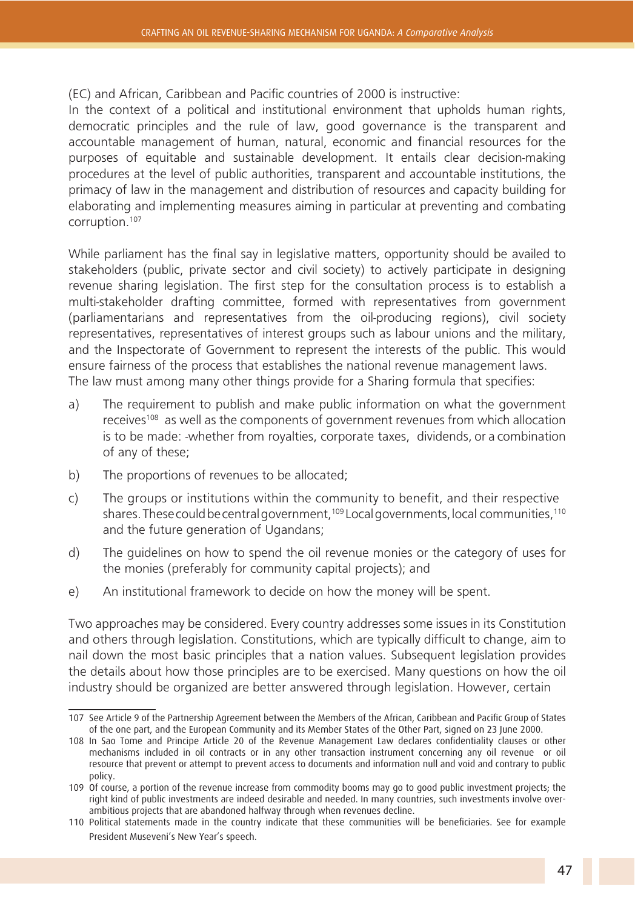(EC) and African, Caribbean and Pacific countries of 2000 is instructive:

In the context of a political and institutional environment that upholds human rights, democratic principles and the rule of law, good governance is the transparent and accountable management of human, natural, economic and financial resources for the purposes of equitable and sustainable development. It entails clear decision-making procedures at the level of public authorities, transparent and accountable institutions, the primacy of law in the management and distribution of resources and capacity building for elaborating and implementing measures aiming in particular at preventing and combating corruption.[107]

While parliament has the final say in legislative matters, opportunity should be availed to stakeholders (public, private sector and civil society) to actively participate in designing revenue sharing legislation. The first step for the consultation process is to establish a multi-stakeholder drafting committee, formed with representatives from government (parliamentarians and representatives from the oil-producing regions), civil society representatives, representatives of interest groups such as labour unions and the military, and the Inspectorate of Government to represent the interests of the public. This would ensure fairness of the process that establishes the national revenue management laws.

The law must among many other things provide for a Sharing formula that specifies:

a) The requirement to publish and make public information on what the government receives[108] as well as the components of government revenues from which allocation is to be made: -whether from royalties, corporate taxes, dividends, or a combination of any of these;

b) The proportions of revenues to be allocated;

c) The groups or institutions within the community to benefit, and their respective shares. These could be central government,[109] Local governments, local communities,[110] and the future generation of Ugandans;

d) The guidelines on how to spend the oil revenue monies or the category of uses for the monies (preferably for community capital projects); and

e) An institutional framework to decide on how the money will be spent.

Two approaches may be considered. Every country addresses some issues in its Constitution and others through legislation. Constitutions, which are typically difficult to change, aim to nail down the most basic principles that a nation values. Subsequent legislation provides the details about how those principles are to be exercised. Many questions on how the oil industry should be organized are better answered through legislation. However, certain

---

107 See Article 9 of the Partnership Agreement between the Members of the African, Caribbean and Pacific Group of States of the one part, and the European Community and its Member States of the Other Part, signed on 23 June 2000.

108 In Sao Tome and Principe Article 20 of the Revenue Management Law declares confidentiality clauses or other mechanisms included in oil contracts or in any other transaction instrument concerning any oil revenue or oil resource that prevent or attempt to prevent access to documents and information null and void and contrary to public policy.

109 Of course, a portion of the revenue increase from commodity booms may go to good public investment projects; the right kind of public investments are indeed desirable and needed. In many countries, such investments involve over-ambitious projects that are abandoned halfway through when revenues decline.

110 Political statements made in the country indicate that these communities will be beneficiaries. See for example President Museveni's New Year's speech.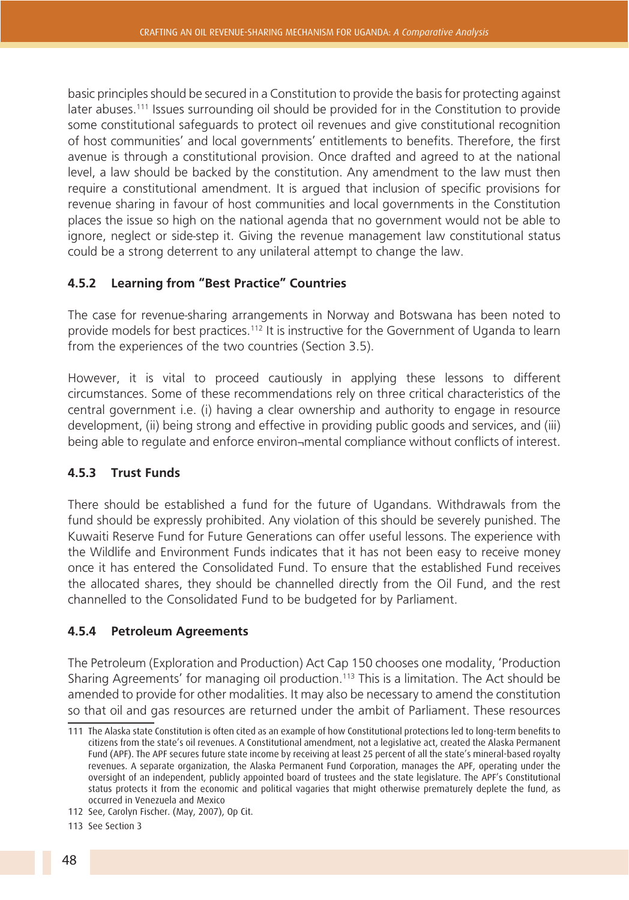basic principles should be secured in a Constitution to provide the basis for protecting against later abuses.[111] Issues surrounding oil should be provided for in the Constitution to provide some constitutional safeguards to protect oil revenues and give constitutional recognition of host communities' and local governments' entitlements to benefits. Therefore, the first avenue is through a constitutional provision. Once drafted and agreed to at the national level, a law should be backed by the constitution. Any amendment to the law must then require a constitutional amendment. It is argued that inclusion of specific provisions for revenue sharing in favour of host communities and local governments in the Constitution places the issue so high on the national agenda that no government would not be able to ignore, neglect or side-step it. Giving the revenue management law constitutional status could be a strong deterrent to any unilateral attempt to change the law.

### 4.5.2 Learning from "Best Practice" Countries

The case for revenue-sharing arrangements in Norway and Botswana has been noted to provide models for best practices.[112] It is instructive for the Government of Uganda to learn from the experiences of the two countries (Section 3.5).

However, it is vital to proceed cautiously in applying these lessons to different circumstances. Some of these recommendations rely on three critical characteristics of the central government i.e. (i) having a clear ownership and authority to engage in resource development, (ii) being strong and effective in providing public goods and services, and (iii) being able to regulate and enforce environ¬mental compliance without conflicts of interest.

### 4.5.3 Trust Funds

There should be established a fund for the future of Ugandans. Withdrawals from the fund should be expressly prohibited. Any violation of this should be severely punished. The Kuwaiti Reserve Fund for Future Generations can offer useful lessons. The experience with the Wildlife and Environment Funds indicates that it has not been easy to receive money once it has entered the Consolidated Fund. To ensure that the established Fund receives the allocated shares, they should be channelled directly from the Oil Fund, and the rest channelled to the Consolidated Fund to be budgeted for by Parliament.

### 4.5.4 Petroleum Agreements

The Petroleum (Exploration and Production) Act Cap 150 chooses one modality, 'Production Sharing Agreements' for managing oil production.[113] This is a limitation. The Act should be amended to provide for other modalities. It may also be necessary to amend the constitution so that oil and gas resources are returned under the ambit of Parliament. These resources

---

111 The Alaska state Constitution is often cited as an example of how Constitutional protections led to long-term benefits to citizens from the state's oil revenues. A Constitutional amendment, not a legislative act, created the Alaska Permanent Fund (APF). The APF secures future state income by receiving at least 25 percent of all the state's mineral-based royalty revenues. A separate organization, the Alaska Permanent Fund Corporation, manages the APF, operating under the oversight of an independent, publicly appointed board of trustees and the state legislature. The APF's Constitutional status protects it from the economic and political vagaries that might otherwise prematurely deplete the fund, as occurred in Venezuela and Mexico

112 See, Carolyn Fischer. (May, 2007), Op Cit.

113 See Section 3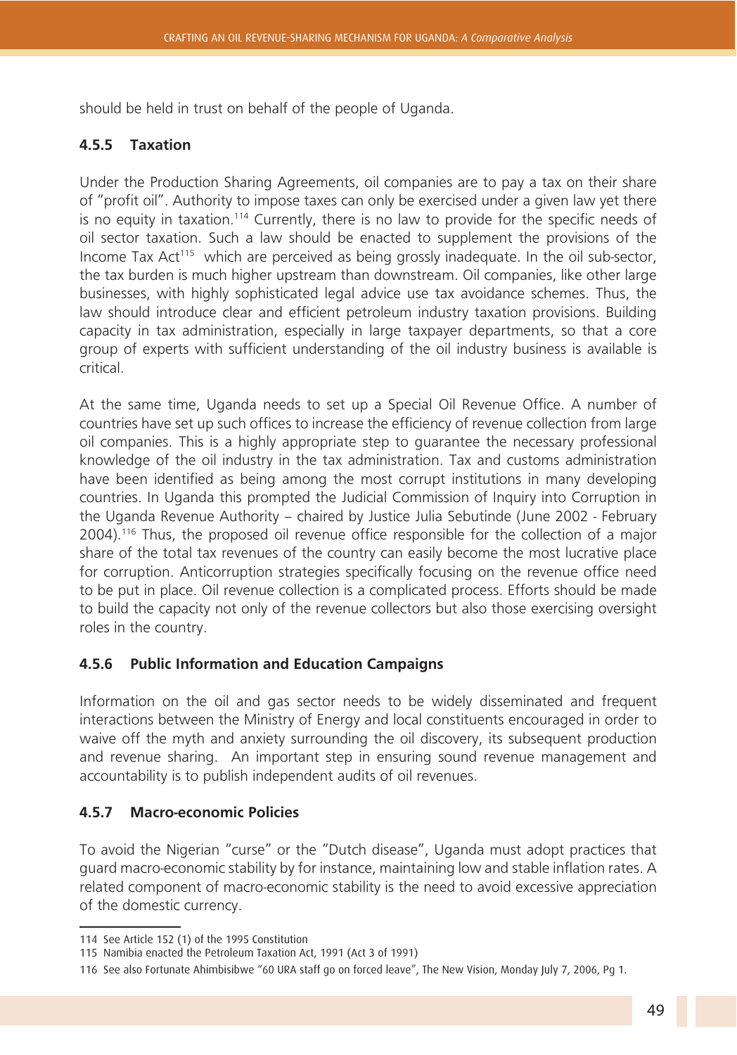should be held in trust on behalf of the people of Uganda.

### 4.5.5 Taxation

Under the Production Sharing Agreements, oil companies are to pay a tax on their share of "profit oil". Authority to impose taxes can only be exercised under a given law yet there is no equity in taxation.[114] Currently, there is no law to provide for the specific needs of oil sector taxation. Such a law should be enacted to supplement the provisions of the Income Tax Act[115] which are perceived as being grossly inadequate. In the oil sub-sector, the tax burden is much higher upstream than downstream. Oil companies, like other large businesses, with highly sophisticated legal advice use tax avoidance schemes. Thus, the law should introduce clear and efficient petroleum industry taxation provisions. Building capacity in tax administration, especially in large taxpayer departments, so that a core group of experts with sufficient understanding of the oil industry business is available is critical.

At the same time, Uganda needs to set up a Special Oil Revenue Office. A number of countries have set up such offices to increase the efficiency of revenue collection from large oil companies. This is a highly appropriate step to guarantee the necessary professional knowledge of the oil industry in the tax administration. Tax and customs administration have been identified as being among the most corrupt institutions in many developing countries. In Uganda this prompted the Judicial Commission of Inquiry into Corruption in the Uganda Revenue Authority – chaired by Justice Julia Sebutinde (June 2002 - February 2004).[116] Thus, the proposed oil revenue office responsible for the collection of a major share of the total tax revenues of the country can easily become the most lucrative place for corruption. Anticorruption strategies specifically focusing on the revenue office need to be put in place. Oil revenue collection is a complicated process. Efforts should be made to build the capacity not only of the revenue collectors but also those exercising oversight roles in the country.

### 4.5.6 Public Information and Education Campaigns

Information on the oil and gas sector needs to be widely disseminated and frequent interactions between the Ministry of Energy and local constituents encouraged in order to waive off the myth and anxiety surrounding the oil discovery, its subsequent production and revenue sharing. An important step in ensuring sound revenue management and accountability is to publish independent audits of oil revenues.

### 4.5.7 Macro-economic Policies

To avoid the Nigerian "curse" or the "Dutch disease", Uganda must adopt practices that guard macro-economic stability by for instance, maintaining low and stable inflation rates. A related component of macro-economic stability is the need to avoid excessive appreciation of the domestic currency.

---

114 See Article 152 (1) of the 1995 Constitution

115 Namibia enacted the Petroleum Taxation Act, 1991 (Act 3 of 1991)

116 See also Fortunate Ahimbisibwe "60 URA staff go on forced leave", The New Vision, Monday July 7, 2006, Pg 1.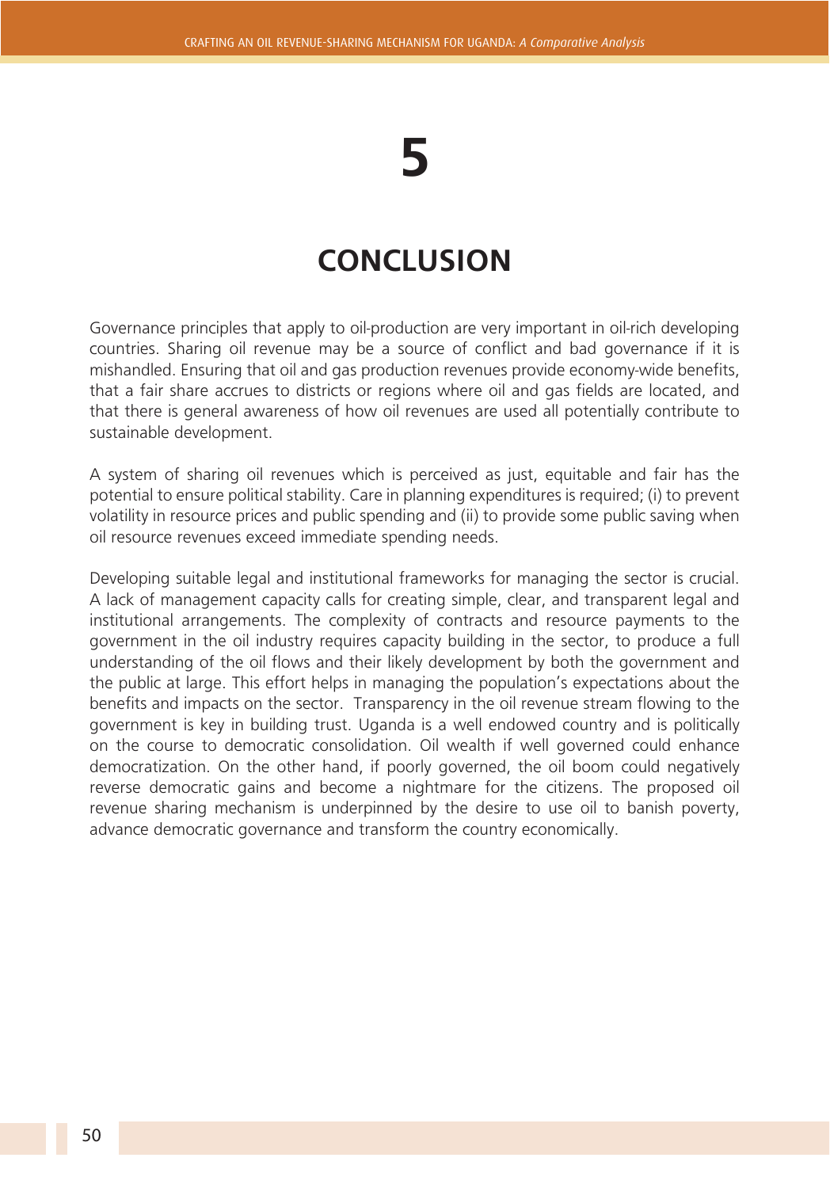# 5

# CONCLUSION

Governance principles that apply to oil-production are very important in oil-rich developing countries. Sharing oil revenue may be a source of conflict and bad governance if it is mishandled. Ensuring that oil and gas production revenues provide economy-wide benefits, that a fair share accrues to districts or regions where oil and gas fields are located, and that there is general awareness of how oil revenues are used all potentially contribute to sustainable development.

A system of sharing oil revenues which is perceived as just, equitable and fair has the potential to ensure political stability. Care in planning expenditures is required; (i) to prevent volatility in resource prices and public spending and (ii) to provide some public saving when oil resource revenues exceed immediate spending needs.

Developing suitable legal and institutional frameworks for managing the sector is crucial. A lack of management capacity calls for creating simple, clear, and transparent legal and institutional arrangements. The complexity of contracts and resource payments to the government in the oil industry requires capacity building in the sector, to produce a full understanding of the oil flows and their likely development by both the government and the public at large. This effort helps in managing the population's expectations about the benefits and impacts on the sector. Transparency in the oil revenue stream flowing to the government is key in building trust. Uganda is a well endowed country and is politically on the course to democratic consolidation. Oil wealth if well governed could enhance democratization. On the other hand, if poorly governed, the oil boom could negatively reverse democratic gains and become a nightmare for the citizens. The proposed oil revenue sharing mechanism is underpinned by the desire to use oil to banish poverty, advance democratic governance and transform the country economically.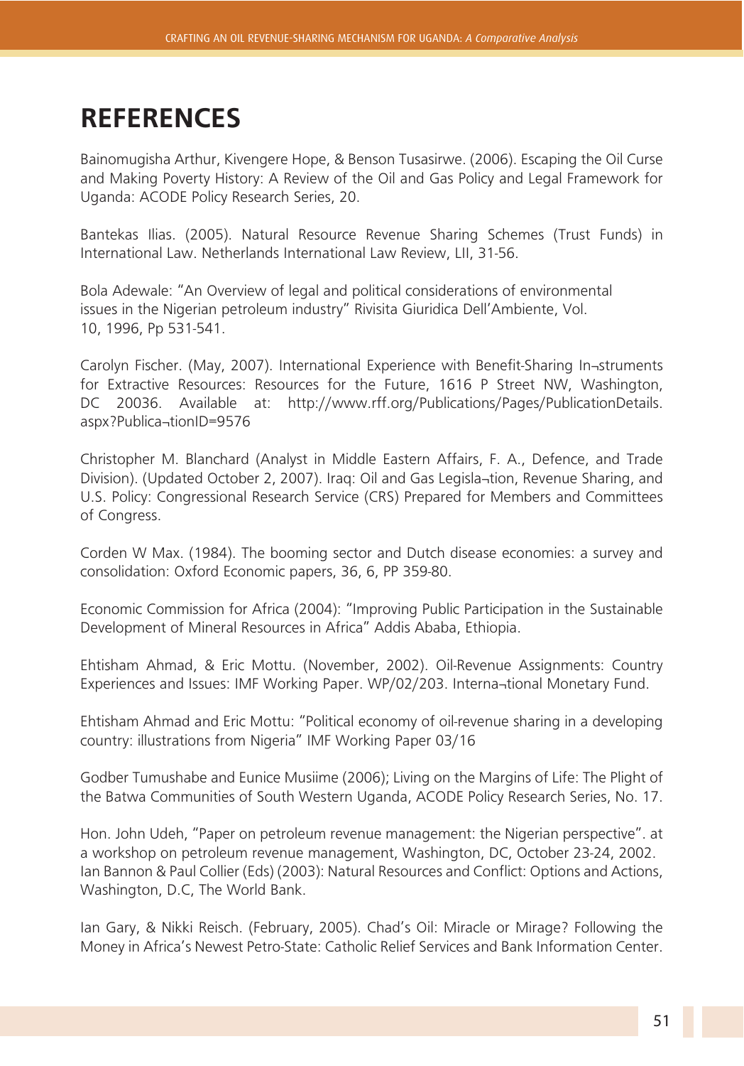# REFERENCES

Bainomugisha Arthur, Kivengere Hope, & Benson Tusasirwe. (2006). Escaping the Oil Curse and Making Poverty History: A Review of the Oil and Gas Policy and Legal Framework for Uganda: ACODE Policy Research Series, 20.

Bantekas Ilias. (2005). Natural Resource Revenue Sharing Schemes (Trust Funds) in International Law. Netherlands International Law Review, LII, 31-56.

Bola Adewale: "An Overview of legal and political considerations of environmental issues in the Nigerian petroleum industry" Rivisita Giuridica Dell'Ambiente, Vol. 10, 1996, Pp 531-541.

Carolyn Fischer. (May, 2007). International Experience with Benefit-Sharing In¬struments for Extractive Resources: Resources for the Future, 1616 P Street NW, Washington, DC 20036. Available at: http://www.rff.org/Publications/Pages/PublicationDetails.aspx?Publica¬tionID=9576

Christopher M. Blanchard (Analyst in Middle Eastern Affairs, F. A., Defence, and Trade Division). (Updated October 2, 2007). Iraq: Oil and Gas Legisla¬tion, Revenue Sharing, and U.S. Policy: Congressional Research Service (CRS) Prepared for Members and Committees of Congress.

Corden W Max. (1984). The booming sector and Dutch disease economies: a survey and consolidation: Oxford Economic papers, 36, 6, PP 359-80.

Economic Commission for Africa (2004): "Improving Public Participation in the Sustainable Development of Mineral Resources in Africa" Addis Ababa, Ethiopia.

Ehtisham Ahmad, & Eric Mottu. (November, 2002). Oil-Revenue Assignments: Country Experiences and Issues: IMF Working Paper. WP/02/203. Interna¬tional Monetary Fund.

Ehtisham Ahmad and Eric Mottu: "Political economy of oil-revenue sharing in a developing country: illustrations from Nigeria" IMF Working Paper 03/16

Godber Tumushabe and Eunice Musiime (2006); Living on the Margins of Life: The Plight of the Batwa Communities of South Western Uganda, ACODE Policy Research Series, No. 17.

Hon. John Udeh, "Paper on petroleum revenue management: the Nigerian perspective". at a workshop on petroleum revenue management, Washington, DC, October 23-24, 2002.
Ian Bannon & Paul Collier (Eds) (2003): Natural Resources and Conflict: Options and Actions, Washington, D.C, The World Bank.

Ian Gary, & Nikki Reisch. (February, 2005). Chad's Oil: Miracle or Mirage? Following the Money in Africa's Newest Petro-State: Catholic Relief Services and Bank Information Center.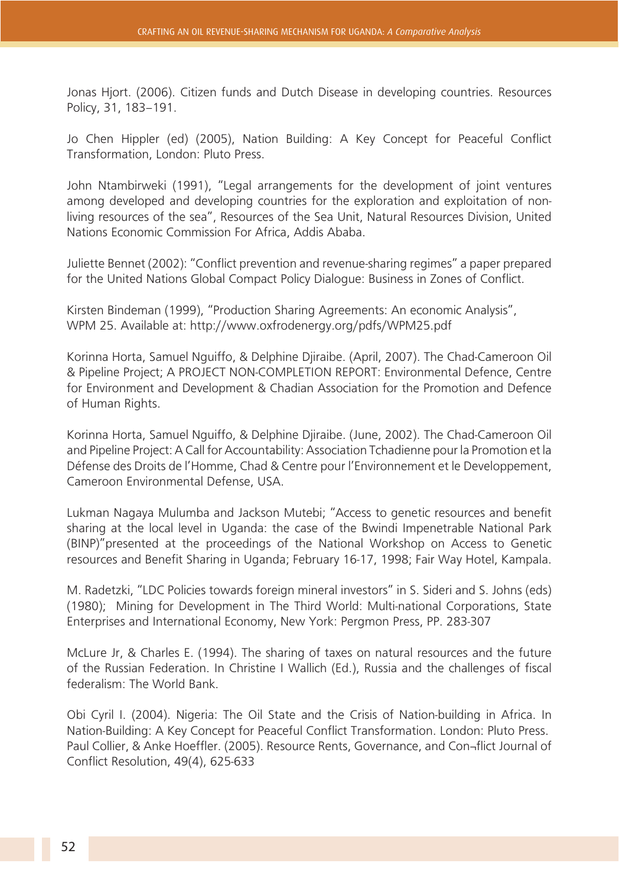Jonas Hjort. (2006). Citizen funds and Dutch Disease in developing countries. Resources Policy, 31, 183–191.

Jo Chen Hippler (ed) (2005), Nation Building: A Key Concept for Peaceful Conflict Transformation, London: Pluto Press.

John Ntambirweki (1991), "Legal arrangements for the development of joint ventures among developed and developing countries for the exploration and exploitation of non-living resources of the sea", Resources of the Sea Unit, Natural Resources Division, United Nations Economic Commission For Africa, Addis Ababa.

Juliette Bennet (2002): "Conflict prevention and revenue-sharing regimes" a paper prepared for the United Nations Global Compact Policy Dialogue: Business in Zones of Conflict.

Kirsten Bindeman (1999), "Production Sharing Agreements: An economic Analysis", WPM 25. Available at: http://www.oxfrodenergy.org/pdfs/WPM25.pdf

Korinna Horta, Samuel Nguiffo, & Delphine Djiraibe. (April, 2007). The Chad-Cameroon Oil & Pipeline Project; A PROJECT NON-COMPLETION REPORT: Environmental Defence, Centre for Environment and Development & Chadian Association for the Promotion and Defence of Human Rights.

Korinna Horta, Samuel Nguiffo, & Delphine Djiraibe. (June, 2002). The Chad-Cameroon Oil and Pipeline Project: A Call for Accountability: Association Tchadienne pour la Promotion et la Défense des Droits de l'Homme, Chad & Centre pour l'Environnement et le Developpement, Cameroon Environmental Defense, USA.

Lukman Nagaya Mulumba and Jackson Mutebi; "Access to genetic resources and benefit sharing at the local level in Uganda: the case of the Bwindi Impenetrable National Park (BINP)"presented at the proceedings of the National Workshop on Access to Genetic resources and Benefit Sharing in Uganda; February 16-17, 1998; Fair Way Hotel, Kampala.

M. Radetzki, "LDC Policies towards foreign mineral investors" in S. Sideri and S. Johns (eds) (1980); Mining for Development in The Third World: Multi-national Corporations, State Enterprises and International Economy, New York: Pergmon Press, PP. 283-307

McLure Jr, & Charles E. (1994). The sharing of taxes on natural resources and the future of the Russian Federation. In Christine I Wallich (Ed.), Russia and the challenges of fiscal federalism: The World Bank.

Obi Cyril I. (2004). Nigeria: The Oil State and the Crisis of Nation-building in Africa. In Nation-Building: A Key Concept for Peaceful Conflict Transformation. London: Pluto Press.
Paul Collier, & Anke Hoeffler. (2005). Resource Rents, Governance, and Con¬flict Journal of Conflict Resolution, 49(4), 625-633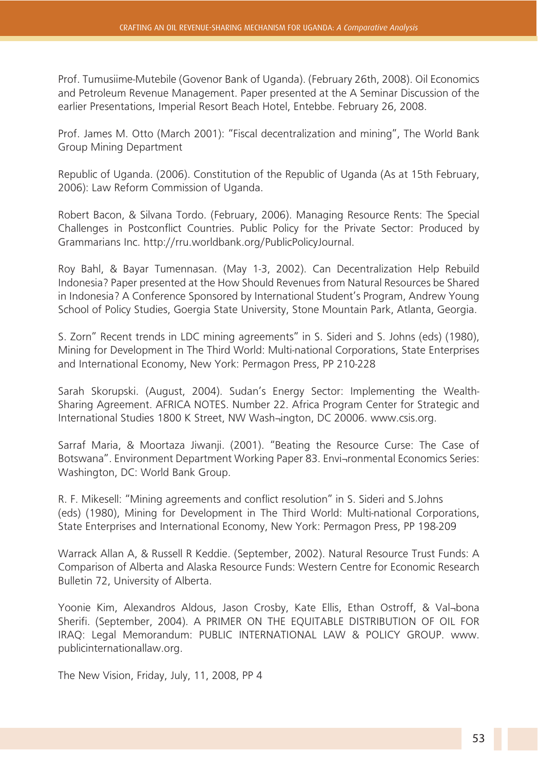Prof. Tumusiime-Mutebile (Govenor Bank of Uganda). (February 26th, 2008). Oil Economics and Petroleum Revenue Management. Paper presented at the A Seminar Discussion of the earlier Presentations, Imperial Resort Beach Hotel, Entebbe. February 26, 2008.

Prof. James M. Otto (March 2001): "Fiscal decentralization and mining", The World Bank Group Mining Department

Republic of Uganda. (2006). Constitution of the Republic of Uganda (As at 15th February, 2006): Law Reform Commission of Uganda.

Robert Bacon, & Silvana Tordo. (February, 2006). Managing Resource Rents: The Special Challenges in Postconflict Countries. Public Policy for the Private Sector: Produced by Grammarians Inc. http://rru.worldbank.org/PublicPolicyJournal.

Roy Bahl, & Bayar Tumennasan. (May 1-3, 2002). Can Decentralization Help Rebuild Indonesia? Paper presented at the How Should Revenues from Natural Resources be Shared in Indonesia? A Conference Sponsored by International Student's Program, Andrew Young School of Policy Studies, Goergia State University, Stone Mountain Park, Atlanta, Georgia.

S. Zorn" Recent trends in LDC mining agreements" in S. Sideri and S. Johns (eds) (1980), Mining for Development in The Third World: Multi-national Corporations, State Enterprises and International Economy, New York: Permagon Press, PP 210-228

Sarah Skorupski. (August, 2004). Sudan's Energy Sector: Implementing the Wealth-Sharing Agreement. AFRICA NOTES. Number 22. Africa Program Center for Strategic and International Studies 1800 K Street, NW Wash¬ington, DC 20006. www.csis.org.

Sarraf Maria, & Moortaza Jiwanji. (2001). "Beating the Resource Curse: The Case of Botswana". Environment Department Working Paper 83. Envi¬ronmental Economics Series: Washington, DC: World Bank Group.

R. F. Mikesell: "Mining agreements and conflict resolution" in S. Sideri and S.Johns (eds) (1980), Mining for Development in The Third World: Multi-national Corporations, State Enterprises and International Economy, New York: Permagon Press, PP 198-209

Warrack Allan A, & Russell R Keddie. (September, 2002). Natural Resource Trust Funds: A Comparison of Alberta and Alaska Resource Funds: Western Centre for Economic Research Bulletin 72, University of Alberta.

Yoonie Kim, Alexandros Aldous, Jason Crosby, Kate Ellis, Ethan Ostroff, & Val¬bona Sherifi. (September, 2004). A PRIMER ON THE EQUITABLE DISTRIBUTION OF OIL FOR IRAQ: Legal Memorandum: PUBLIC INTERNATIONAL LAW & POLICY GROUP. www.publicinternationallaw.org.

The New Vision, Friday, July, 11, 2008, PP 4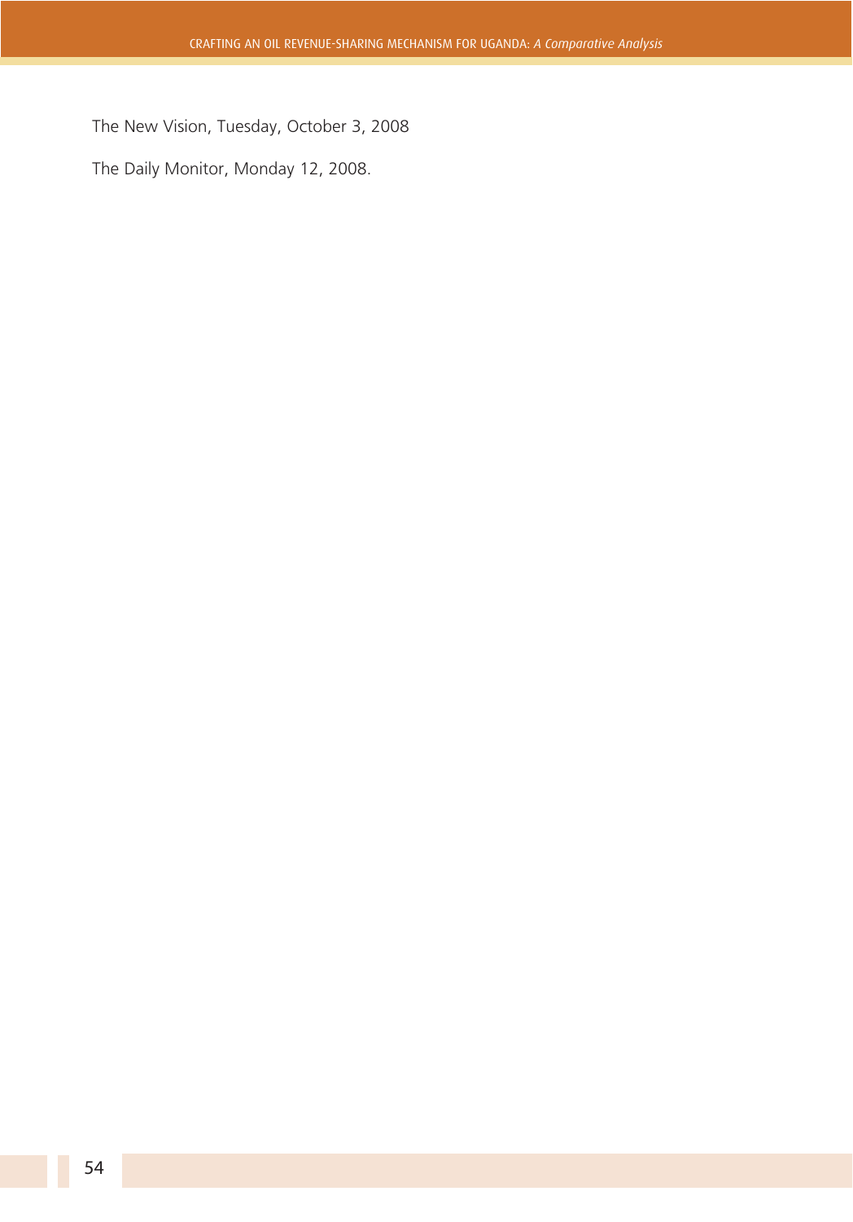The New Vision, Tuesday, October 3, 2008

The Daily Monitor, Monday 12, 2008.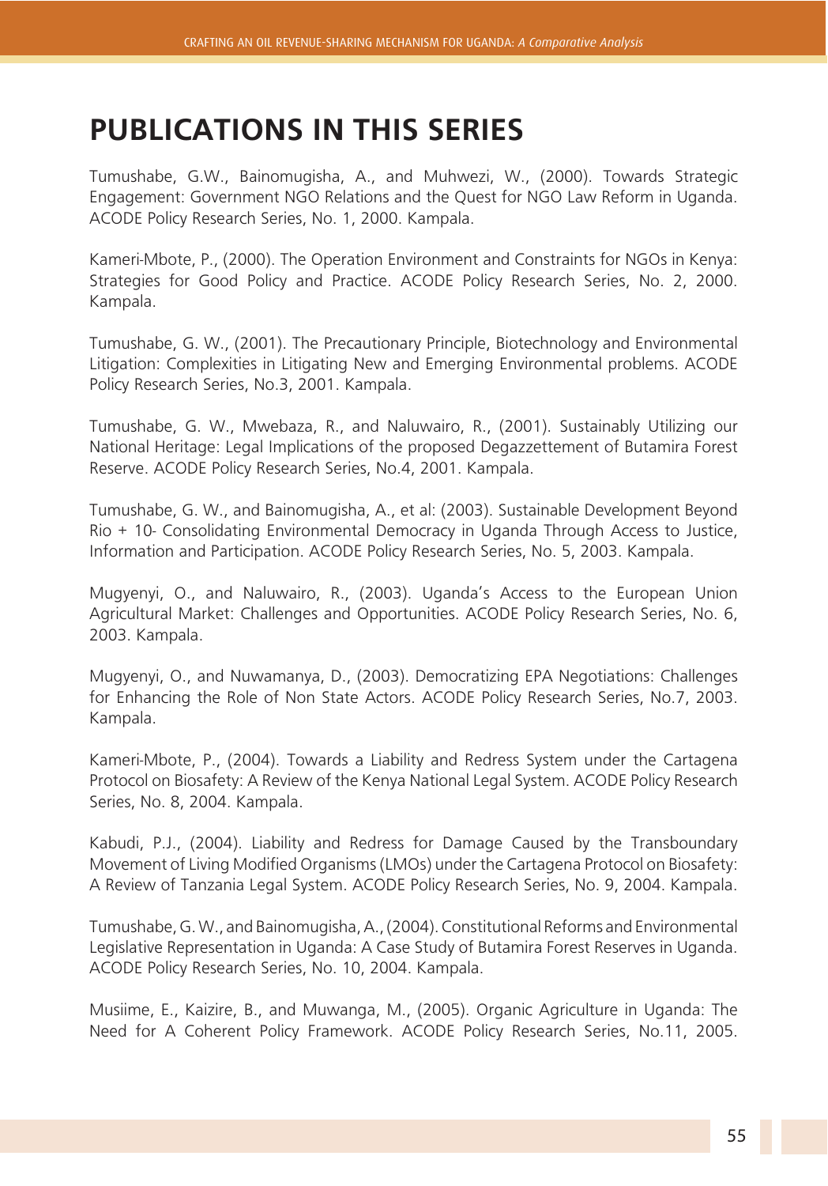# PUBLICATIONS IN THIS SERIES

Tumushabe, G.W., Bainomugisha, A., and Muhwezi, W., (2000). Towards Strategic Engagement: Government NGO Relations and the Quest for NGO Law Reform in Uganda. ACODE Policy Research Series, No. 1, 2000. Kampala.

Kameri-Mbote, P., (2000). The Operation Environment and Constraints for NGOs in Kenya: Strategies for Good Policy and Practice. ACODE Policy Research Series, No. 2, 2000. Kampala.

Tumushabe, G. W., (2001). The Precautionary Principle, Biotechnology and Environmental Litigation: Complexities in Litigating New and Emerging Environmental problems. ACODE Policy Research Series, No.3, 2001. Kampala.

Tumushabe, G. W., Mwebaza, R., and Naluwairo, R., (2001). Sustainably Utilizing our National Heritage: Legal Implications of the proposed Degazzettement of Butamira Forest Reserve. ACODE Policy Research Series, No.4, 2001. Kampala.

Tumushabe, G. W., and Bainomugisha, A., et al: (2003). Sustainable Development Beyond Rio + 10- Consolidating Environmental Democracy in Uganda Through Access to Justice, Information and Participation. ACODE Policy Research Series, No. 5, 2003. Kampala.

Mugyenyi, O., and Naluwairo, R., (2003). Uganda's Access to the European Union Agricultural Market: Challenges and Opportunities. ACODE Policy Research Series, No. 6, 2003. Kampala.

Mugyenyi, O., and Nuwamanya, D., (2003). Democratizing EPA Negotiations: Challenges for Enhancing the Role of Non State Actors. ACODE Policy Research Series, No.7, 2003. Kampala.

Kameri-Mbote, P., (2004). Towards a Liability and Redress System under the Cartagena Protocol on Biosafety: A Review of the Kenya National Legal System. ACODE Policy Research Series, No. 8, 2004. Kampala.

Kabudi, P.J., (2004). Liability and Redress for Damage Caused by the Transboundary Movement of Living Modified Organisms (LMOs) under the Cartagena Protocol on Biosafety: A Review of Tanzania Legal System. ACODE Policy Research Series, No. 9, 2004. Kampala.

Tumushabe, G. W., and Bainomugisha, A., (2004). Constitutional Reforms and Environmental Legislative Representation in Uganda: A Case Study of Butamira Forest Reserves in Uganda. ACODE Policy Research Series, No. 10, 2004. Kampala.

Musiime, E., Kaizire, B., and Muwanga, M., (2005). Organic Agriculture in Uganda: The Need for A Coherent Policy Framework. ACODE Policy Research Series, No.11, 2005.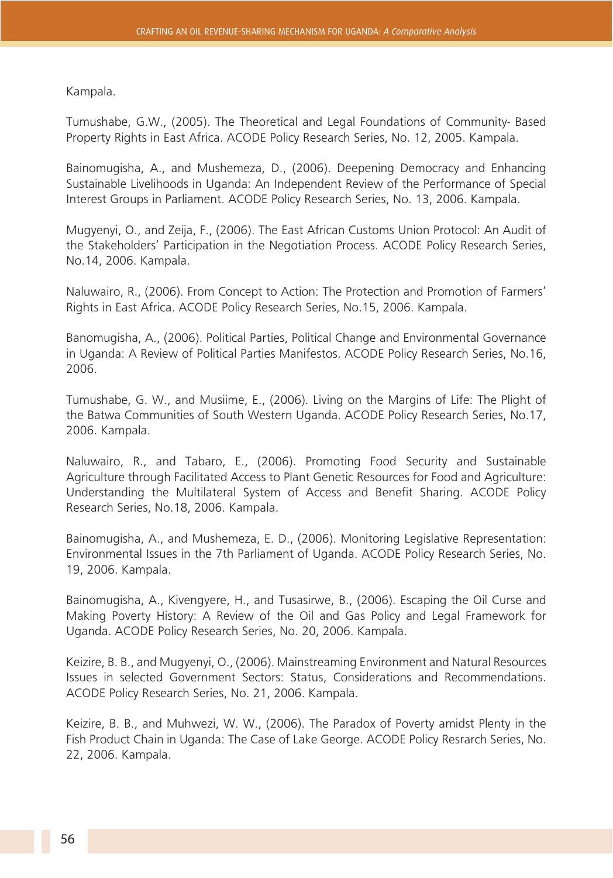Kampala.

Tumushabe, G.W., (2005). The Theoretical and Legal Foundations of Community- Based Property Rights in East Africa. ACODE Policy Research Series, No. 12, 2005. Kampala.

Bainomugisha, A., and Mushemeza, D., (2006). Deepening Democracy and Enhancing Sustainable Livelihoods in Uganda: An Independent Review of the Performance of Special Interest Groups in Parliament. ACODE Policy Research Series, No. 13, 2006. Kampala.

Mugyenyi, O., and Zeija, F., (2006). The East African Customs Union Protocol: An Audit of the Stakeholders' Participation in the Negotiation Process. ACODE Policy Research Series, No.14, 2006. Kampala.

Naluwairo, R., (2006). From Concept to Action: The Protection and Promotion of Farmers' Rights in East Africa. ACODE Policy Research Series, No.15, 2006. Kampala.

Banomugisha, A., (2006). Political Parties, Political Change and Environmental Governance in Uganda: A Review of Political Parties Manifestos. ACODE Policy Research Series, No.16, 2006.

Tumushabe, G. W., and Musiime, E., (2006). Living on the Margins of Life: The Plight of the Batwa Communities of South Western Uganda. ACODE Policy Research Series, No.17, 2006. Kampala.

Naluwairo, R., and Tabaro, E., (2006). Promoting Food Security and Sustainable Agriculture through Facilitated Access to Plant Genetic Resources for Food and Agriculture: Understanding the Multilateral System of Access and Benefit Sharing. ACODE Policy Research Series, No.18, 2006. Kampala.

Bainomugisha, A., and Mushemeza, E. D., (2006). Monitoring Legislative Representation: Environmental Issues in the 7th Parliament of Uganda. ACODE Policy Research Series, No. 19, 2006. Kampala.

Bainomugisha, A., Kivengyere, H., and Tusasirwe, B., (2006). Escaping the Oil Curse and Making Poverty History: A Review of the Oil and Gas Policy and Legal Framework for Uganda. ACODE Policy Research Series, No. 20, 2006. Kampala.

Keizire, B. B., and Mugyenyi, O., (2006). Mainstreaming Environment and Natural Resources Issues in selected Government Sectors: Status, Considerations and Recommendations. ACODE Policy Research Series, No. 21, 2006. Kampala.

Keizire, B. B., and Muhwezi, W. W., (2006). The Paradox of Poverty amidst Plenty in the Fish Product Chain in Uganda: The Case of Lake George. ACODE Policy Resrarch Series, No. 22, 2006. Kampala.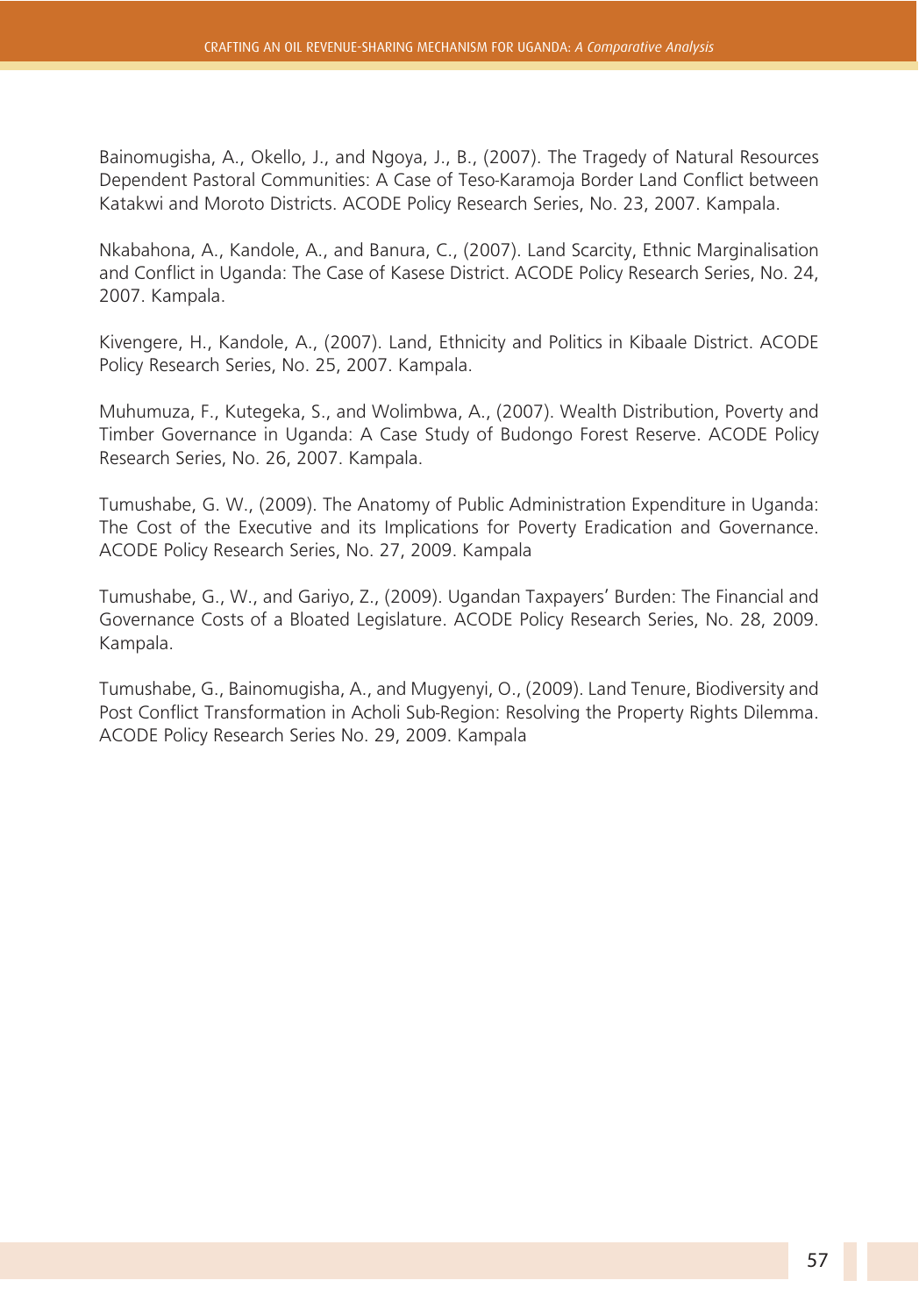Bainomugisha, A., Okello, J., and Ngoya, J., B., (2007). The Tragedy of Natural Resources Dependent Pastoral Communities: A Case of Teso-Karamoja Border Land Conflict between Katakwi and Moroto Districts. ACODE Policy Research Series, No. 23, 2007. Kampala.

Nkabahona, A., Kandole, A., and Banura, C., (2007). Land Scarcity, Ethnic Marginalisation and Conflict in Uganda: The Case of Kasese District. ACODE Policy Research Series, No. 24, 2007. Kampala.

Kivengere, H., Kandole, A., (2007). Land, Ethnicity and Politics in Kibaale District. ACODE Policy Research Series, No. 25, 2007. Kampala.

Muhumuza, F., Kutegeka, S., and Wolimbwa, A., (2007). Wealth Distribution, Poverty and Timber Governance in Uganda: A Case Study of Budongo Forest Reserve. ACODE Policy Research Series, No. 26, 2007. Kampala.

Tumushabe, G. W., (2009). The Anatomy of Public Administration Expenditure in Uganda: The Cost of the Executive and its Implications for Poverty Eradication and Governance. ACODE Policy Research Series, No. 27, 2009. Kampala

Tumushabe, G., W., and Gariyo, Z., (2009). Ugandan Taxpayers' Burden: The Financial and Governance Costs of a Bloated Legislature. ACODE Policy Research Series, No. 28, 2009. Kampala.

Tumushabe, G., Bainomugisha, A., and Mugyenyi, O., (2009). Land Tenure, Biodiversity and Post Conflict Transformation in Acholi Sub-Region: Resolving the Property Rights Dilemma. ACODE Policy Research Series No. 29, 2009. Kampala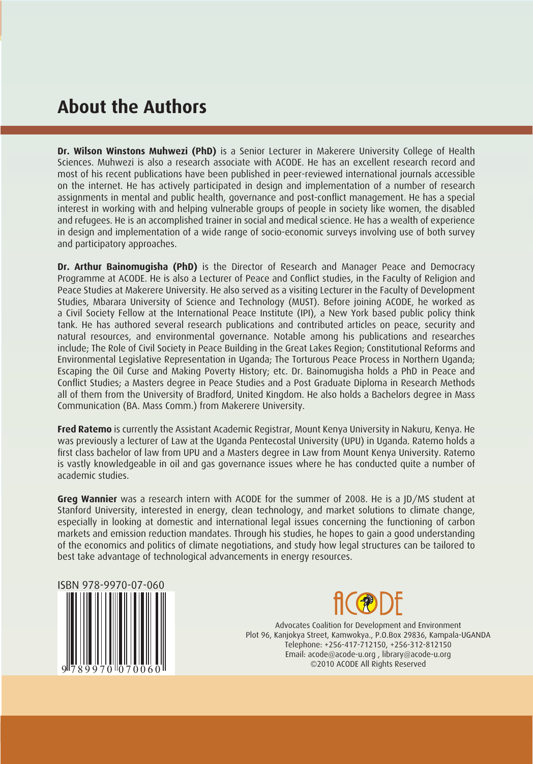# About the Authors

**Dr. Wilson Winstons Muhwezi (PhD)** is a Senior Lecturer in Makerere University College of Health Sciences. Muhwezi is also a research associate with ACODE. He has an excellent research record and most of his recent publications have been published in peer-reviewed international journals accessible on the internet. He has actively participated in design and implementation of a number of research assignments in mental and public health, governance and post-conflict management. He has a special interest in working with and helping vulnerable groups of people in society like women, the disabled and refugees. He is an accomplished trainer in social and medical science. He has a wealth of experience in design and implementation of a wide range of socio-economic surveys involving use of both survey and participatory approaches.

**Dr. Arthur Bainomugisha (PhD)** is the Director of Research and Manager Peace and Democracy Programme at ACODE. He is also a Lecturer of Peace and Conflict studies, in the Faculty of Religion and Peace Studies at Makerere University. He also served as a visiting Lecturer in the Faculty of Development Studies, Mbarara University of Science and Technology (MUST). Before joining ACODE, he worked as a Civil Society Fellow at the International Peace Institute (IPI), a New York based public policy think tank. He has authored several research publications and contributed articles on peace, security and natural resources, and environmental governance. Notable among his publications and researches include; The Role of Civil Society in Peace Building in the Great Lakes Region; Constitutional Reforms and Environmental Legislative Representation in Uganda; The Torturous Peace Process in Northern Uganda; Escaping the Oil Curse and Making Poverty History; etc. Dr. Bainomugisha holds a PhD in Peace and Conflict Studies; a Masters degree in Peace Studies and a Post Graduate Diploma in Research Methods all of them from the University of Bradford, United Kingdom. He also holds a Bachelors degree in Mass Communication (BA. Mass Comm.) from Makerere University.

**Fred Ratemo** is currently the Assistant Academic Registrar, Mount Kenya University in Nakuru, Kenya. He was previously a lecturer of Law at the Uganda Pentecostal University (UPU) in Uganda. Ratemo holds a first class bachelor of law from UPU and a Masters degree in Law from Mount Kenya University. Ratemo is vastly knowledgeable in oil and gas governance issues where he has conducted quite a number of academic studies.

**Greg Wannier** was a research intern with ACODE for the summer of 2008. He is a JD/MS student at Stanford University, interested in energy, clean technology, and market solutions to climate change, especially in looking at domestic and international legal issues concerning the functioning of carbon markets and emission reduction mandates. Through his studies, he hopes to gain a good understanding of the economics and politics of climate negotiations, and study how legal structures can be tailored to best take advantage of technological advancements in energy resources.

ISBN 978-9970-07-060

9789970070060

ACODE

Advocates Coalition for Development and Environment
Plot 96, Kanjokya Street, Kamwokya., P.O.Box 29836, Kampala-UGANDA
Telephone: +256-417-712150, +256-312-812150
Email: acode@acode-u.org , library@acode-u.org
©2010 ACODE All Rights Reserved